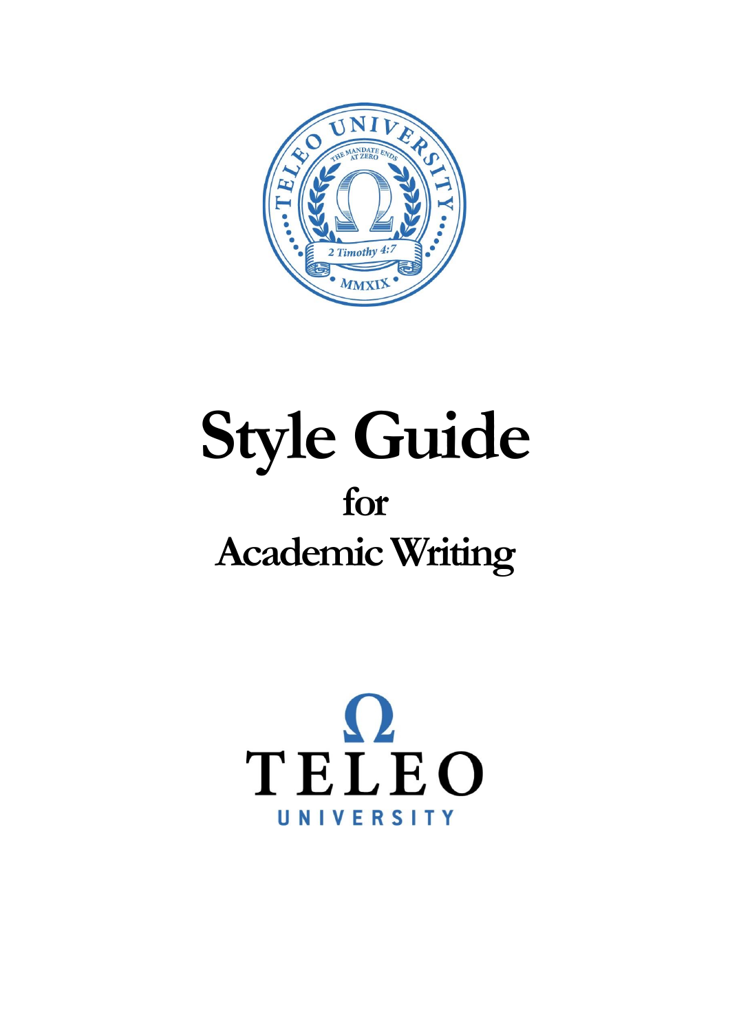TELEO UNIVERSITY

THE MANDATE ENDS AT ZERO

Ω

2 Timothy 4:7

MMXIX

# Style Guide

## for

## Academic Writing

Ω

TELEO

UNIVERSITY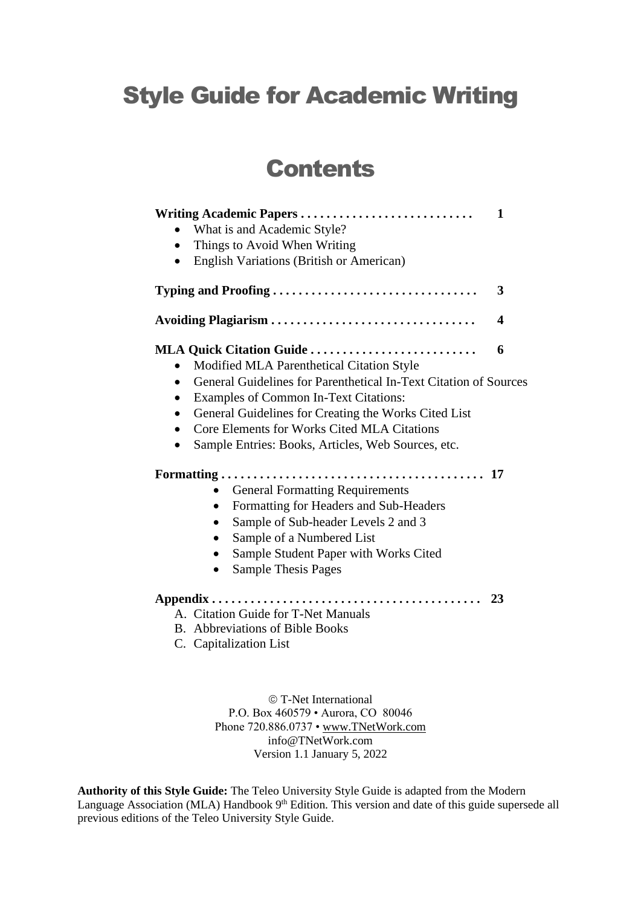# Style Guide for Academic Writing

## Contents

**Writing Academic Papers . . . . . . . . . . . . . . . . . . . . . . . . . . . 1**

- What is and Academic Style?
- Things to Avoid When Writing
- English Variations (British or American)

**Typing and Proofing . . . . . . . . . . . . . . . . . . . . . . . . . . . . . . . 3**

**Avoiding Plagiarism . . . . . . . . . . . . . . . . . . . . . . . . . . . . . . . 4**

**MLA Quick Citation Guide . . . . . . . . . . . . . . . . . . . . . . . . . . 6**

- Modified MLA Parenthetical Citation Style
- General Guidelines for Parenthetical In-Text Citation of Sources
- Examples of Common In-Text Citations:
- General Guidelines for Creating the Works Cited List
- Core Elements for Works Cited MLA Citations
- Sample Entries: Books, Articles, Web Sources, etc.

**Formatting . . . . . . . . . . . . . . . . . . . . . . . . . . . . . . . . . . . . . . . . 17**

- General Formatting Requirements
- Formatting for Headers and Sub-Headers
- Sample of Sub-header Levels 2 and 3
- Sample of a Numbered List
- Sample Student Paper with Works Cited
- Sample Thesis Pages

**Appendix . . . . . . . . . . . . . . . . . . . . . . . . . . . . . . . . . . . . . . . . . 23**

A. Citation Guide for T-Net Manuals
B. Abbreviations of Bible Books
C. Capitalization List

© T-Net International
P.O. Box 460579 • Aurora, CO 80046
Phone 720.886.0737 • www.TNetWork.com
info@TNetWork.com
Version 1.1 January 5, 2022

**Authority of this Style Guide:** The Teleo University Style Guide is adapted from the Modern Language Association (MLA) Handbook 9th Edition. This version and date of this guide supersede all previous editions of the Teleo University Style Guide.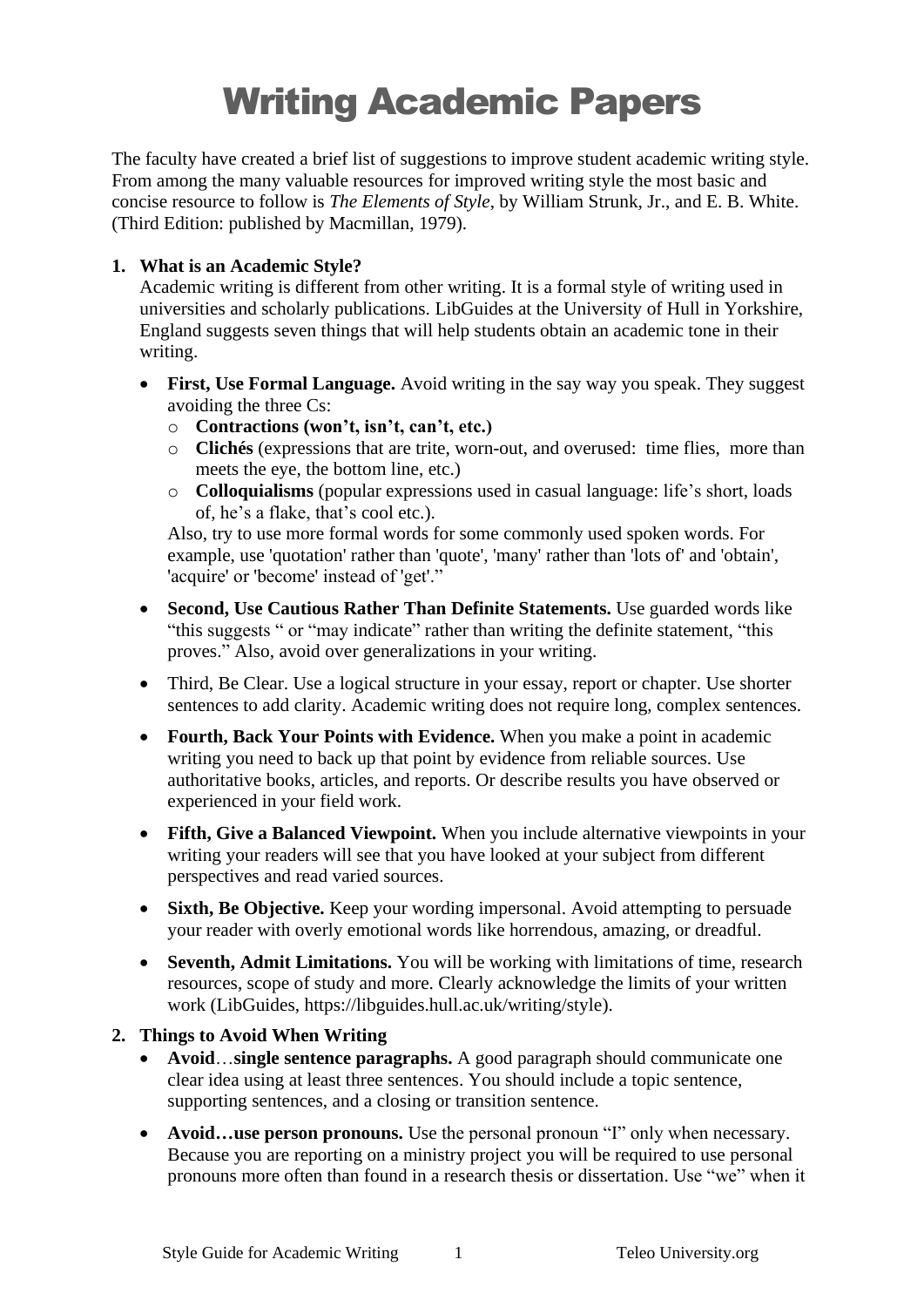# Writing Academic Papers

The faculty have created a brief list of suggestions to improve student academic writing style. From among the many valuable resources for improved writing style the most basic and concise resource to follow is *The Elements of Style*, by William Strunk, Jr., and E. B. White. (Third Edition: published by Macmillan, 1979).

1. **What is an Academic Style?**

   Academic writing is different from other writing. It is a formal style of writing used in universities and scholarly publications. LibGuides at the University of Hull in Yorkshire, England suggests seven things that will help students obtain an academic tone in their writing.

   - **First, Use Formal Language.** Avoid writing in the say way you speak. They suggest avoiding the three Cs:
     - **Contractions (won't, isn't, can't, etc.)**
     - **Clichés** (expressions that are trite, worn-out, and overused: time flies, more than meets the eye, the bottom line, etc.)
     - **Colloquialisms** (popular expressions used in casual language: life's short, loads of, he's a flake, that's cool etc.).

     Also, try to use more formal words for some commonly used spoken words. For example, use 'quotation' rather than 'quote', 'many' rather than 'lots of' and 'obtain', 'acquire' or 'become' instead of 'get'."

   - **Second, Use Cautious Rather Than Definite Statements.** Use guarded words like "this suggests " or "may indicate" rather than writing the definite statement, "this proves." Also, avoid over generalizations in your writing.

   - Third, Be Clear. Use a logical structure in your essay, report or chapter. Use shorter sentences to add clarity. Academic writing does not require long, complex sentences.

   - **Fourth, Back Your Points with Evidence.** When you make a point in academic writing you need to back up that point by evidence from reliable sources. Use authoritative books, articles, and reports. Or describe results you have observed or experienced in your field work.

   - **Fifth, Give a Balanced Viewpoint.** When you include alternative viewpoints in your writing your readers will see that you have looked at your subject from different perspectives and read varied sources.

   - **Sixth, Be Objective.** Keep your wording impersonal. Avoid attempting to persuade your reader with overly emotional words like horrendous, amazing, or dreadful.

   - **Seventh, Admit Limitations.** You will be working with limitations of time, research resources, scope of study and more. Clearly acknowledge the limits of your written work (LibGuides, https://libguides.hull.ac.uk/writing/style).

2. **Things to Avoid When Writing**

   - **Avoid**…**single sentence paragraphs.** A good paragraph should communicate one clear idea using at least three sentences. You should include a topic sentence, supporting sentences, and a closing or transition sentence.

   - **Avoid…use person pronouns.** Use the personal pronoun "I" only when necessary. Because you are reporting on a ministry project you will be required to use personal pronouns more often than found in a research thesis or dissertation. Use "we" when it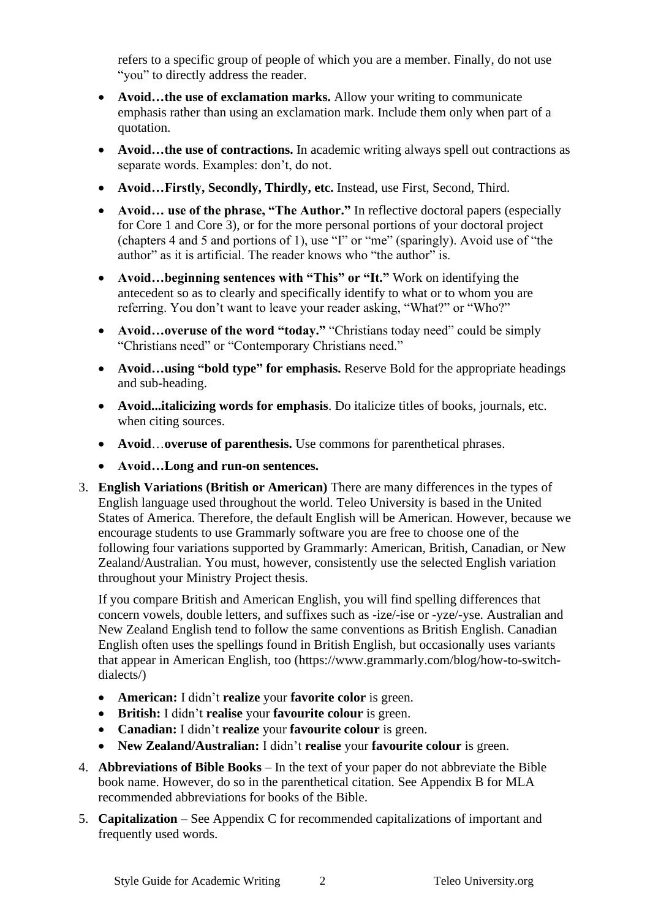refers to a specific group of people of which you are a member. Finally, do not use "you" to directly address the reader.

- **Avoid…the use of exclamation marks.** Allow your writing to communicate emphasis rather than using an exclamation mark. Include them only when part of a quotation.
- **Avoid…the use of contractions.** In academic writing always spell out contractions as separate words. Examples: don't, do not.
- **Avoid…Firstly, Secondly, Thirdly, etc.** Instead, use First, Second, Third.
- **Avoid… use of the phrase, "The Author."** In reflective doctoral papers (especially for Core 1 and Core 3), or for the more personal portions of your doctoral project (chapters 4 and 5 and portions of 1), use "I" or "me" (sparingly). Avoid use of "the author" as it is artificial. The reader knows who "the author" is.
- **Avoid…beginning sentences with "This" or "It."** Work on identifying the antecedent so as to clearly and specifically identify to what or to whom you are referring. You don't want to leave your reader asking, "What?" or "Who?"
- **Avoid…overuse of the word "today."** "Christians today need" could be simply "Christians need" or "Contemporary Christians need."
- **Avoid…using "bold type" for emphasis.** Reserve Bold for the appropriate headings and sub-heading.
- **Avoid...italicizing words for emphasis**. Do italicize titles of books, journals, etc. when citing sources.
- **Avoid**…**overuse of parenthesis.** Use commons for parenthetical phrases.
- **Avoid…Long and run-on sentences.**

3. **English Variations (British or American)** There are many differences in the types of English language used throughout the world. Teleo University is based in the United States of America. Therefore, the default English will be American. However, because we encourage students to use Grammarly software you are free to choose one of the following four variations supported by Grammarly: American, British, Canadian, or New Zealand/Australian. You must, however, consistently use the selected English variation throughout your Ministry Project thesis.

   If you compare British and American English, you will find spelling differences that concern vowels, double letters, and suffixes such as -ize/-ise or -yze/-yse. Australian and New Zealand English tend to follow the same conventions as British English. Canadian English often uses the spellings found in British English, but occasionally uses variants that appear in American English, too (https://www.grammarly.com/blog/how-to-switch-dialects/)

   - **American:** I didn't **realize** your **favorite color** is green.
   - **British:** I didn't **realise** your **favourite colour** is green.
   - **Canadian:** I didn't **realize** your **favourite colour** is green.
   - **New Zealand/Australian:** I didn't **realise** your **favourite colour** is green.

4. **Abbreviations of Bible Books** – In the text of your paper do not abbreviate the Bible book name. However, do so in the parenthetical citation. See Appendix B for MLA recommended abbreviations for books of the Bible.

5. **Capitalization** – See Appendix C for recommended capitalizations of important and frequently used words.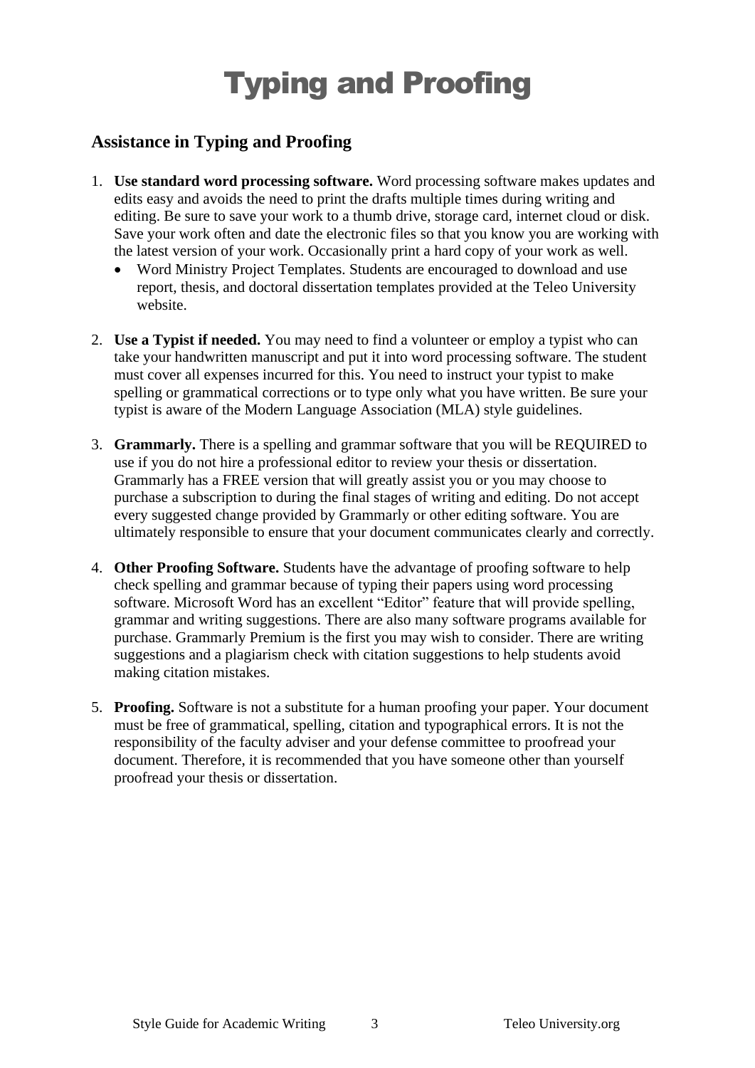# Typing and Proofing

## Assistance in Typing and Proofing

1. **Use standard word processing software.** Word processing software makes updates and edits easy and avoids the need to print the drafts multiple times during writing and editing. Be sure to save your work to a thumb drive, storage card, internet cloud or disk. Save your work often and date the electronic files so that you know you are working with the latest version of your work. Occasionally print a hard copy of your work as well.
   - Word Ministry Project Templates. Students are encouraged to download and use report, thesis, and doctoral dissertation templates provided at the Teleo University website.

2. **Use a Typist if needed.** You may need to find a volunteer or employ a typist who can take your handwritten manuscript and put it into word processing software. The student must cover all expenses incurred for this. You need to instruct your typist to make spelling or grammatical corrections or to type only what you have written. Be sure your typist is aware of the Modern Language Association (MLA) style guidelines.

3. **Grammarly.** There is a spelling and grammar software that you will be REQUIRED to use if you do not hire a professional editor to review your thesis or dissertation. Grammarly has a FREE version that will greatly assist you or you may choose to purchase a subscription to during the final stages of writing and editing. Do not accept every suggested change provided by Grammarly or other editing software. You are ultimately responsible to ensure that your document communicates clearly and correctly.

4. **Other Proofing Software.** Students have the advantage of proofing software to help check spelling and grammar because of typing their papers using word processing software. Microsoft Word has an excellent "Editor" feature that will provide spelling, grammar and writing suggestions. There are also many software programs available for purchase. Grammarly Premium is the first you may wish to consider. There are writing suggestions and a plagiarism check with citation suggestions to help students avoid making citation mistakes.

5. **Proofing.** Software is not a substitute for a human proofing your paper. Your document must be free of grammatical, spelling, citation and typographical errors. It is not the responsibility of the faculty adviser and your defense committee to proofread your document. Therefore, it is recommended that you have someone other than yourself proofread your thesis or dissertation.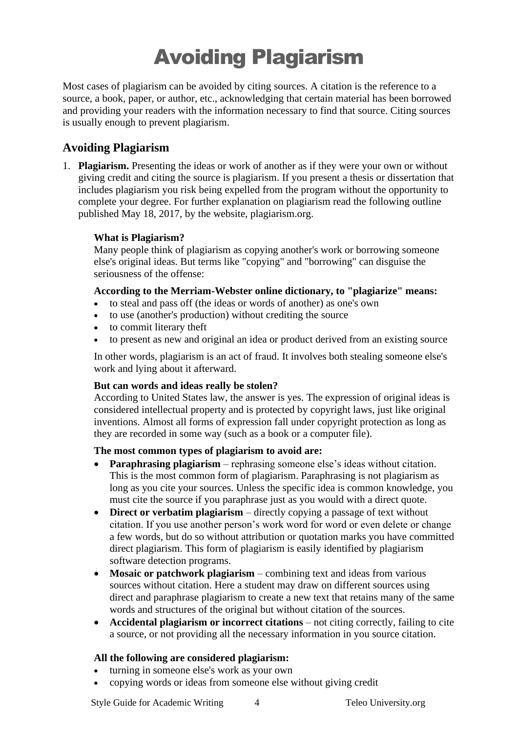# Avoiding Plagiarism

Most cases of plagiarism can be avoided by citing sources. A citation is the reference to a source, a book, paper, or author, etc., acknowledging that certain material has been borrowed and providing your readers with the information necessary to find that source. Citing sources is usually enough to prevent plagiarism.

## Avoiding Plagiarism

1. **Plagiarism.** Presenting the ideas or work of another as if they were your own or without giving credit and citing the source is plagiarism. If you present a thesis or dissertation that includes plagiarism you risk being expelled from the program without the opportunity to complete your degree. For further explanation on plagiarism read the following outline published May 18, 2017, by the website, plagiarism.org.

   **What is Plagiarism?**
   Many people think of plagiarism as copying another's work or borrowing someone else's original ideas. But terms like "copying" and "borrowing" can disguise the seriousness of the offense:

   **According to the Merriam-Webster online dictionary, to "plagiarize" means:**
   - to steal and pass off (the ideas or words of another) as one's own
   - to use (another's production) without crediting the source
   - to commit literary theft
   - to present as new and original an idea or product derived from an existing source

   In other words, plagiarism is an act of fraud. It involves both stealing someone else's work and lying about it afterward.

   **But can words and ideas really be stolen?**
   According to United States law, the answer is yes. The expression of original ideas is considered intellectual property and is protected by copyright laws, just like original inventions. Almost all forms of expression fall under copyright protection as long as they are recorded in some way (such as a book or a computer file).

   **The most common types of plagiarism to avoid are:**
   - **Paraphrasing plagiarism** – rephrasing someone else's ideas without citation. This is the most common form of plagiarism. Paraphrasing is not plagiarism as long as you cite your sources. Unless the specific idea is common knowledge, you must cite the source if you paraphrase just as you would with a direct quote.
   - **Direct or verbatim plagiarism** – directly copying a passage of text without citation. If you use another person's work word for word or even delete or change a few words, but do so without attribution or quotation marks you have committed direct plagiarism. This form of plagiarism is easily identified by plagiarism software detection programs.
   - **Mosaic or patchwork plagiarism** – combining text and ideas from various sources without citation. Here a student may draw on different sources using direct and paraphrase plagiarism to create a new text that retains many of the same words and structures of the original but without citation of the sources.
   - **Accidental plagiarism or incorrect citations** – not citing correctly, failing to cite a source, or not providing all the necessary information in you source citation.

   **All the following are considered plagiarism:**
   - turning in someone else's work as your own
   - copying words or ideas from someone else without giving credit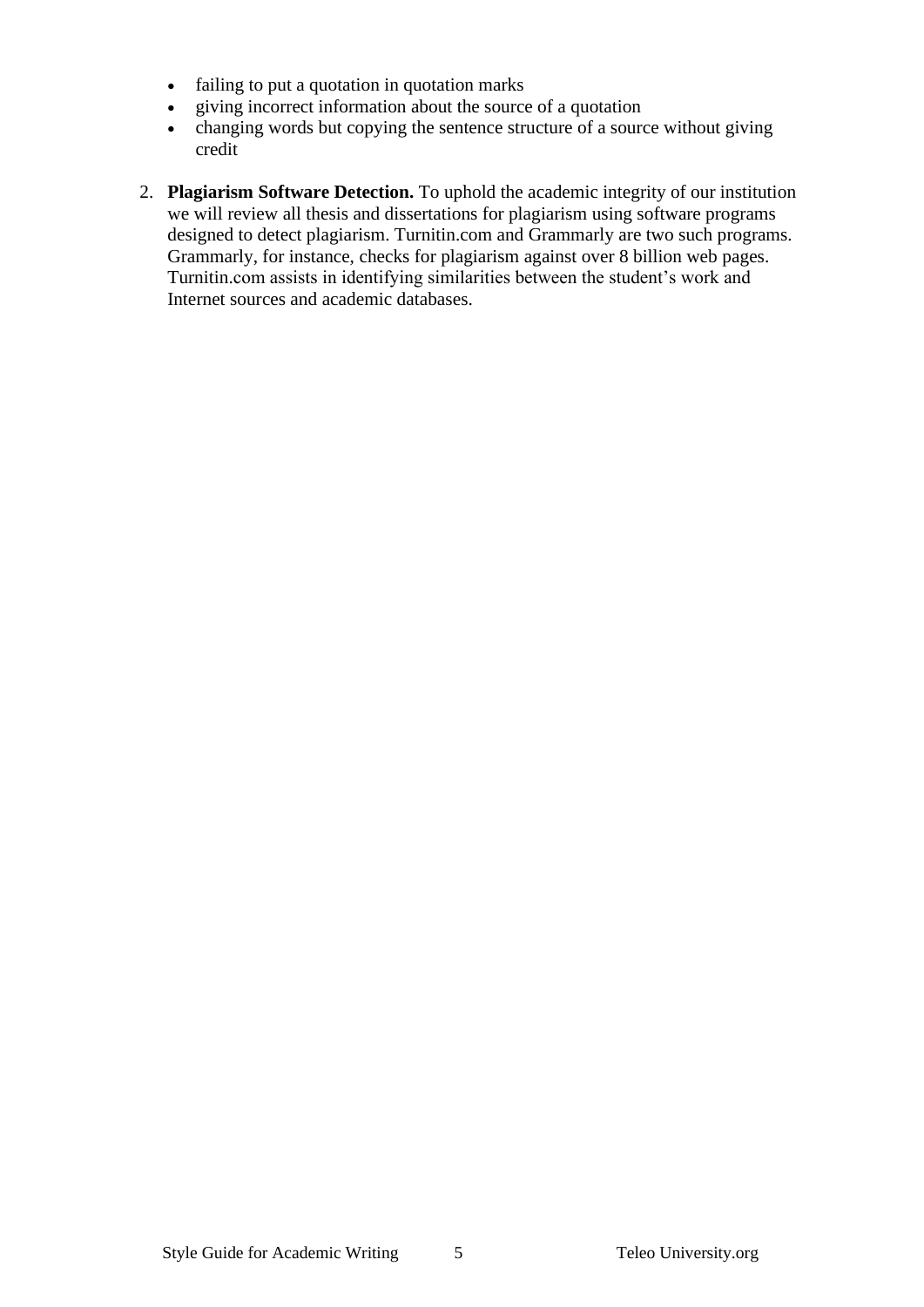- failing to put a quotation in quotation marks
- giving incorrect information about the source of a quotation
- changing words but copying the sentence structure of a source without giving credit

2. **Plagiarism Software Detection.** To uphold the academic integrity of our institution we will review all thesis and dissertations for plagiarism using software programs designed to detect plagiarism. Turnitin.com and Grammarly are two such programs. Grammarly, for instance, checks for plagiarism against over 8 billion web pages. Turnitin.com assists in identifying similarities between the student's work and Internet sources and academic databases.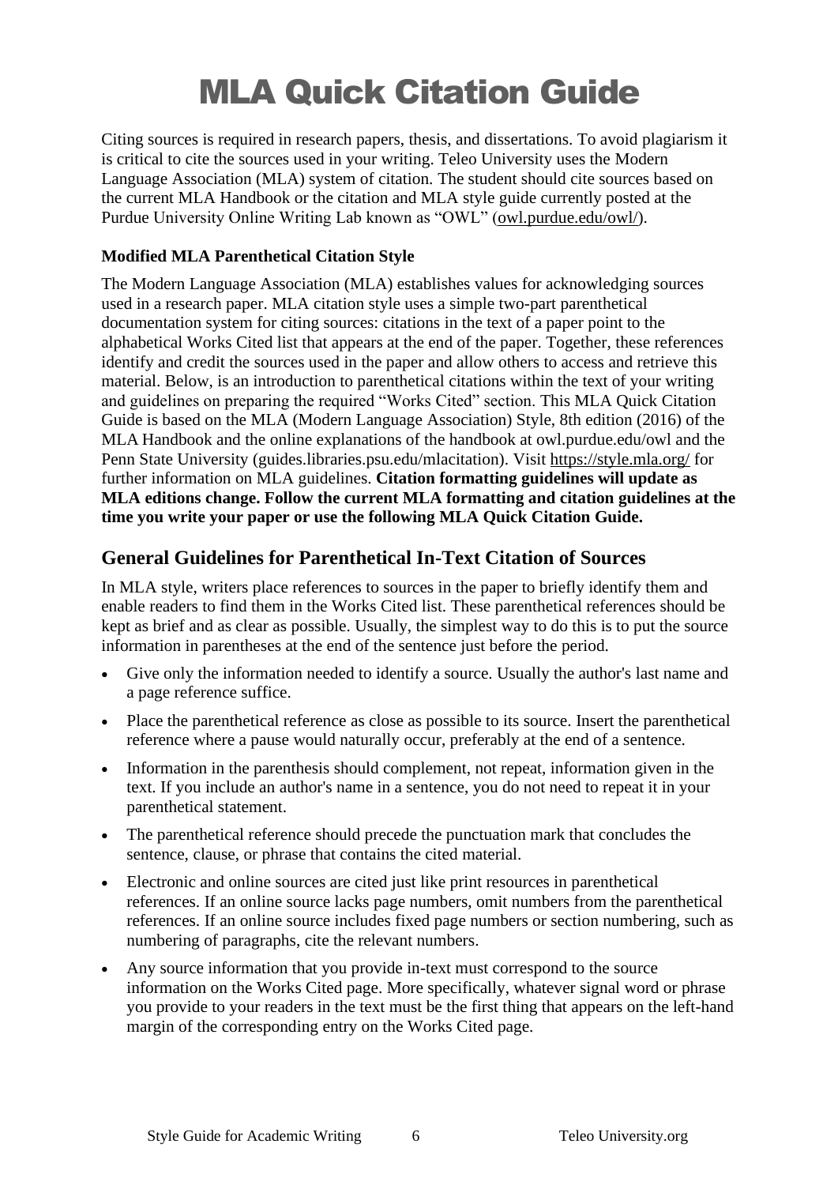# MLA Quick Citation Guide

Citing sources is required in research papers, thesis, and dissertations. To avoid plagiarism it is critical to cite the sources used in your writing. Teleo University uses the Modern Language Association (MLA) system of citation. The student should cite sources based on the current MLA Handbook or the citation and MLA style guide currently posted at the Purdue University Online Writing Lab known as "OWL" (owl.purdue.edu/owl/).

**Modified MLA Parenthetical Citation Style**

The Modern Language Association (MLA) establishes values for acknowledging sources used in a research paper. MLA citation style uses a simple two-part parenthetical documentation system for citing sources: citations in the text of a paper point to the alphabetical Works Cited list that appears at the end of the paper. Together, these references identify and credit the sources used in the paper and allow others to access and retrieve this material. Below, is an introduction to parenthetical citations within the text of your writing and guidelines on preparing the required "Works Cited" section. This MLA Quick Citation Guide is based on the MLA (Modern Language Association) Style, 8th edition (2016) of the MLA Handbook and the online explanations of the handbook at owl.purdue.edu/owl and the Penn State University (guides.libraries.psu.edu/mlacitation). Visit https://style.mla.org/ for further information on MLA guidelines. **Citation formatting guidelines will update as MLA editions change. Follow the current MLA formatting and citation guidelines at the time you write your paper or use the following MLA Quick Citation Guide.**

## General Guidelines for Parenthetical In-Text Citation of Sources

In MLA style, writers place references to sources in the paper to briefly identify them and enable readers to find them in the Works Cited list. These parenthetical references should be kept as brief and as clear as possible. Usually, the simplest way to do this is to put the source information in parentheses at the end of the sentence just before the period.

- Give only the information needed to identify a source. Usually the author's last name and a page reference suffice.
- Place the parenthetical reference as close as possible to its source. Insert the parenthetical reference where a pause would naturally occur, preferably at the end of a sentence.
- Information in the parenthesis should complement, not repeat, information given in the text. If you include an author's name in a sentence, you do not need to repeat it in your parenthetical statement.
- The parenthetical reference should precede the punctuation mark that concludes the sentence, clause, or phrase that contains the cited material.
- Electronic and online sources are cited just like print resources in parenthetical references. If an online source lacks page numbers, omit numbers from the parenthetical references. If an online source includes fixed page numbers or section numbering, such as numbering of paragraphs, cite the relevant numbers.
- Any source information that you provide in-text must correspond to the source information on the Works Cited page. More specifically, whatever signal word or phrase you provide to your readers in the text must be the first thing that appears on the left-hand margin of the corresponding entry on the Works Cited page.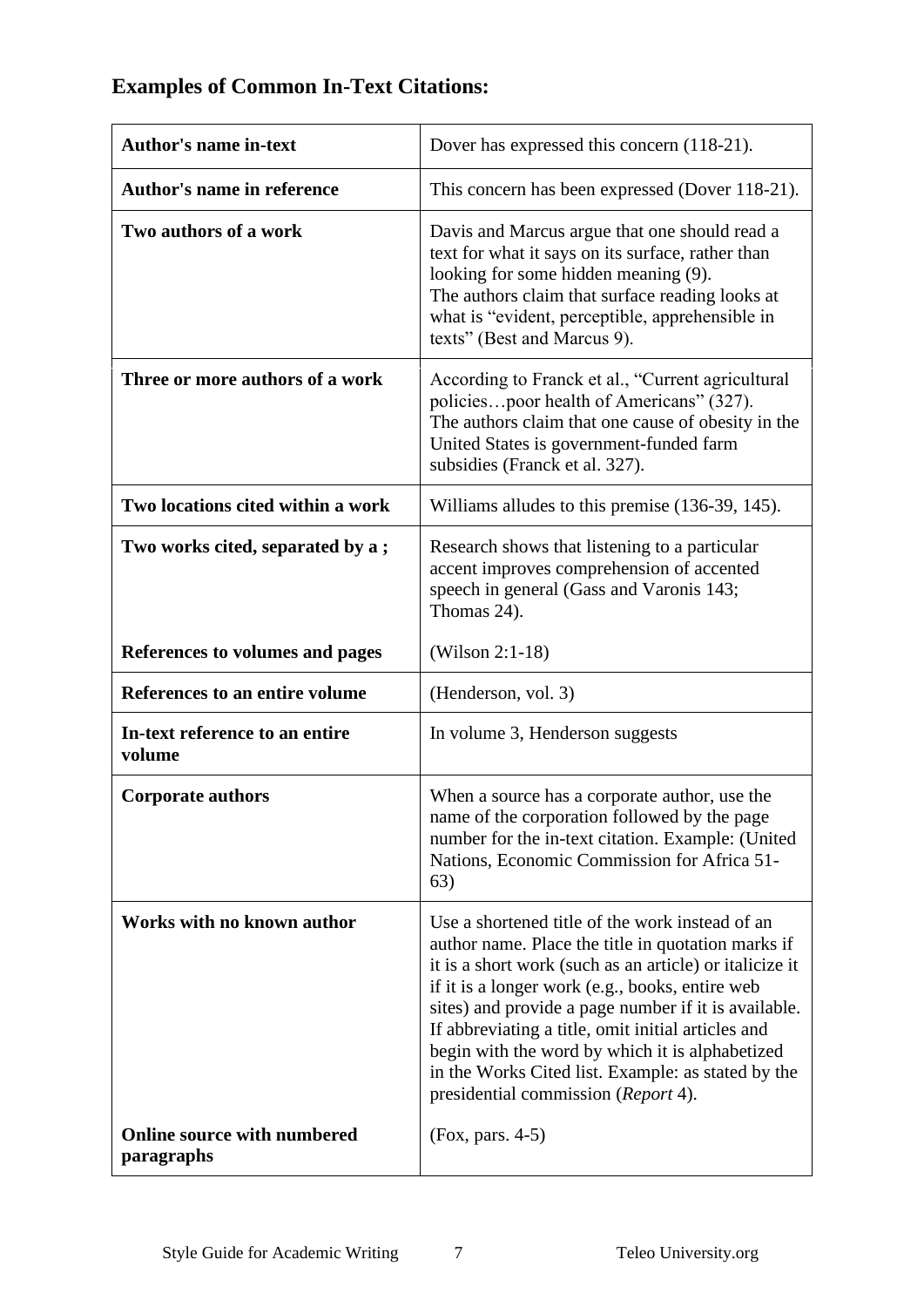## Examples of Common In-Text Citations:

| | |
|---|---|
| **Author's name in-text** | Dover has expressed this concern (118-21). |
| **Author's name in reference** | This concern has been expressed (Dover 118-21). |
| **Two authors of a work** | Davis and Marcus argue that one should read a text for what it says on its surface, rather than looking for some hidden meaning (9). The authors claim that surface reading looks at what is "evident, perceptible, apprehensible in texts" (Best and Marcus 9). |
| **Three or more authors of a work** | According to Franck et al., "Current agricultural policies…poor health of Americans" (327). The authors claim that one cause of obesity in the United States is government-funded farm subsidies (Franck et al. 327). |
| **Two locations cited within a work** | Williams alludes to this premise (136-39, 145). |
| **Two works cited, separated by a ;** | Research shows that listening to a particular accent improves comprehension of accented speech in general (Gass and Varonis 143; Thomas 24). |
| **References to volumes and pages** | (Wilson 2:1-18) |
| **References to an entire volume** | (Henderson, vol. 3) |
| **In-text reference to an entire volume** | In volume 3, Henderson suggests |
| **Corporate authors** | When a source has a corporate author, use the name of the corporation followed by the page number for the in-text citation. Example: (United Nations, Economic Commission for Africa 51-63) |
| **Works with no known author** | Use a shortened title of the work instead of an author name. Place the title in quotation marks if it is a short work (such as an article) or italicize it if it is a longer work (e.g., books, entire web sites) and provide a page number if it is available. If abbreviating a title, omit initial articles and begin with the word by which it is alphabetized in the Works Cited list. Example: as stated by the presidential commission (*Report* 4). |
| **Online source with numbered paragraphs** | (Fox, pars. 4-5) |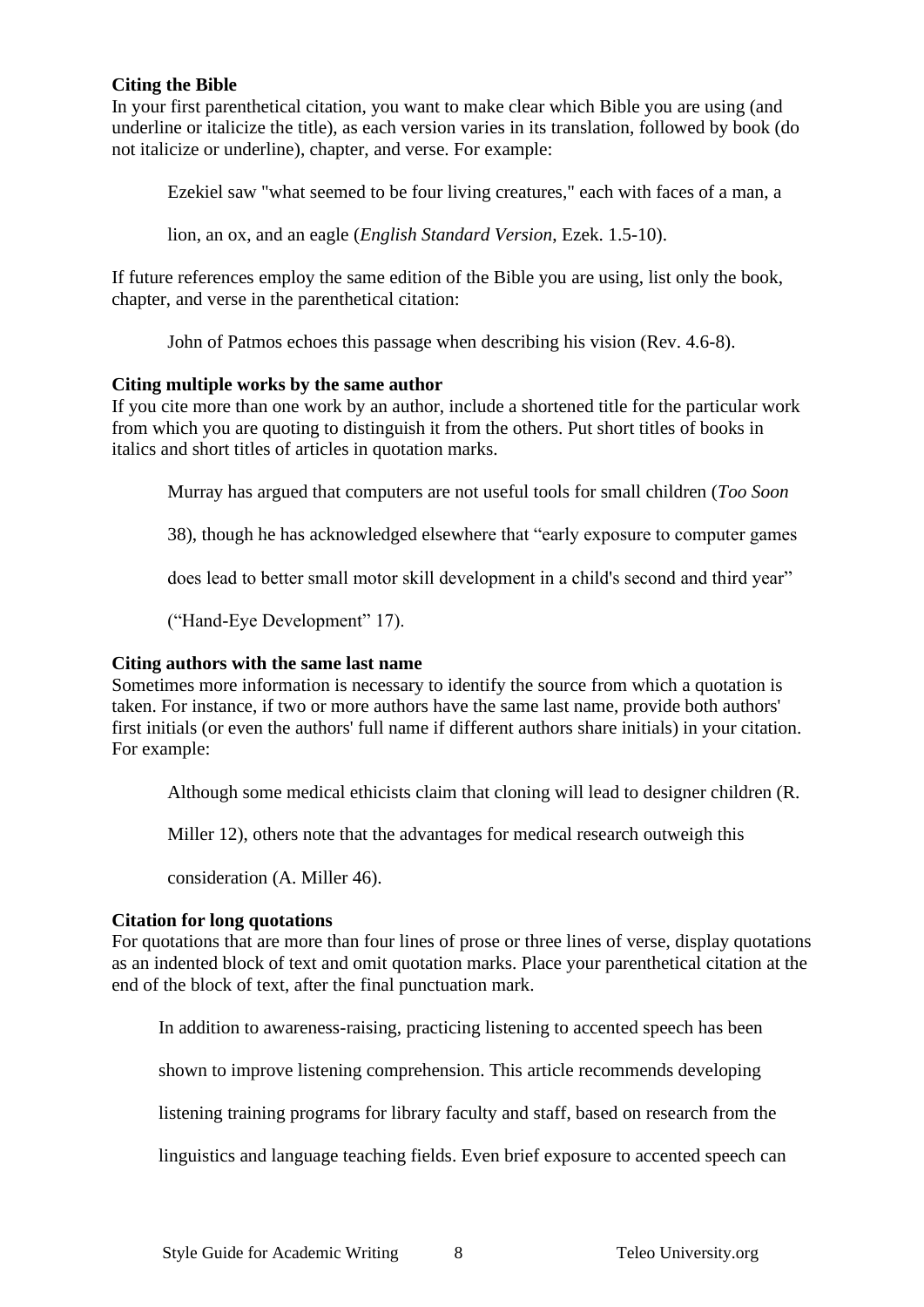**Citing the Bible**

In your first parenthetical citation, you want to make clear which Bible you are using (and underline or italicize the title), as each version varies in its translation, followed by book (do not italicize or underline), chapter, and verse. For example:

> Ezekiel saw "what seemed to be four living creatures," each with faces of a man, a lion, an ox, and an eagle (*English Standard Version*, Ezek. 1.5-10).

If future references employ the same edition of the Bible you are using, list only the book, chapter, and verse in the parenthetical citation:

> John of Patmos echoes this passage when describing his vision (Rev. 4.6-8).

**Citing multiple works by the same author**

If you cite more than one work by an author, include a shortened title for the particular work from which you are quoting to distinguish it from the others. Put short titles of books in italics and short titles of articles in quotation marks.

> Murray has argued that computers are not useful tools for small children (*Too Soon* 38), though he has acknowledged elsewhere that "early exposure to computer games does lead to better small motor skill development in a child's second and third year" ("Hand-Eye Development" 17).

**Citing authors with the same last name**

Sometimes more information is necessary to identify the source from which a quotation is taken. For instance, if two or more authors have the same last name, provide both authors' first initials (or even the authors' full name if different authors share initials) in your citation. For example:

> Although some medical ethicists claim that cloning will lead to designer children (R. Miller 12), others note that the advantages for medical research outweigh this consideration (A. Miller 46).

**Citation for long quotations**

For quotations that are more than four lines of prose or three lines of verse, display quotations as an indented block of text and omit quotation marks. Place your parenthetical citation at the end of the block of text, after the final punctuation mark.

> In addition to awareness-raising, practicing listening to accented speech has been shown to improve listening comprehension. This article recommends developing listening training programs for library faculty and staff, based on research from the linguistics and language teaching fields. Even brief exposure to accented speech can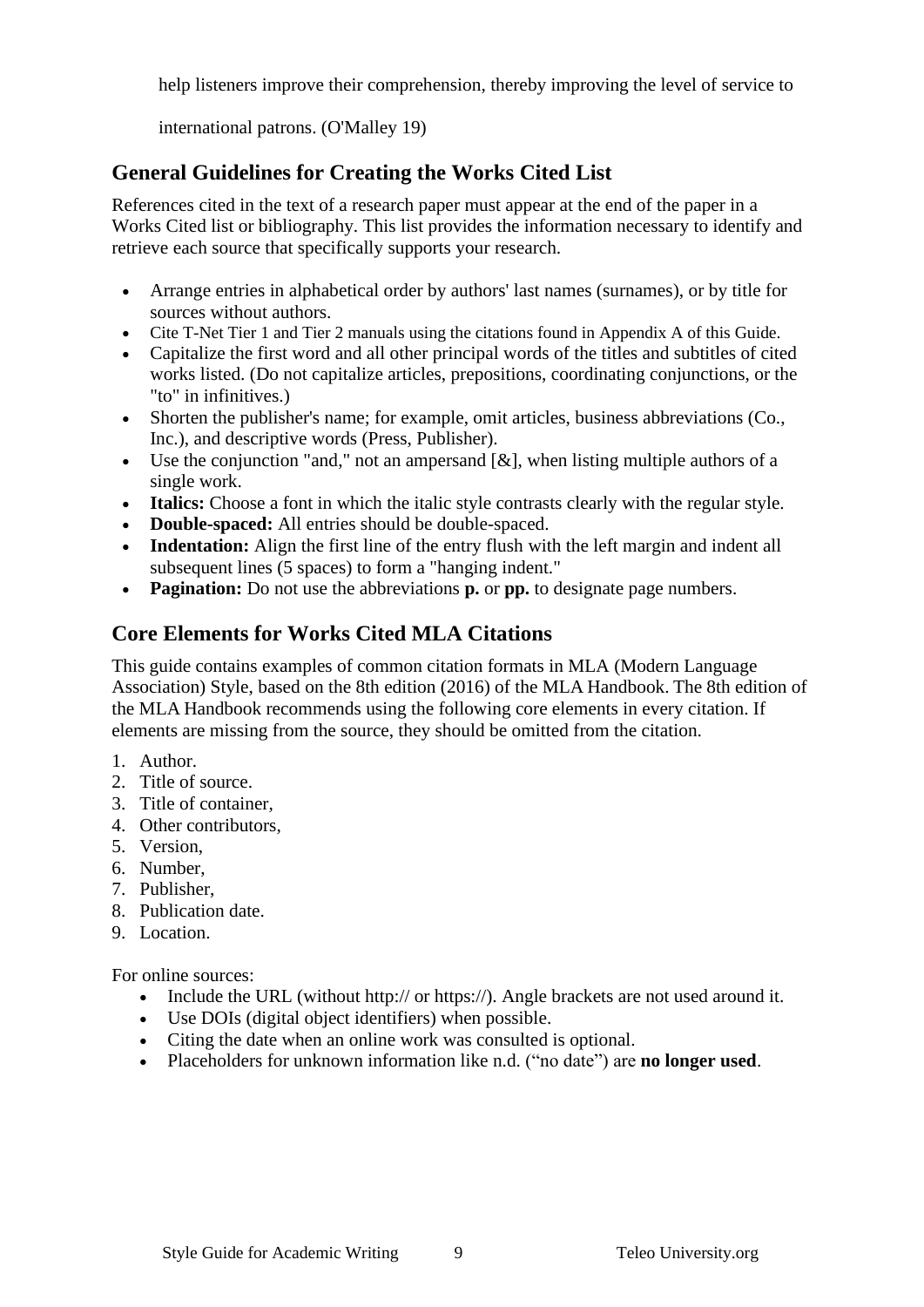help listeners improve their comprehension, thereby improving the level of service to

international patrons. (O'Malley 19)

## General Guidelines for Creating the Works Cited List

References cited in the text of a research paper must appear at the end of the paper in a Works Cited list or bibliography. This list provides the information necessary to identify and retrieve each source that specifically supports your research.

- Arrange entries in alphabetical order by authors' last names (surnames), or by title for sources without authors.
- Cite T-Net Tier 1 and Tier 2 manuals using the citations found in Appendix A of this Guide.
- Capitalize the first word and all other principal words of the titles and subtitles of cited works listed. (Do not capitalize articles, prepositions, coordinating conjunctions, or the "to" in infinitives.)
- Shorten the publisher's name; for example, omit articles, business abbreviations (Co., Inc.), and descriptive words (Press, Publisher).
- Use the conjunction "and," not an ampersand [&], when listing multiple authors of a single work.
- **Italics:** Choose a font in which the italic style contrasts clearly with the regular style.
- **Double-spaced:** All entries should be double-spaced.
- **Indentation:** Align the first line of the entry flush with the left margin and indent all subsequent lines (5 spaces) to form a "hanging indent."
- **Pagination:** Do not use the abbreviations **p.** or **pp.** to designate page numbers.

## Core Elements for Works Cited MLA Citations

This guide contains examples of common citation formats in MLA (Modern Language Association) Style, based on the 8th edition (2016) of the MLA Handbook. The 8th edition of the MLA Handbook recommends using the following core elements in every citation. If elements are missing from the source, they should be omitted from the citation.

1. Author.
2. Title of source.
3. Title of container,
4. Other contributors,
5. Version,
6. Number,
7. Publisher,
8. Publication date.
9. Location.

For online sources:

- Include the URL (without http:// or https://). Angle brackets are not used around it.
- Use DOIs (digital object identifiers) when possible.
- Citing the date when an online work was consulted is optional.
- Placeholders for unknown information like n.d. ("no date") are **no longer used**.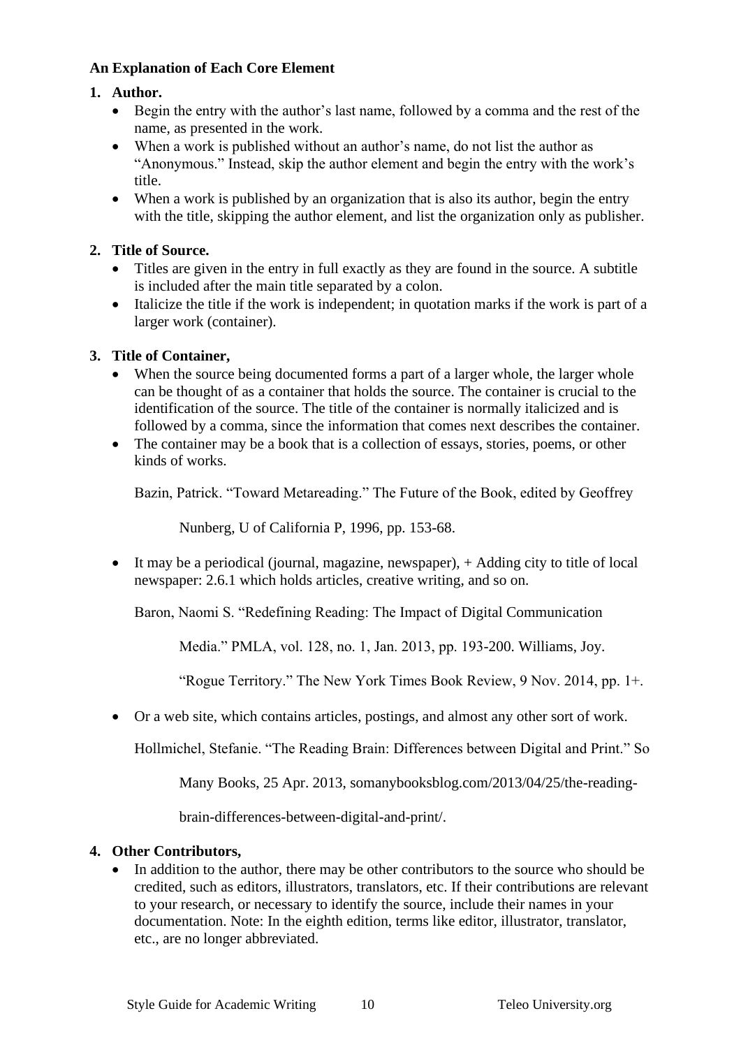**An Explanation of Each Core Element**

1. **Author.**
   - Begin the entry with the author's last name, followed by a comma and the rest of the name, as presented in the work.
   - When a work is published without an author's name, do not list the author as "Anonymous." Instead, skip the author element and begin the entry with the work's title.
   - When a work is published by an organization that is also its author, begin the entry with the title, skipping the author element, and list the organization only as publisher.

2. **Title of Source.**
   - Titles are given in the entry in full exactly as they are found in the source. A subtitle is included after the main title separated by a colon.
   - Italicize the title if the work is independent; in quotation marks if the work is part of a larger work (container).

3. **Title of Container,**
   - When the source being documented forms a part of a larger whole, the larger whole can be thought of as a container that holds the source. The container is crucial to the identification of the source. The title of the container is normally italicized and is followed by a comma, since the information that comes next describes the container.
   - The container may be a book that is a collection of essays, stories, poems, or other kinds of works.

     Bazin, Patrick. "Toward Metareading." The Future of the Book, edited by Geoffrey Nunberg, U of California P, 1996, pp. 153-68.

   - It may be a periodical (journal, magazine, newspaper), + Adding city to title of local newspaper: 2.6.1 which holds articles, creative writing, and so on.

     Baron, Naomi S. "Redefining Reading: The Impact of Digital Communication Media." PMLA, vol. 128, no. 1, Jan. 2013, pp. 193-200. Williams, Joy. "Rogue Territory." The New York Times Book Review, 9 Nov. 2014, pp. 1+.

   - Or a web site, which contains articles, postings, and almost any other sort of work.

     Hollmichel, Stefanie. "The Reading Brain: Differences between Digital and Print." So Many Books, 25 Apr. 2013, somanybooksblog.com/2013/04/25/the-reading-brain-differences-between-digital-and-print/.

4. **Other Contributors,**
   - In addition to the author, there may be other contributors to the source who should be credited, such as editors, illustrators, translators, etc. If their contributions are relevant to your research, or necessary to identify the source, include their names in your documentation. Note: In the eighth edition, terms like editor, illustrator, translator, etc., are no longer abbreviated.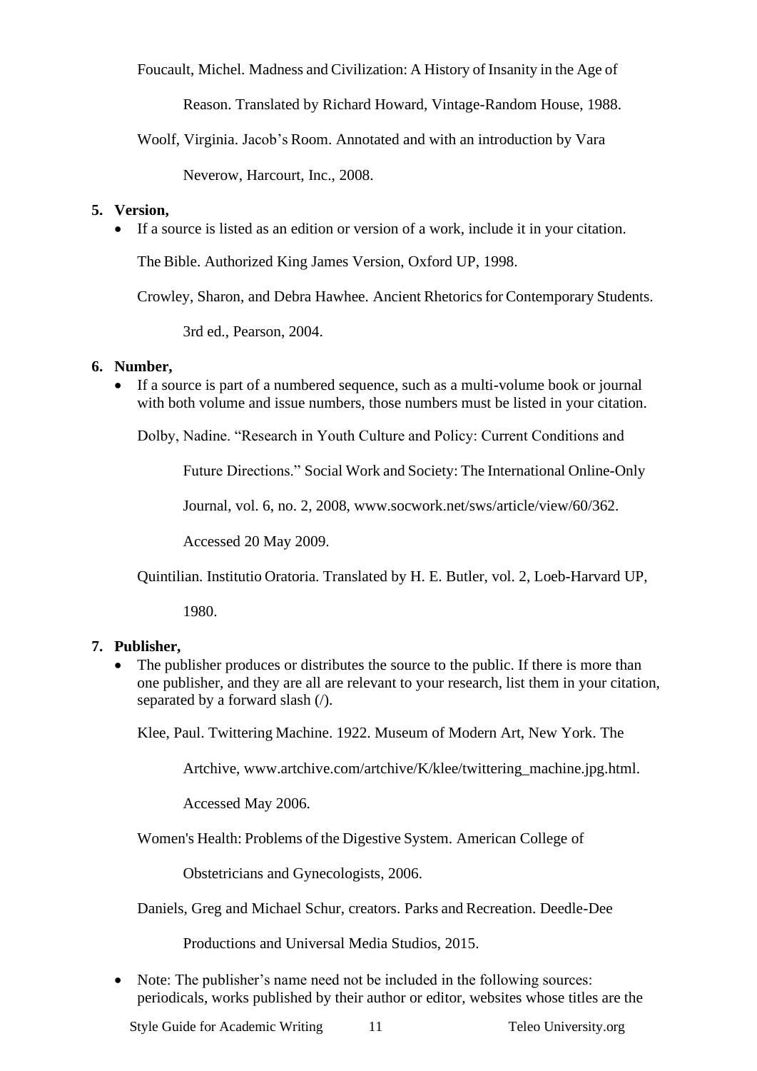Foucault, Michel. Madness and Civilization: A History of Insanity in the Age of Reason. Translated by Richard Howard, Vintage-Random House, 1988.

Woolf, Virginia. Jacob's Room. Annotated and with an introduction by Vara Neverow, Harcourt, Inc., 2008.

5. **Version,**
   - If a source is listed as an edition or version of a work, include it in your citation.

   The Bible. Authorized King James Version, Oxford UP, 1998.

   Crowley, Sharon, and Debra Hawhee. Ancient Rhetorics for Contemporary Students. 3rd ed., Pearson, 2004.

6. **Number,**
   - If a source is part of a numbered sequence, such as a multi-volume book or journal with both volume and issue numbers, those numbers must be listed in your citation.

   Dolby, Nadine. "Research in Youth Culture and Policy: Current Conditions and Future Directions." Social Work and Society: The International Online-Only Journal, vol. 6, no. 2, 2008, www.socwork.net/sws/article/view/60/362. Accessed 20 May 2009.

   Quintilian. Institutio Oratoria. Translated by H. E. Butler, vol. 2, Loeb-Harvard UP, 1980.

7. **Publisher,**
   - The publisher produces or distributes the source to the public. If there is more than one publisher, and they are all are relevant to your research, list them in your citation, separated by a forward slash (/).

   Klee, Paul. Twittering Machine. 1922. Museum of Modern Art, New York. The Artchive, www.artchive.com/artchive/K/klee/twittering_machine.jpg.html. Accessed May 2006.

   Women's Health: Problems of the Digestive System. American College of Obstetricians and Gynecologists, 2006.

   Daniels, Greg and Michael Schur, creators. Parks and Recreation. Deedle-Dee Productions and Universal Media Studios, 2015.

   - Note: The publisher's name need not be included in the following sources: periodicals, works published by their author or editor, websites whose titles are the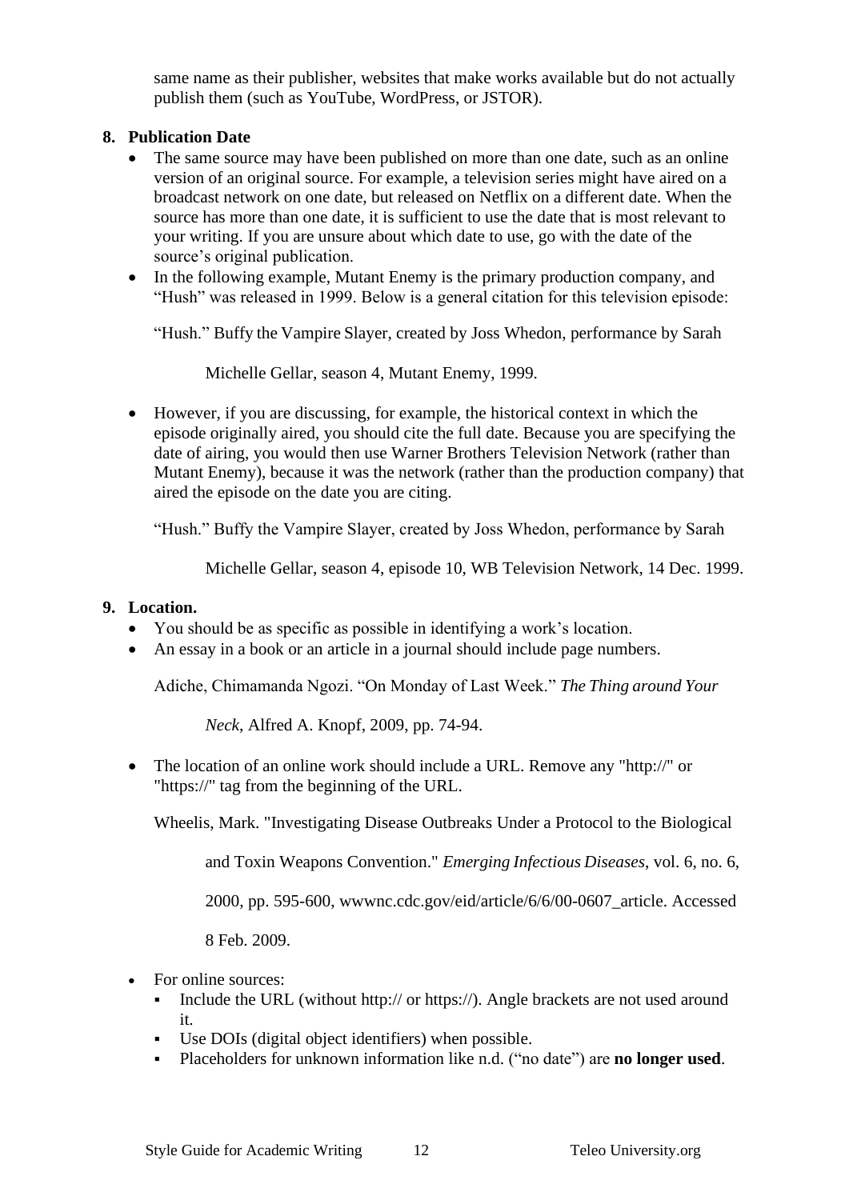same name as their publisher, websites that make works available but do not actually publish them (such as YouTube, WordPress, or JSTOR).

8. **Publication Date**
    - The same source may have been published on more than one date, such as an online version of an original source. For example, a television series might have aired on a broadcast network on one date, but released on Netflix on a different date. When the source has more than one date, it is sufficient to use the date that is most relevant to your writing. If you are unsure about which date to use, go with the date of the source's original publication.
    - In the following example, Mutant Enemy is the primary production company, and "Hush" was released in 1999. Below is a general citation for this television episode:

      "Hush." Buffy the Vampire Slayer, created by Joss Whedon, performance by Sarah Michelle Gellar, season 4, Mutant Enemy, 1999.

    - However, if you are discussing, for example, the historical context in which the episode originally aired, you should cite the full date. Because you are specifying the date of airing, you would then use Warner Brothers Television Network (rather than Mutant Enemy), because it was the network (rather than the production company) that aired the episode on the date you are citing.

      "Hush." Buffy the Vampire Slayer, created by Joss Whedon, performance by Sarah Michelle Gellar, season 4, episode 10, WB Television Network, 14 Dec. 1999.

9. **Location.**
    - You should be as specific as possible in identifying a work's location.
    - An essay in a book or an article in a journal should include page numbers.

      Adiche, Chimamanda Ngozi. "On Monday of Last Week." *The Thing around Your Neck*, Alfred A. Knopf, 2009, pp. 74-94.

    - The location of an online work should include a URL. Remove any "http://" or "https://" tag from the beginning of the URL.

      Wheelis, Mark. "Investigating Disease Outbreaks Under a Protocol to the Biological and Toxin Weapons Convention." *Emerging Infectious Diseases*, vol. 6, no. 6, 2000, pp. 595-600, wwwnc.cdc.gov/eid/article/6/6/00-0607_article. Accessed 8 Feb. 2009.

    - For online sources:
        - Include the URL (without http:// or https://). Angle brackets are not used around it.
        - Use DOIs (digital object identifiers) when possible.
        - Placeholders for unknown information like n.d. ("no date") are **no longer used**.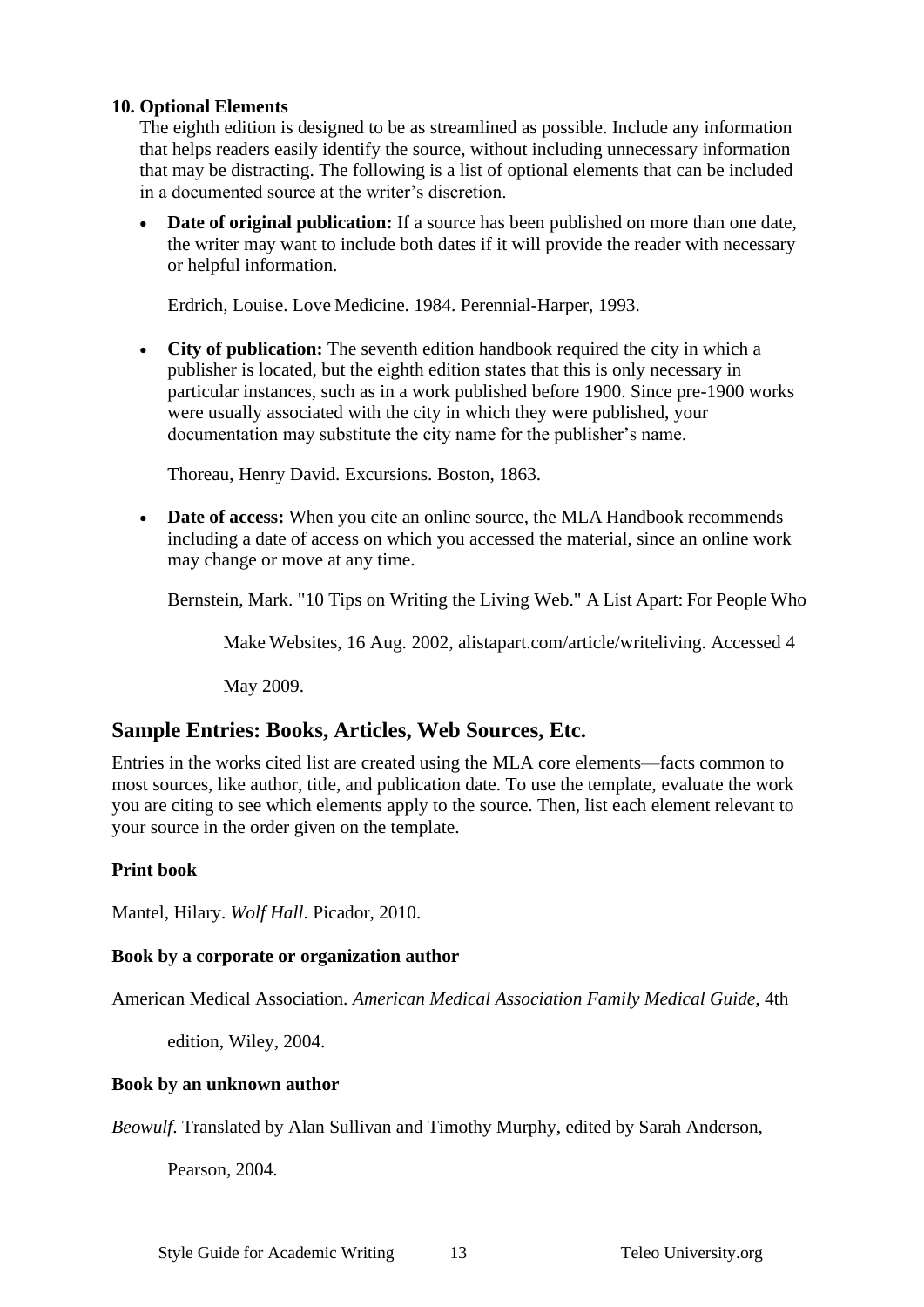**10. Optional Elements**

The eighth edition is designed to be as streamlined as possible. Include any information that helps readers easily identify the source, without including unnecessary information that may be distracting. The following is a list of optional elements that can be included in a documented source at the writer's discretion.

- **Date of original publication:** If a source has been published on more than one date, the writer may want to include both dates if it will provide the reader with necessary or helpful information.

  Erdrich, Louise. Love Medicine. 1984. Perennial-Harper, 1993.

- **City of publication:** The seventh edition handbook required the city in which a publisher is located, but the eighth edition states that this is only necessary in particular instances, such as in a work published before 1900. Since pre-1900 works were usually associated with the city in which they were published, your documentation may substitute the city name for the publisher's name.

  Thoreau, Henry David. Excursions. Boston, 1863.

- **Date of access:** When you cite an online source, the MLA Handbook recommends including a date of access on which you accessed the material, since an online work may change or move at any time.

  Bernstein, Mark. "10 Tips on Writing the Living Web." A List Apart: For People Who Make Websites, 16 Aug. 2002, alistapart.com/article/writeliving. Accessed 4 May 2009.

## Sample Entries: Books, Articles, Web Sources, Etc.

Entries in the works cited list are created using the MLA core elements—facts common to most sources, like author, title, and publication date. To use the template, evaluate the work you are citing to see which elements apply to the source. Then, list each element relevant to your source in the order given on the template.

**Print book**

Mantel, Hilary. *Wolf Hall*. Picador, 2010.

**Book by a corporate or organization author**

American Medical Association. *American Medical Association Family Medical Guide*, 4th edition, Wiley, 2004.

**Book by an unknown author**

*Beowulf*. Translated by Alan Sullivan and Timothy Murphy, edited by Sarah Anderson, Pearson, 2004.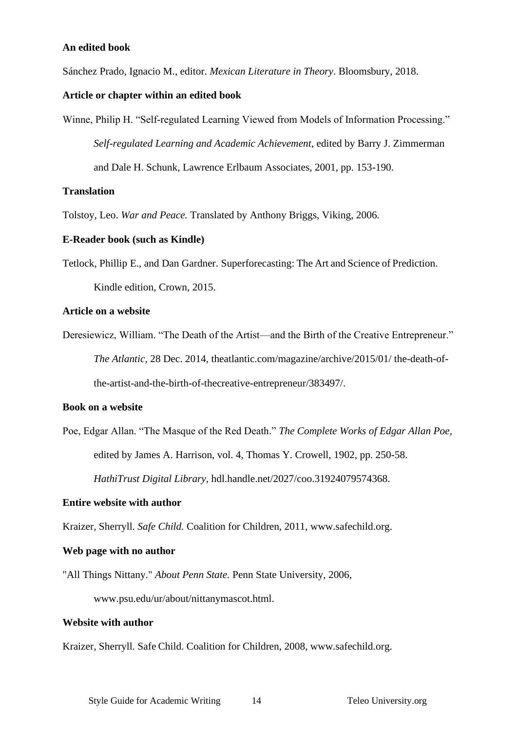**An edited book**

Sánchez Prado, Ignacio M., editor. *Mexican Literature in Theory*. Bloomsbury, 2018.

**Article or chapter within an edited book**

Winne, Philip H. "Self-regulated Learning Viewed from Models of Information Processing." *Self-regulated Learning and Academic Achievement,* edited by Barry J. Zimmerman and Dale H. Schunk, Lawrence Erlbaum Associates, 2001, pp. 153-190.

**Translation**

Tolstoy, Leo. *War and Peace.* Translated by Anthony Briggs, Viking, 2006.

**E-Reader book (such as Kindle)**

Tetlock, Phillip E., and Dan Gardner. Superforecasting: The Art and Science of Prediction. Kindle edition, Crown, 2015.

**Article on a website**

Deresiewicz, William. "The Death of the Artist—and the Birth of the Creative Entrepreneur." *The Atlantic*, 28 Dec. 2014, theatlantic.com/magazine/archive/2015/01/ the-death-of-the-artist-and-the-birth-of-thecreative-entrepreneur/383497/.

**Book on a website**

Poe, Edgar Allan. "The Masque of the Red Death." *The Complete Works of Edgar Allan Poe*, edited by James A. Harrison, vol. 4, Thomas Y. Crowell, 1902, pp. 250-58. *HathiTrust Digital Library*, hdl.handle.net/2027/coo.31924079574368.

**Entire website with author**

Kraizer, Sherryll. *Safe Child.* Coalition for Children, 2011, www.safechild.org.

**Web page with no author**

"All Things Nittany." *About Penn State.* Penn State University, 2006, www.psu.edu/ur/about/nittanymascot.html.

**Website with author**

Kraizer, Sherryll. Safe Child. Coalition for Children, 2008, www.safechild.org.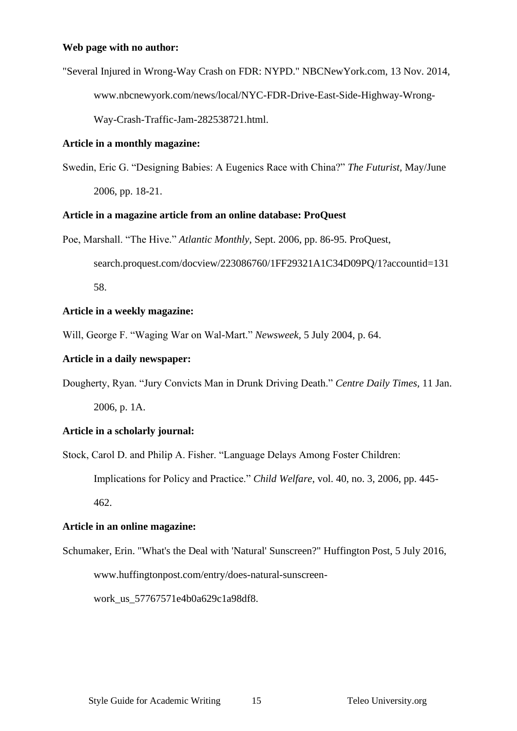**Web page with no author:**

"Several Injured in Wrong-Way Crash on FDR: NYPD." NBCNewYork.com, 13 Nov. 2014, www.nbcnewyork.com/news/local/NYC-FDR-Drive-East-Side-Highway-Wrong-Way-Crash-Traffic-Jam-282538721.html.

**Article in a monthly magazine:**

Swedin, Eric G. "Designing Babies: A Eugenics Race with China?" *The Futurist*, May/June 2006, pp. 18-21.

**Article in a magazine article from an online database: ProQuest**

Poe, Marshall. "The Hive." *Atlantic Monthly*, Sept. 2006, pp. 86-95. ProQuest, search.proquest.com/docview/223086760/1FF29321A1C34D09PQ/1?accountid=13158.

**Article in a weekly magazine:**

Will, George F. "Waging War on Wal-Mart." *Newsweek*, 5 July 2004, p. 64.

**Article in a daily newspaper:**

Dougherty, Ryan. "Jury Convicts Man in Drunk Driving Death." *Centre Daily Times,* 11 Jan. 2006, p. 1A.

**Article in a scholarly journal:**

Stock, Carol D. and Philip A. Fisher. "Language Delays Among Foster Children: Implications for Policy and Practice." *Child Welfare*, vol. 40, no. 3, 2006, pp. 445-462.

**Article in an online magazine:**

Schumaker, Erin. "What's the Deal with 'Natural' Sunscreen?" Huffington Post, 5 July 2016, www.huffingtonpost.com/entry/does-natural-sunscreen-work_us_57767571e4b0a629c1a98df8.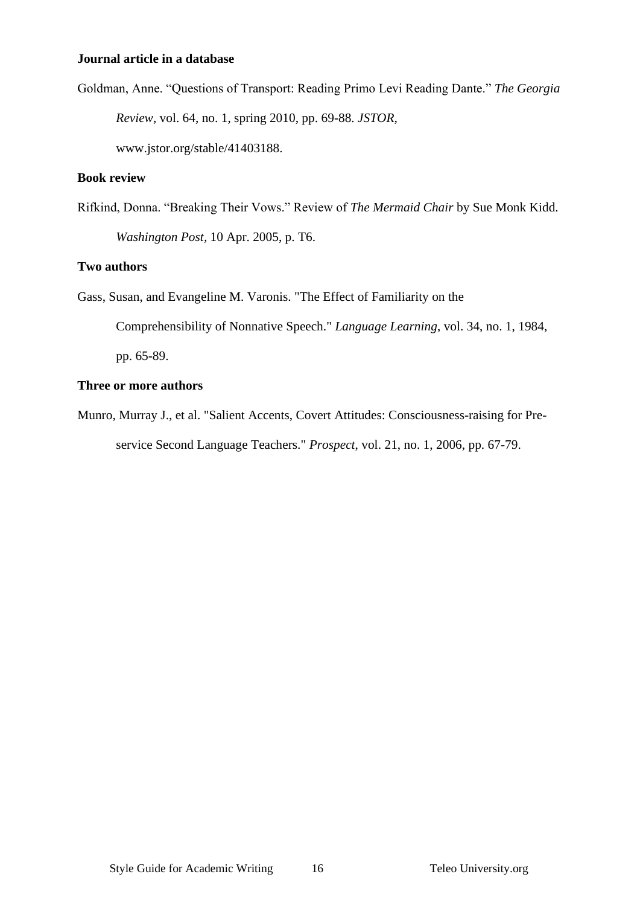**Journal article in a database**

Goldman, Anne. “Questions of Transport: Reading Primo Levi Reading Dante.” *The Georgia Review*, vol. 64, no. 1, spring 2010, pp. 69-88. *JSTOR*, www.jstor.org/stable/41403188.

**Book review**

Rifkind, Donna. “Breaking Their Vows.” Review of *The Mermaid Chair* by Sue Monk Kidd. *Washington Post*, 10 Apr. 2005, p. T6.

**Two authors**

Gass, Susan, and Evangeline M. Varonis. "The Effect of Familiarity on the Comprehensibility of Nonnative Speech." *Language Learning*, vol. 34, no. 1, 1984, pp. 65-89.

**Three or more authors**

Munro, Murray J., et al. "Salient Accents, Covert Attitudes: Consciousness-raising for Pre-service Second Language Teachers." *Prospect*, vol. 21, no. 1, 2006, pp. 67-79.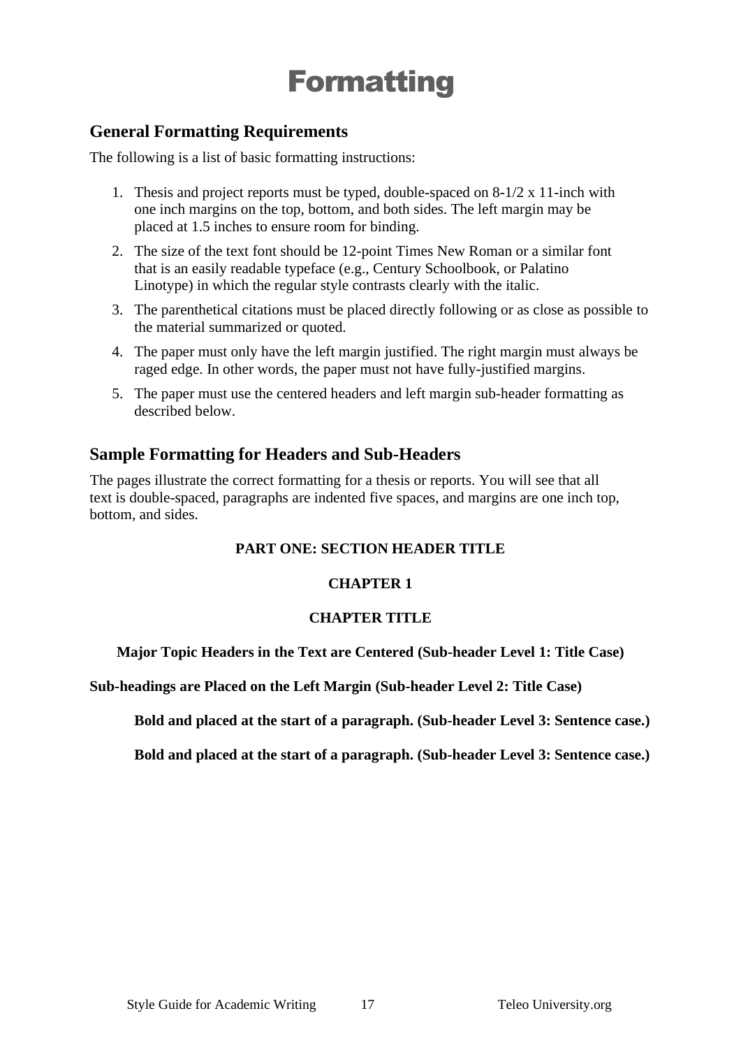# Formatting

## General Formatting Requirements

The following is a list of basic formatting instructions:

1. Thesis and project reports must be typed, double-spaced on 8-1/2 x 11-inch with one inch margins on the top, bottom, and both sides. The left margin may be placed at 1.5 inches to ensure room for binding.
2. The size of the text font should be 12-point Times New Roman or a similar font that is an easily readable typeface (e.g., Century Schoolbook, or Palatino Linotype) in which the regular style contrasts clearly with the italic.
3. The parenthetical citations must be placed directly following or as close as possible to the material summarized or quoted.
4. The paper must only have the left margin justified. The right margin must always be raged edge. In other words, the paper must not have fully-justified margins.
5. The paper must use the centered headers and left margin sub-header formatting as described below.

## Sample Formatting for Headers and Sub-Headers

The pages illustrate the correct formatting for a thesis or reports. You will see that all text is double-spaced, paragraphs are indented five spaces, and margins are one inch top, bottom, and sides.

**PART ONE: SECTION HEADER TITLE**

**CHAPTER 1**

**CHAPTER TITLE**

**Major Topic Headers in the Text are Centered (Sub-header Level 1: Title Case)**

**Sub-headings are Placed on the Left Margin (Sub-header Level 2: Title Case)**

**Bold and placed at the start of a paragraph. (Sub-header Level 3: Sentence case.)**

**Bold and placed at the start of a paragraph. (Sub-header Level 3: Sentence case.)**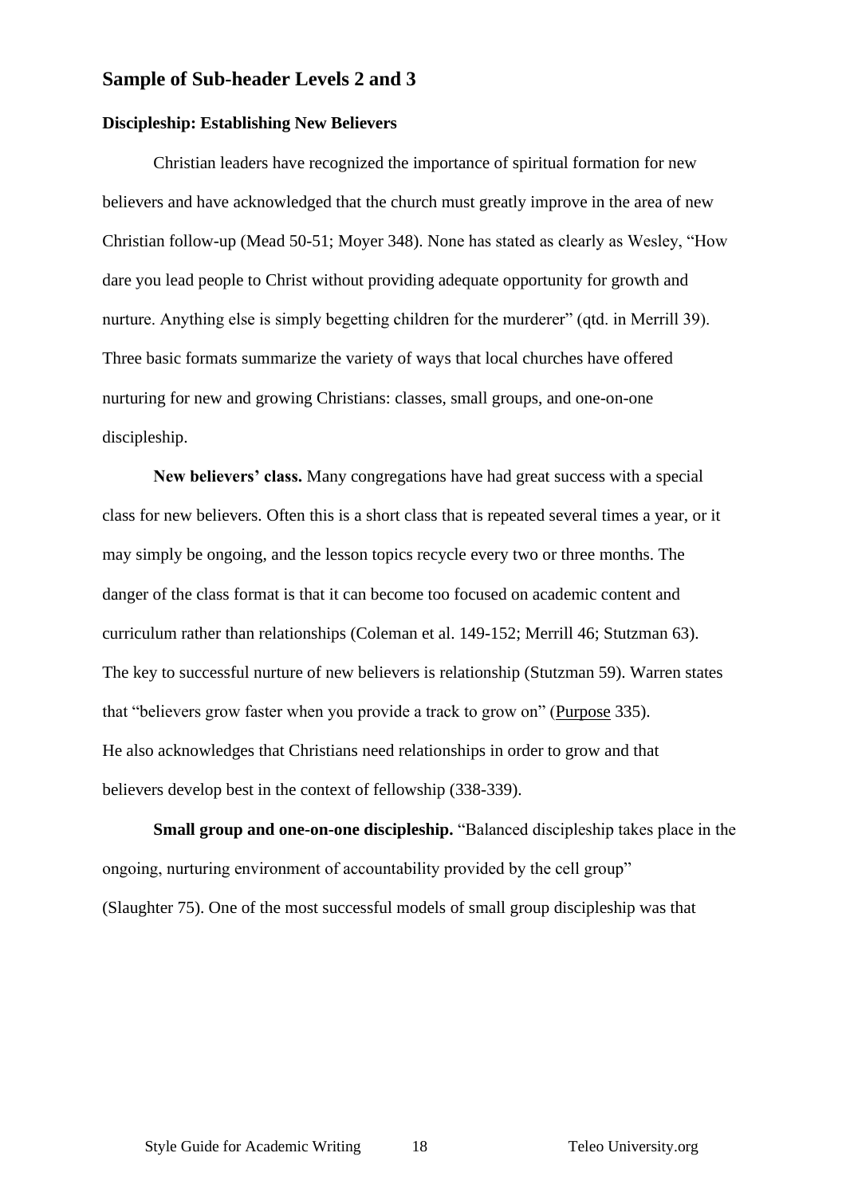## Sample of Sub-header Levels 2 and 3

### Discipleship: Establishing New Believers

Christian leaders have recognized the importance of spiritual formation for new believers and have acknowledged that the church must greatly improve in the area of new Christian follow-up (Mead 50-51; Moyer 348). None has stated as clearly as Wesley, "How dare you lead people to Christ without providing adequate opportunity for growth and nurture. Anything else is simply begetting children for the murderer" (qtd. in Merrill 39). Three basic formats summarize the variety of ways that local churches have offered nurturing for new and growing Christians: classes, small groups, and one-on-one discipleship.

**New believers' class.** Many congregations have had great success with a special class for new believers. Often this is a short class that is repeated several times a year, or it may simply be ongoing, and the lesson topics recycle every two or three months. The danger of the class format is that it can become too focused on academic content and curriculum rather than relationships (Coleman et al. 149-152; Merrill 46; Stutzman 63). The key to successful nurture of new believers is relationship (Stutzman 59). Warren states that "believers grow faster when you provide a track to grow on" (<u>Purpose</u> 335). He also acknowledges that Christians need relationships in order to grow and that believers develop best in the context of fellowship (338-339).

**Small group and one-on-one discipleship.** "Balanced discipleship takes place in the ongoing, nurturing environment of accountability provided by the cell group" (Slaughter 75). One of the most successful models of small group discipleship was that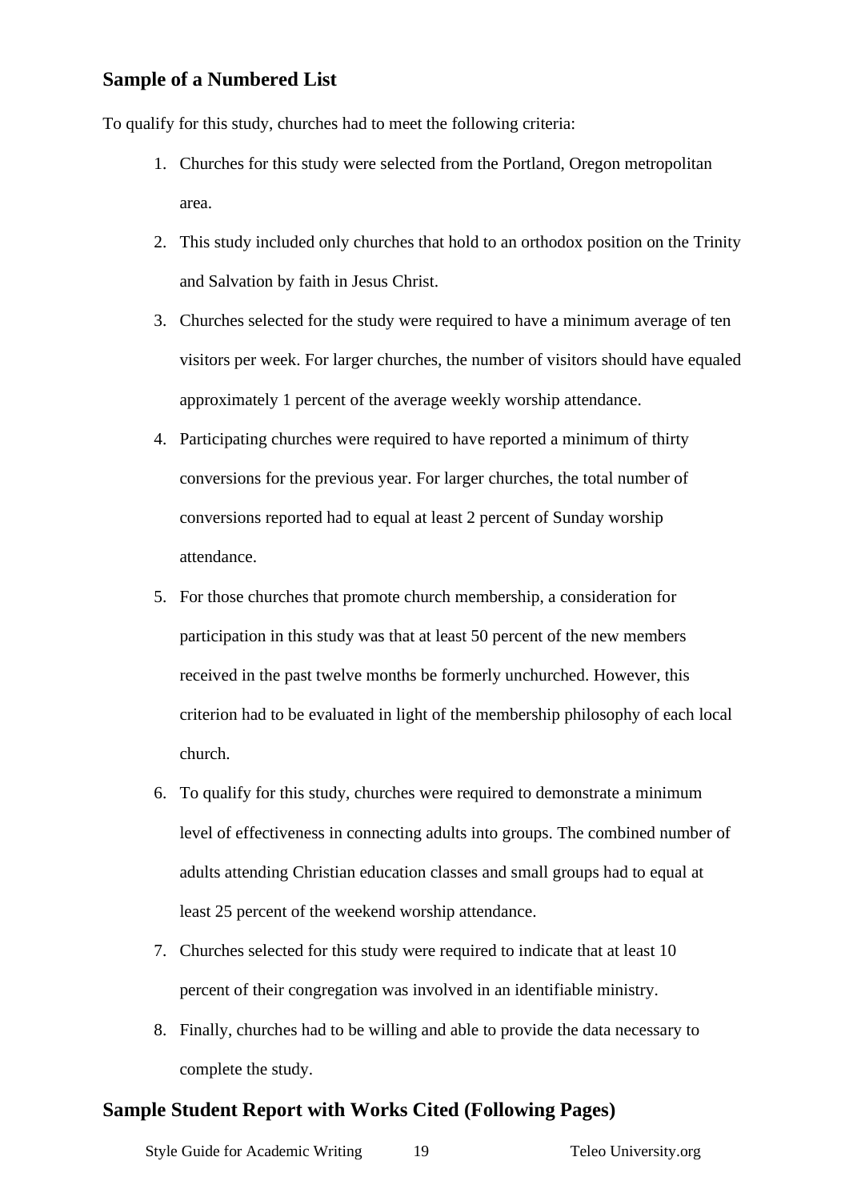## Sample of a Numbered List

To qualify for this study, churches had to meet the following criteria:

1. Churches for this study were selected from the Portland, Oregon metropolitan area.
2. This study included only churches that hold to an orthodox position on the Trinity and Salvation by faith in Jesus Christ.
3. Churches selected for the study were required to have a minimum average of ten visitors per week. For larger churches, the number of visitors should have equaled approximately 1 percent of the average weekly worship attendance.
4. Participating churches were required to have reported a minimum of thirty conversions for the previous year. For larger churches, the total number of conversions reported had to equal at least 2 percent of Sunday worship attendance.
5. For those churches that promote church membership, a consideration for participation in this study was that at least 50 percent of the new members received in the past twelve months be formerly unchurched. However, this criterion had to be evaluated in light of the membership philosophy of each local church.
6. To qualify for this study, churches were required to demonstrate a minimum level of effectiveness in connecting adults into groups. The combined number of adults attending Christian education classes and small groups had to equal at least 25 percent of the weekend worship attendance.
7. Churches selected for this study were required to indicate that at least 10 percent of their congregation was involved in an identifiable ministry.
8. Finally, churches had to be willing and able to provide the data necessary to complete the study.

## Sample Student Report with Works Cited (Following Pages)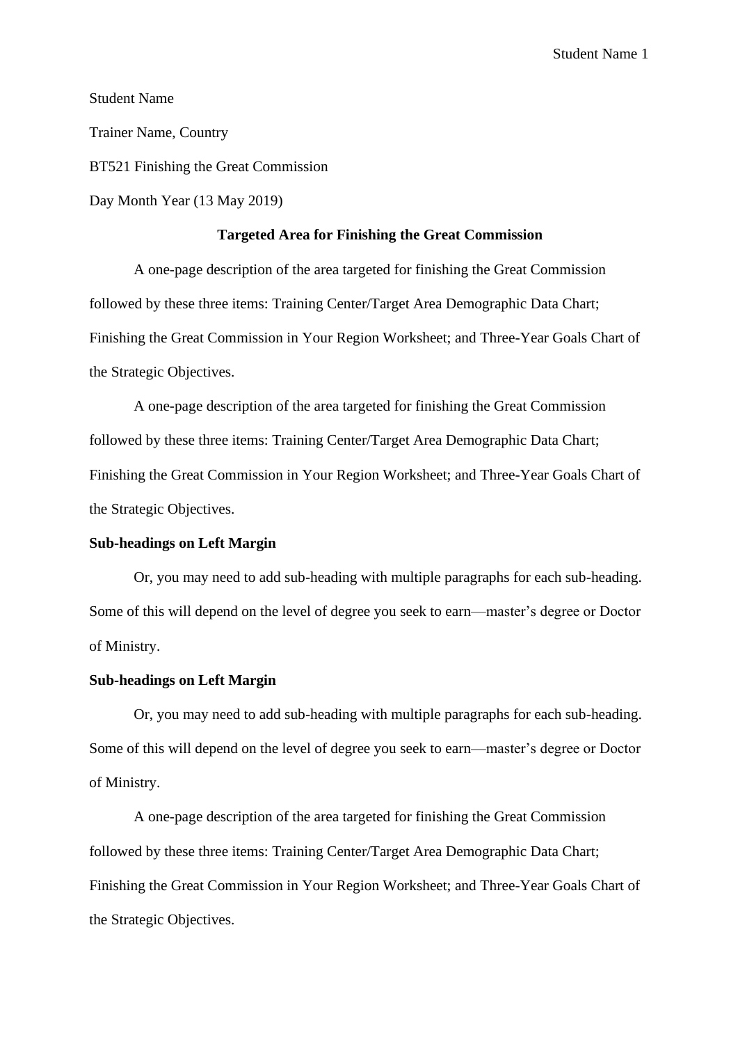Student Name

Trainer Name, Country

BT521 Finishing the Great Commission

Day Month Year (13 May 2019)

**Targeted Area for Finishing the Great Commission**

A one-page description of the area targeted for finishing the Great Commission followed by these three items: Training Center/Target Area Demographic Data Chart; Finishing the Great Commission in Your Region Worksheet; and Three-Year Goals Chart of the Strategic Objectives.

A one-page description of the area targeted for finishing the Great Commission followed by these three items: Training Center/Target Area Demographic Data Chart; Finishing the Great Commission in Your Region Worksheet; and Three-Year Goals Chart of the Strategic Objectives.

**Sub-headings on Left Margin**

Or, you may need to add sub-heading with multiple paragraphs for each sub-heading. Some of this will depend on the level of degree you seek to earn—master's degree or Doctor of Ministry.

**Sub-headings on Left Margin**

Or, you may need to add sub-heading with multiple paragraphs for each sub-heading. Some of this will depend on the level of degree you seek to earn—master's degree or Doctor of Ministry.

A one-page description of the area targeted for finishing the Great Commission followed by these three items: Training Center/Target Area Demographic Data Chart; Finishing the Great Commission in Your Region Worksheet; and Three-Year Goals Chart of the Strategic Objectives.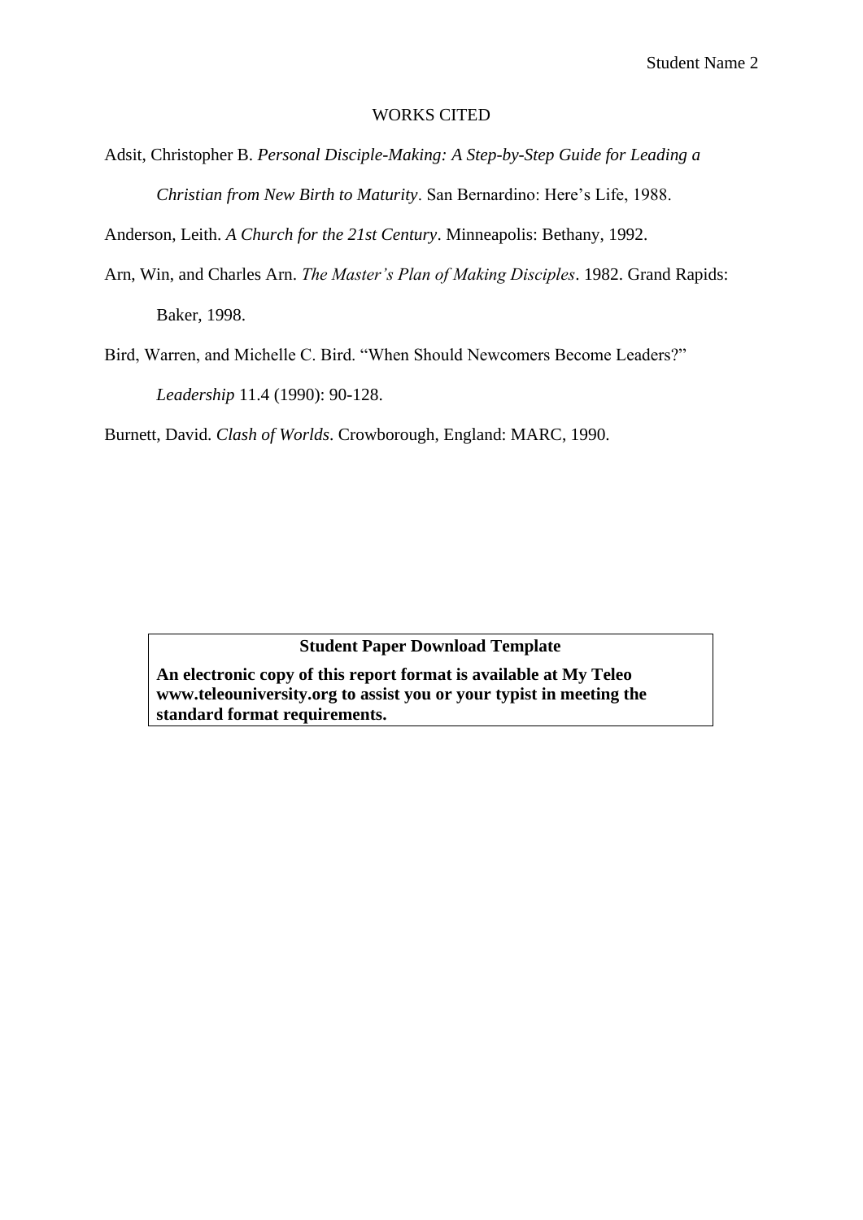WORKS CITED

Adsit, Christopher B. *Personal Disciple-Making: A Step-by-Step Guide for Leading a Christian from New Birth to Maturity*. San Bernardino: Here's Life, 1988.

Anderson, Leith. *A Church for the 21st Century*. Minneapolis: Bethany, 1992.

Arn, Win, and Charles Arn. *The Master's Plan of Making Disciples*. 1982. Grand Rapids: Baker, 1998.

Bird, Warren, and Michelle C. Bird. "When Should Newcomers Become Leaders?" *Leadership* 11.4 (1990): 90-128.

Burnett, David. *Clash of Worlds*. Crowborough, England: MARC, 1990.

**Student Paper Download Template**

**An electronic copy of this report format is available at My Teleo www.teleouniversity.org to assist you or your typist in meeting the standard format requirements.**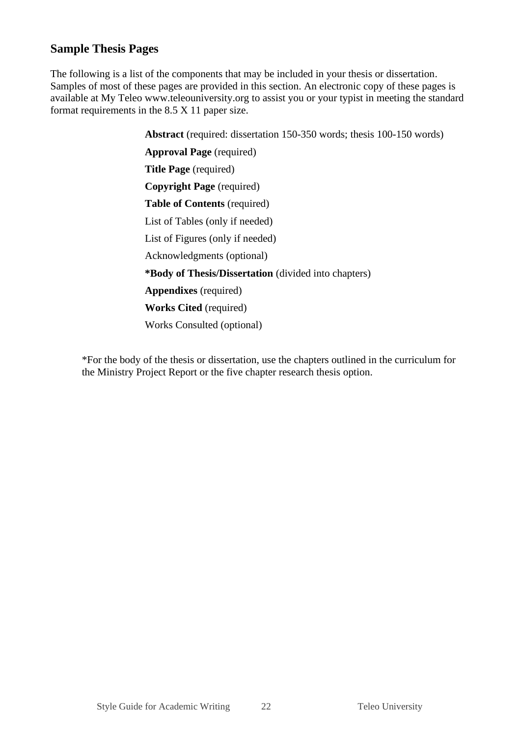## Sample Thesis Pages

The following is a list of the components that may be included in your thesis or dissertation. Samples of most of these pages are provided in this section. An electronic copy of these pages is available at My Teleo www.teleouniversity.org to assist you or your typist in meeting the standard format requirements in the 8.5 X 11 paper size.

**Abstract** (required: dissertation 150-350 words; thesis 100-150 words)

**Approval Page** (required)

**Title Page** (required)

**Copyright Page** (required)

**Table of Contents** (required)

List of Tables (only if needed)

List of Figures (only if needed)

Acknowledgments (optional)

**\*Body of Thesis/Dissertation** (divided into chapters)

**Appendixes** (required)

**Works Cited** (required)

Works Consulted (optional)

*For the body of the thesis or dissertation, use the chapters outlined in the curriculum for the Ministry Project Report or the five chapter research thesis option.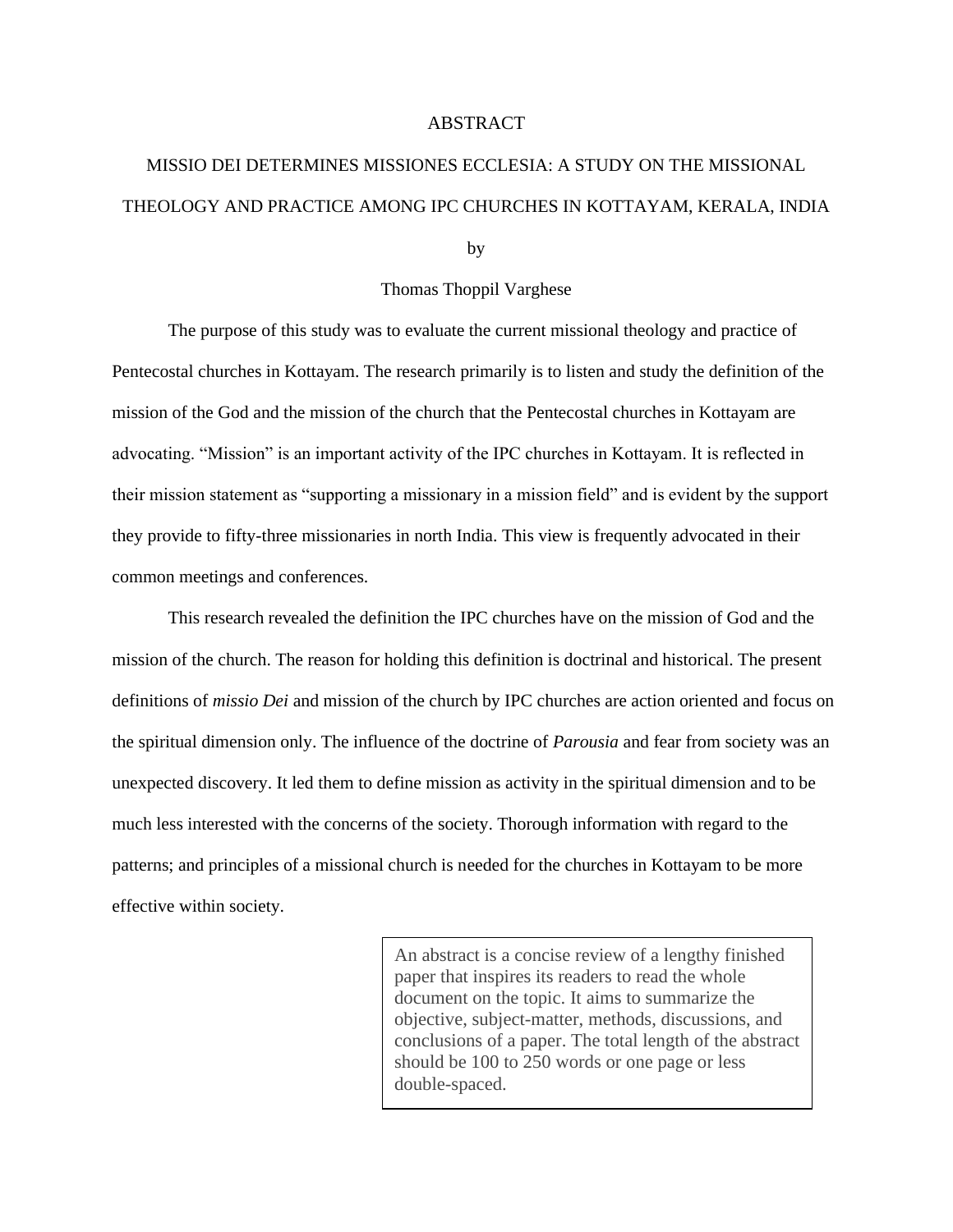# ABSTRACT

## MISSIO DEI DETERMINES MISSIONES ECCLESIA: A STUDY ON THE MISSIONAL THEOLOGY AND PRACTICE AMONG IPC CHURCHES IN KOTTAYAM, KERALA, INDIA

by

Thomas Thoppil Varghese

The purpose of this study was to evaluate the current missional theology and practice of Pentecostal churches in Kottayam. The research primarily is to listen and study the definition of the mission of the God and the mission of the church that the Pentecostal churches in Kottayam are advocating. "Mission" is an important activity of the IPC churches in Kottayam. It is reflected in their mission statement as "supporting a missionary in a mission field" and is evident by the support they provide to fifty-three missionaries in north India. This view is frequently advocated in their common meetings and conferences.

This research revealed the definition the IPC churches have on the mission of God and the mission of the church. The reason for holding this definition is doctrinal and historical. The present definitions of *missio Dei* and mission of the church by IPC churches are action oriented and focus on the spiritual dimension only. The influence of the doctrine of *Parousia* and fear from society was an unexpected discovery. It led them to define mission as activity in the spiritual dimension and to be much less interested with the concerns of the society. Thorough information with regard to the patterns; and principles of a missional church is needed for the churches in Kottayam to be more effective within society.

> An abstract is a concise review of a lengthy finished paper that inspires its readers to read the whole document on the topic. It aims to summarize the objective, subject-matter, methods, discussions, and conclusions of a paper. The total length of the abstract should be 100 to 250 words or one page or less double-spaced.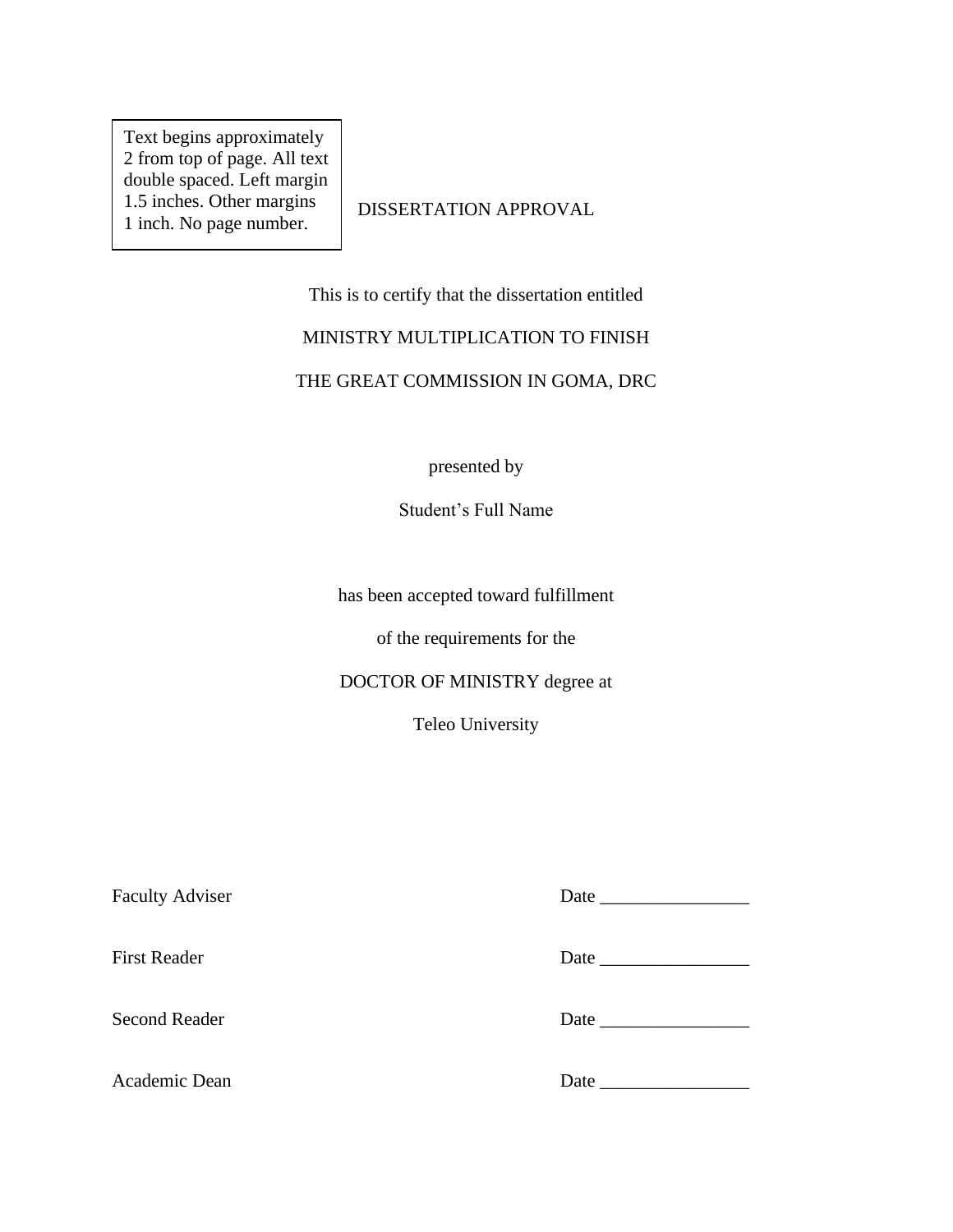Text begins approximately 2 from top of page. All text double spaced. Left margin 1.5 inches. Other margins 1 inch. No page number.

DISSERTATION APPROVAL

This is to certify that the dissertation entitled

MINISTRY MULTIPLICATION TO FINISH

THE GREAT COMMISSION IN GOMA, DRC

presented by

Student's Full Name

has been accepted toward fulfillment

of the requirements for the

DOCTOR OF MINISTRY degree at

Teleo University

Faculty Adviser    Date ________________

First Reader    Date ________________

Second Reader    Date ________________

Academic Dean    Date ________________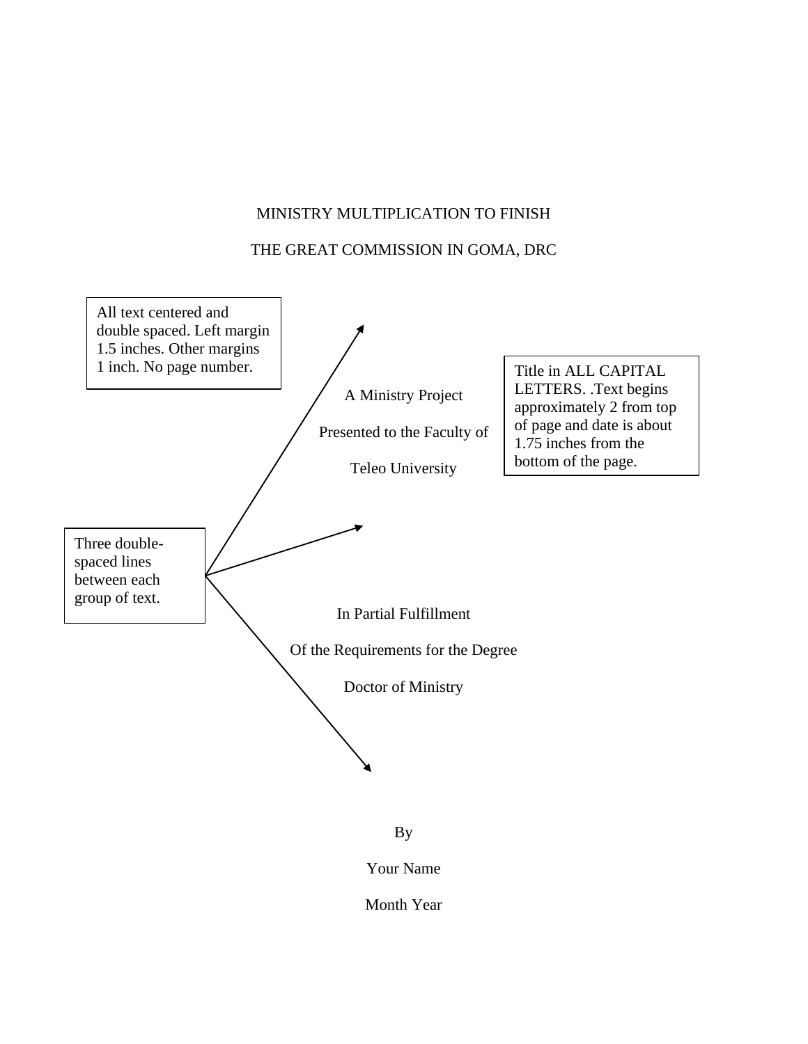MINISTRY MULTIPLICATION TO FINISH

THE GREAT COMMISSION IN GOMA, DRC

All text centered and double spaced. Left margin 1.5 inches. Other margins 1 inch. No page number.

A Ministry Project

Presented to the Faculty of

Teleo University

Title in ALL CAPITAL LETTERS. .Text begins approximately 2 from top of page and date is about 1.75 inches from the bottom of the page.

Three double-spaced lines between each group of text.

In Partial Fulfillment

Of the Requirements for the Degree

Doctor of Ministry

By

Your Name

Month Year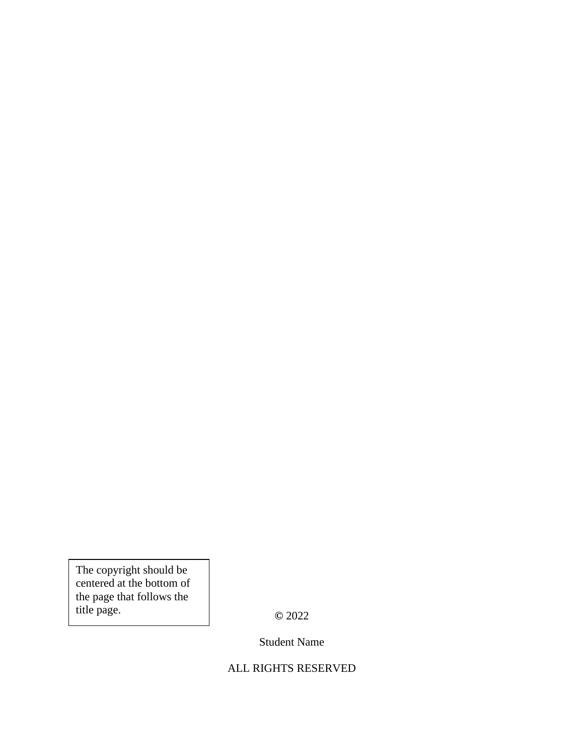The copyright should be centered at the bottom of the page that follows the title page.

© 2022

Student Name

ALL RIGHTS RESERVED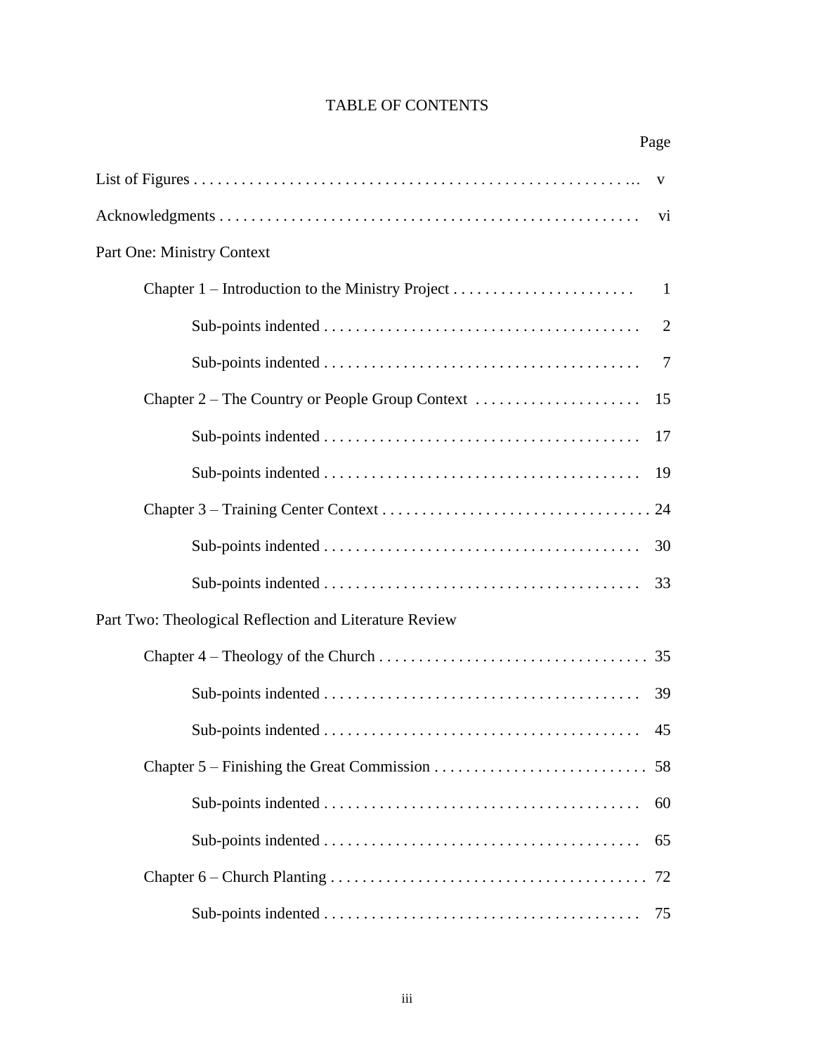# TABLE OF CONTENTS

| | Page |
|---|---|
| List of Figures | v |
| Acknowledgments | vi |
| Part One: Ministry Context | |
| Chapter 1 – Introduction to the Ministry Project | 1 |
| Sub-points indented | 2 |
| Sub-points indented | 7 |
| Chapter 2 – The Country or People Group Context | 15 |
| Sub-points indented | 17 |
| Sub-points indented | 19 |
| Chapter 3 – Training Center Context | 24 |
| Sub-points indented | 30 |
| Sub-points indented | 33 |
| Part Two: Theological Reflection and Literature Review | |
| Chapter 4 – Theology of the Church | 35 |
| Sub-points indented | 39 |
| Sub-points indented | 45 |
| Chapter 5 – Finishing the Great Commission | 58 |
| Sub-points indented | 60 |
| Sub-points indented | 65 |
| Chapter 6 – Church Planting | 72 |
| Sub-points indented | 75 |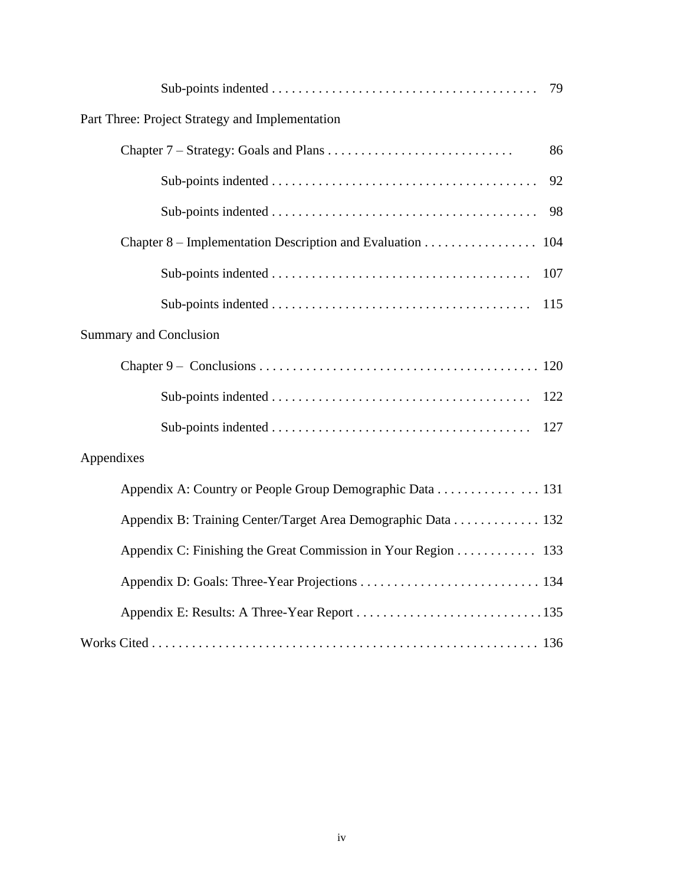Sub-points indented . . . . . . . . . . . . . . . . . . . . . . . . . . . . . . . . . . . . . . . 79

Part Three: Project Strategy and Implementation

Chapter 7 – Strategy: Goals and Plans . . . . . . . . . . . . . . . . . . . . . . . . . . . . 86

Sub-points indented . . . . . . . . . . . . . . . . . . . . . . . . . . . . . . . . . . . . . . . 92

Sub-points indented . . . . . . . . . . . . . . . . . . . . . . . . . . . . . . . . . . . . . . . 98

Chapter 8 – Implementation Description and Evaluation . . . . . . . . . . . . . . . . . 104

Sub-points indented . . . . . . . . . . . . . . . . . . . . . . . . . . . . . . . . . . . . . . 107

Sub-points indented . . . . . . . . . . . . . . . . . . . . . . . . . . . . . . . . . . . . . . 115

Summary and Conclusion

Chapter 9 – Conclusions . . . . . . . . . . . . . . . . . . . . . . . . . . . . . . . . . . . . . . . . . . 120

Sub-points indented . . . . . . . . . . . . . . . . . . . . . . . . . . . . . . . . . . . . . . 122

Sub-points indented . . . . . . . . . . . . . . . . . . . . . . . . . . . . . . . . . . . . . . 127

Appendixes

Appendix A: Country or People Group Demographic Data . . . . . . . . . . . . . . . . 131

Appendix B: Training Center/Target Area Demographic Data . . . . . . . . . . . . . 132

Appendix C: Finishing the Great Commission in Your Region . . . . . . . . . . . . 133

Appendix D: Goals: Three-Year Projections . . . . . . . . . . . . . . . . . . . . . . . . . . . 134

Appendix E: Results: A Three-Year Report . . . . . . . . . . . . . . . . . . . . . . . . . . . . 135

Works Cited . . . . . . . . . . . . . . . . . . . . . . . . . . . . . . . . . . . . . . . . . . . . . . . . . . . . . . . 136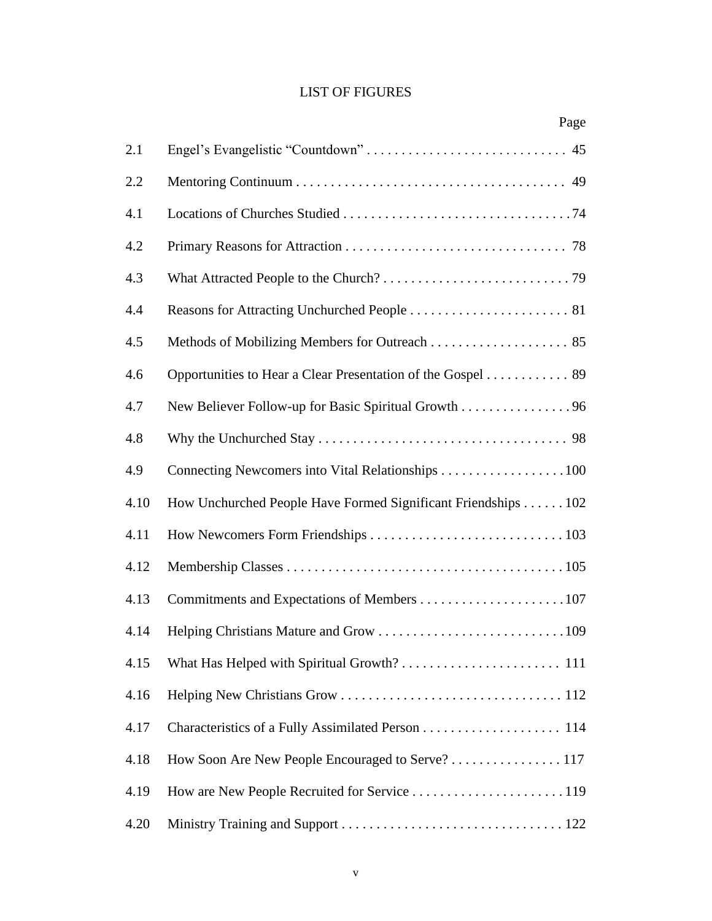# LIST OF FIGURES

| | | Page |
|---|---|---|
| 2.1 | Engel's Evangelistic "Countdown" | 45 |
| 2.2 | Mentoring Continuum | 49 |
| 4.1 | Locations of Churches Studied | 74 |
| 4.2 | Primary Reasons for Attraction | 78 |
| 4.3 | What Attracted People to the Church? | 79 |
| 4.4 | Reasons for Attracting Unchurched People | 81 |
| 4.5 | Methods of Mobilizing Members for Outreach | 85 |
| 4.6 | Opportunities to Hear a Clear Presentation of the Gospel | 89 |
| 4.7 | New Believer Follow-up for Basic Spiritual Growth | 96 |
| 4.8 | Why the Unchurched Stay | 98 |
| 4.9 | Connecting Newcomers into Vital Relationships | 100 |
| 4.10 | How Unchurched People Have Formed Significant Friendships | 102 |
| 4.11 | How Newcomers Form Friendships | 103 |
| 4.12 | Membership Classes | 105 |
| 4.13 | Commitments and Expectations of Members | 107 |
| 4.14 | Helping Christians Mature and Grow | 109 |
| 4.15 | What Has Helped with Spiritual Growth? | 111 |
| 4.16 | Helping New Christians Grow | 112 |
| 4.17 | Characteristics of a Fully Assimilated Person | 114 |
| 4.18 | How Soon Are New People Encouraged to Serve? | 117 |
| 4.19 | How are New People Recruited for Service | 119 |
| 4.20 | Ministry Training and Support | 122 |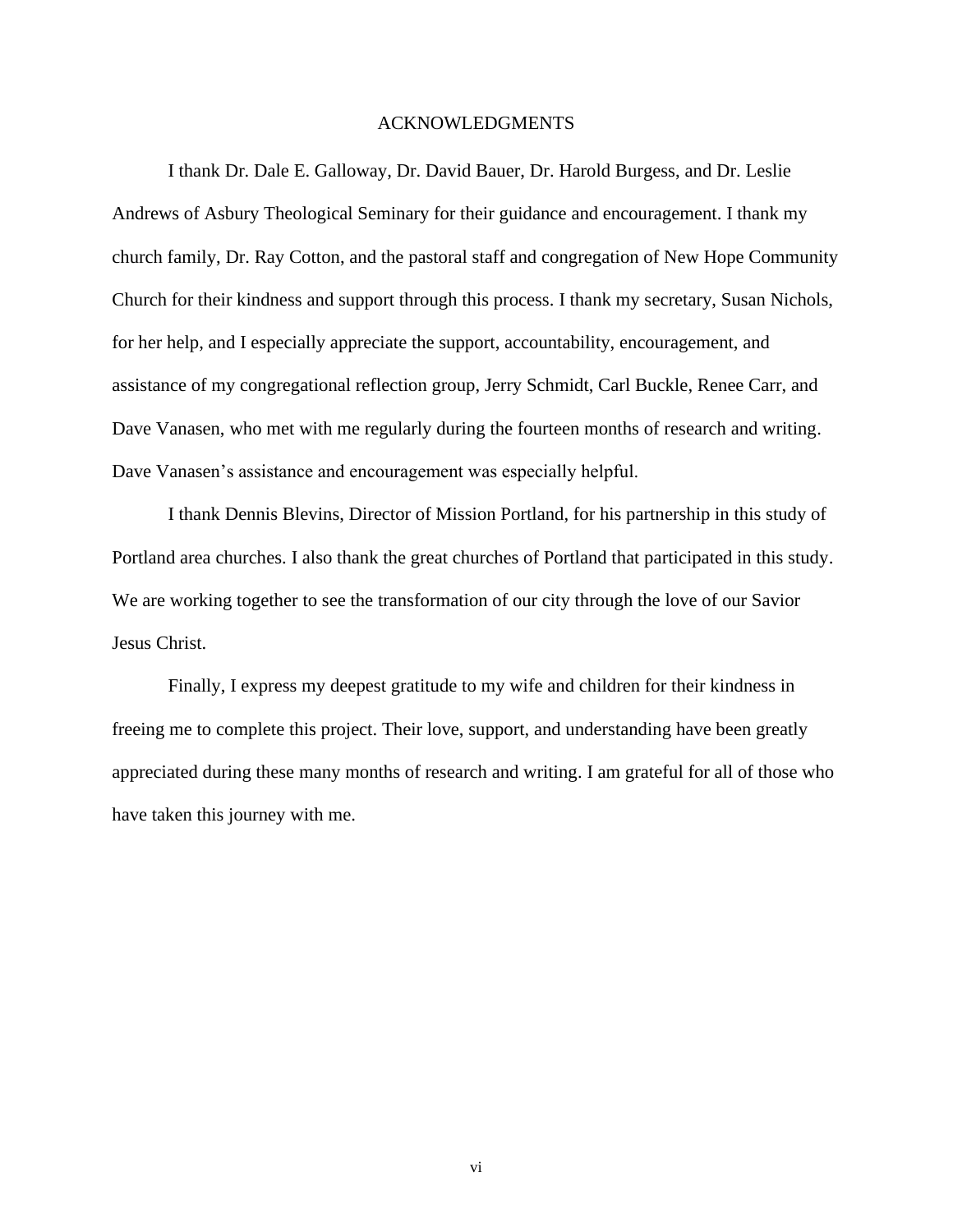# ACKNOWLEDGMENTS

I thank Dr. Dale E. Galloway, Dr. David Bauer, Dr. Harold Burgess, and Dr. Leslie Andrews of Asbury Theological Seminary for their guidance and encouragement. I thank my church family, Dr. Ray Cotton, and the pastoral staff and congregation of New Hope Community Church for their kindness and support through this process. I thank my secretary, Susan Nichols, for her help, and I especially appreciate the support, accountability, encouragement, and assistance of my congregational reflection group, Jerry Schmidt, Carl Buckle, Renee Carr, and Dave Vanasen, who met with me regularly during the fourteen months of research and writing. Dave Vanasen's assistance and encouragement was especially helpful.

I thank Dennis Blevins, Director of Mission Portland, for his partnership in this study of Portland area churches. I also thank the great churches of Portland that participated in this study. We are working together to see the transformation of our city through the love of our Savior Jesus Christ.

Finally, I express my deepest gratitude to my wife and children for their kindness in freeing me to complete this project. Their love, support, and understanding have been greatly appreciated during these many months of research and writing. I am grateful for all of those who have taken this journey with me.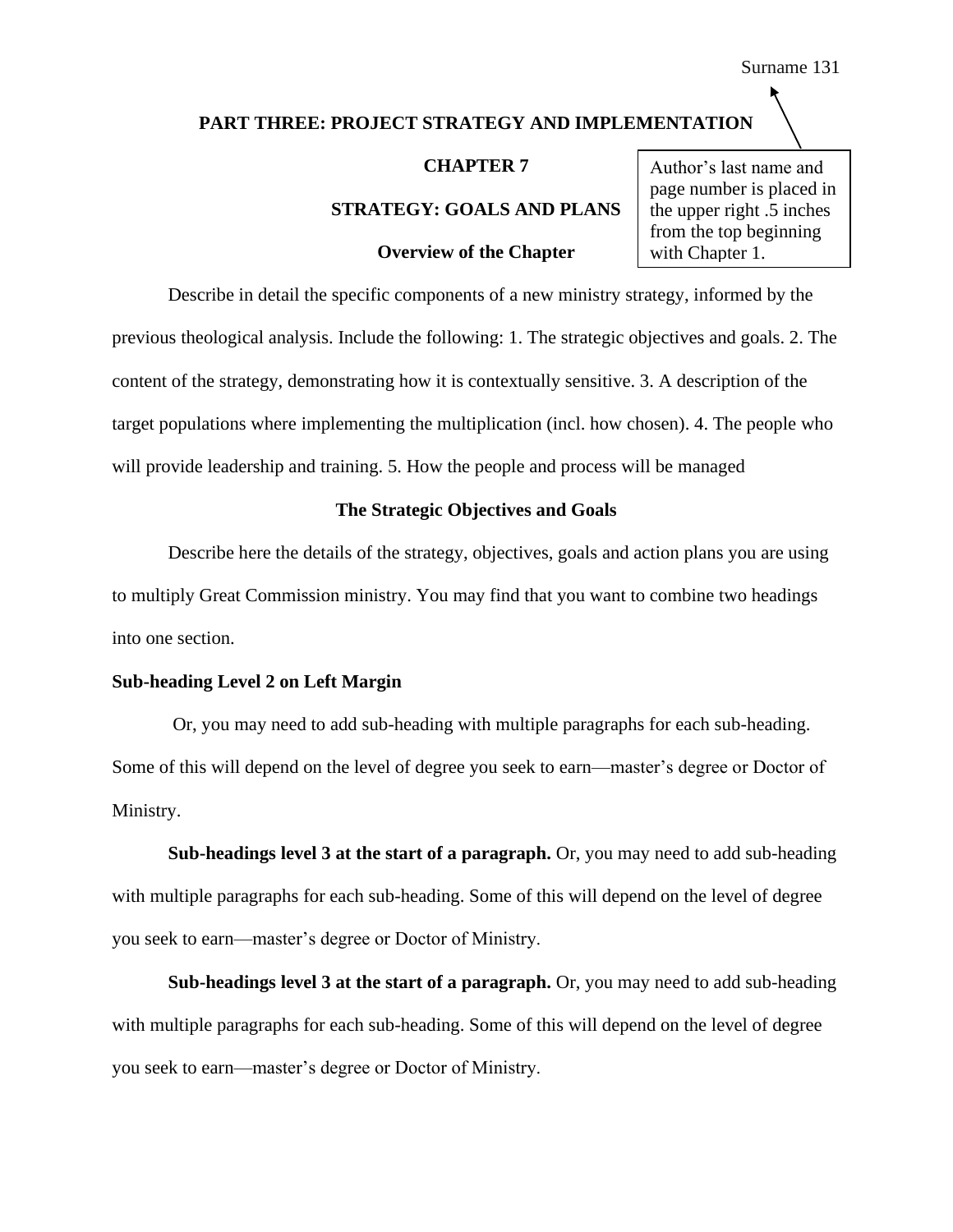# PART THREE: PROJECT STRATEGY AND IMPLEMENTATION

## CHAPTER 7

## STRATEGY: GOALS AND PLANS

Author's last name and page number is placed in the upper right .5 inches from the top beginning with Chapter 1.

### Overview of the Chapter

Describe in detail the specific components of a new ministry strategy, informed by the previous theological analysis. Include the following: 1. The strategic objectives and goals. 2. The content of the strategy, demonstrating how it is contextually sensitive. 3. A description of the target populations where implementing the multiplication (incl. how chosen). 4. The people who will provide leadership and training. 5. How the people and process will be managed

### The Strategic Objectives and Goals

Describe here the details of the strategy, objectives, goals and action plans you are using to multiply Great Commission ministry. You may find that you want to combine two headings into one section.

#### Sub-heading Level 2 on Left Margin

Or, you may need to add sub-heading with multiple paragraphs for each sub-heading. Some of this will depend on the level of degree you seek to earn—master's degree or Doctor of Ministry.

**Sub-headings level 3 at the start of a paragraph.** Or, you may need to add sub-heading with multiple paragraphs for each sub-heading. Some of this will depend on the level of degree you seek to earn—master's degree or Doctor of Ministry.

**Sub-headings level 3 at the start of a paragraph.** Or, you may need to add sub-heading with multiple paragraphs for each sub-heading. Some of this will depend on the level of degree you seek to earn—master's degree or Doctor of Ministry.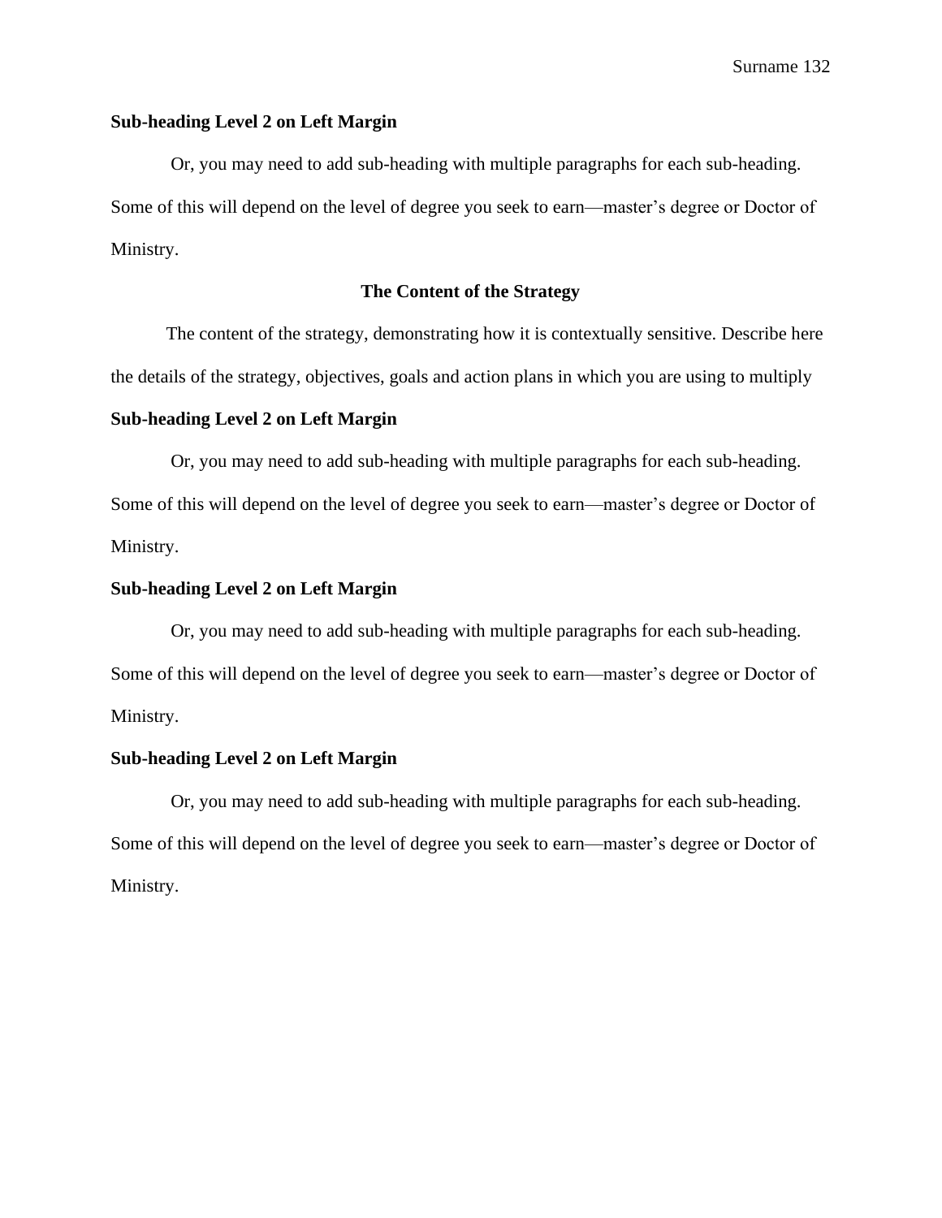### Sub-heading Level 2 on Left Margin

Or, you may need to add sub-heading with multiple paragraphs for each sub-heading. Some of this will depend on the level of degree you seek to earn—master's degree or Doctor of Ministry.

## The Content of the Strategy

The content of the strategy, demonstrating how it is contextually sensitive. Describe here the details of the strategy, objectives, goals and action plans in which you are using to multiply

### Sub-heading Level 2 on Left Margin

Or, you may need to add sub-heading with multiple paragraphs for each sub-heading. Some of this will depend on the level of degree you seek to earn—master's degree or Doctor of Ministry.

### Sub-heading Level 2 on Left Margin

Or, you may need to add sub-heading with multiple paragraphs for each sub-heading. Some of this will depend on the level of degree you seek to earn—master's degree or Doctor of Ministry.

### Sub-heading Level 2 on Left Margin

Or, you may need to add sub-heading with multiple paragraphs for each sub-heading. Some of this will depend on the level of degree you seek to earn—master's degree or Doctor of Ministry.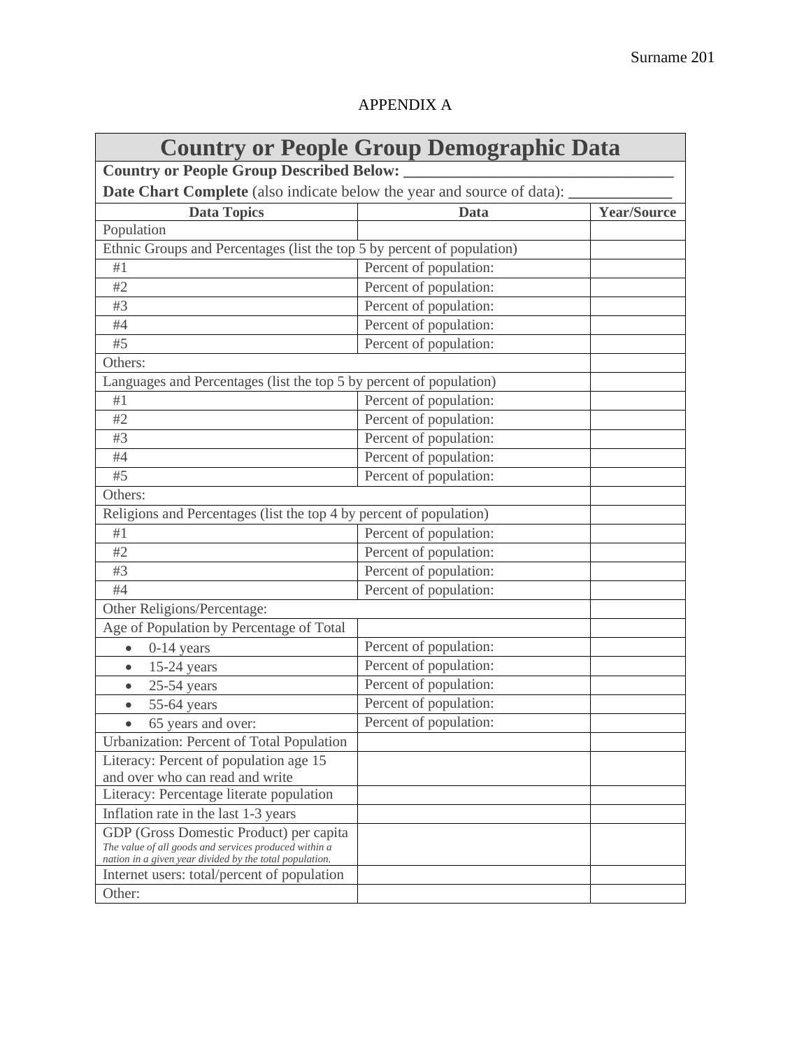APPENDIX A

| Country or People Group Demographic Data | | |
|---|---|---|
| **Country or People Group Described Below:** ________________________________ | | |
| **Date Chart Complete** (also indicate below the year and source of data): _____________ | | |
| **Data Topics** | **Data** | **Year/Source** |
| Population | | |
| Ethnic Groups and Percentages (list the top 5 by percent of population) | | |
| #1 | Percent of population: | |
| #2 | Percent of population: | |
| #3 | Percent of population: | |
| #4 | Percent of population: | |
| #5 | Percent of population: | |
| Others: | | |
| Languages and Percentages (list the top 5 by percent of population) | | |
| #1 | Percent of population: | |
| #2 | Percent of population: | |
| #3 | Percent of population: | |
| #4 | Percent of population: | |
| #5 | Percent of population: | |
| Others: | | |
| Religions and Percentages (list the top 4 by percent of population) | | |
| #1 | Percent of population: | |
| #2 | Percent of population: | |
| #3 | Percent of population: | |
| #4 | Percent of population: | |
| Other Religions/Percentage: | | |
| Age of Population by Percentage of Total | | |
| • 0-14 years | Percent of population: | |
| • 15-24 years | Percent of population: | |
| • 25-54 years | Percent of population: | |
| • 55-64 years | Percent of population: | |
| • 65 years and over: | Percent of population: | |
| Urbanization: Percent of Total Population | | |
| Literacy: Percent of population age 15 and over who can read and write | | |
| Literacy: Percentage literate population | | |
| Inflation rate in the last 1-3 years | | |
| GDP (Gross Domestic Product) per capita *The value of all goods and services produced within a nation in a given year divided by the total population.* | | |
| Internet users: total/percent of population | | |
| Other: | | |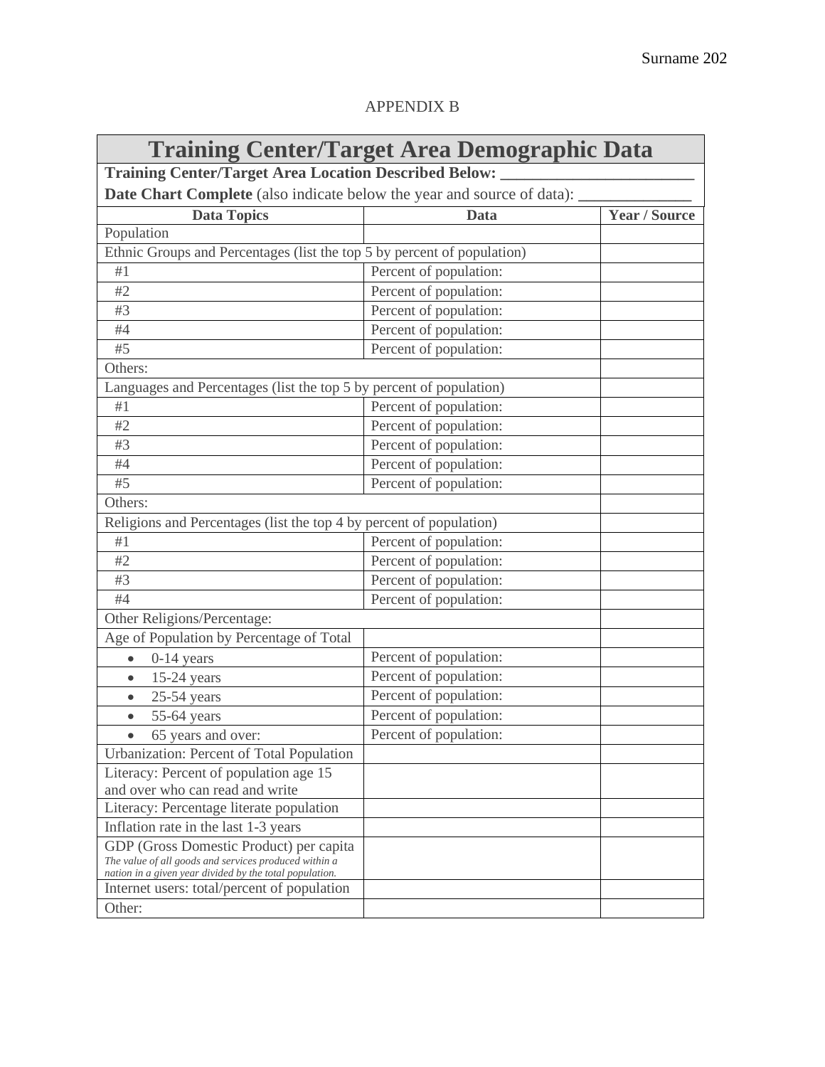APPENDIX B

| Training Center/Target Area Demographic Data | | |
|---|---|---|
| **Training Center/Target Area Location Described Below:** ________________________ | | |
| **Date Chart Complete** (also indicate below the year and source of data): ______________ | | |
| **Data Topics** | **Data** | **Year / Source** |
| Population | | |
| Ethnic Groups and Percentages (list the top 5 by percent of population) | | |
| #1 | Percent of population: | |
| #2 | Percent of population: | |
| #3 | Percent of population: | |
| #4 | Percent of population: | |
| #5 | Percent of population: | |
| Others: | | |
| Languages and Percentages (list the top 5 by percent of population) | | |
| #1 | Percent of population: | |
| #2 | Percent of population: | |
| #3 | Percent of population: | |
| #4 | Percent of population: | |
| #5 | Percent of population: | |
| Others: | | |
| Religions and Percentages (list the top 4 by percent of population) | | |
| #1 | Percent of population: | |
| #2 | Percent of population: | |
| #3 | Percent of population: | |
| #4 | Percent of population: | |
| Other Religions/Percentage: | | |
| Age of Population by Percentage of Total | | |
| • 0-14 years | Percent of population: | |
| • 15-24 years | Percent of population: | |
| • 25-54 years | Percent of population: | |
| • 55-64 years | Percent of population: | |
| • 65 years and over: | Percent of population: | |
| Urbanization: Percent of Total Population | | |
| Literacy: Percent of population age 15 and over who can read and write | | |
| Literacy: Percentage literate population | | |
| Inflation rate in the last 1-3 years | | |
| GDP (Gross Domestic Product) per capita *The value of all goods and services produced within a nation in a given year divided by the total population.* | | |
| Internet users: total/percent of population | | |
| Other: | | |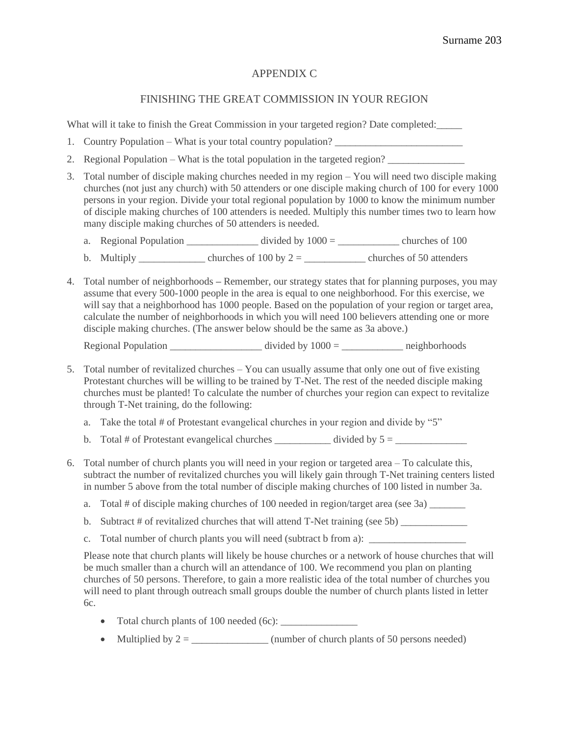# APPENDIX C

## FINISHING THE GREAT COMMISSION IN YOUR REGION

What will it take to finish the Great Commission in your targeted region? Date completed:_____

1. Country Population – What is your total country population? _________________________
2. Regional Population – What is the total population in the targeted region? _______________
3. Total number of disciple making churches needed in my region – You will need two disciple making churches (not just any church) with 50 attenders or one disciple making church of 100 for every 1000 persons in your region. Divide your total regional population by 1000 to know the minimum number of disciple making churches of 100 attenders is needed. Multiply this number times two to learn how many disciple making churches of 50 attenders is needed.

   a. Regional Population ______________ divided by 1000 = ____________ churches of 100

   b. Multiply _____________ churches of 100 by 2 = ____________ churches of 50 attenders

4. Total number of neighborhoods – Remember, our strategy states that for planning purposes, you may assume that every 500-1000 people in the area is equal to one neighborhood. For this exercise, we will say that a neighborhood has 1000 people. Based on the population of your region or target area, calculate the number of neighborhoods in which you will need 100 believers attending one or more disciple making churches. (The answer below should be the same as 3a above.)

   Regional Population __________________ divided by 1000 = ____________ neighborhoods

5. Total number of revitalized churches – You can usually assume that only one out of five existing Protestant churches will be willing to be trained by T-Net. The rest of the needed disciple making churches must be planted! To calculate the number of churches your region can expect to revitalize through T-Net training, do the following:

   a. Take the total # of Protestant evangelical churches in your region and divide by "5"

   b. Total # of Protestant evangelical churches ___________ divided by 5 = ______________

6. Total number of church plants you will need in your region or targeted area – To calculate this, subtract the number of revitalized churches you will likely gain through T-Net training centers listed in number 5 above from the total number of disciple making churches of 100 listed in number 3a.

   a. Total # of disciple making churches of 100 needed in region/target area (see 3a) _______

   b. Subtract # of revitalized churches that will attend T-Net training (see 5b) _____________

   c. Total number of church plants you will need (subtract b from a): ___________________

   Please note that church plants will likely be house churches or a network of house churches that will be much smaller than a church will an attendance of 100. We recommend you plan on planting churches of 50 persons. Therefore, to gain a more realistic idea of the total number of churches you will need to plant through outreach small groups double the number of church plants listed in letter 6c.

   - Total church plants of 100 needed (6c): _______________
   - Multiplied by 2 = _______________ (number of church plants of 50 persons needed)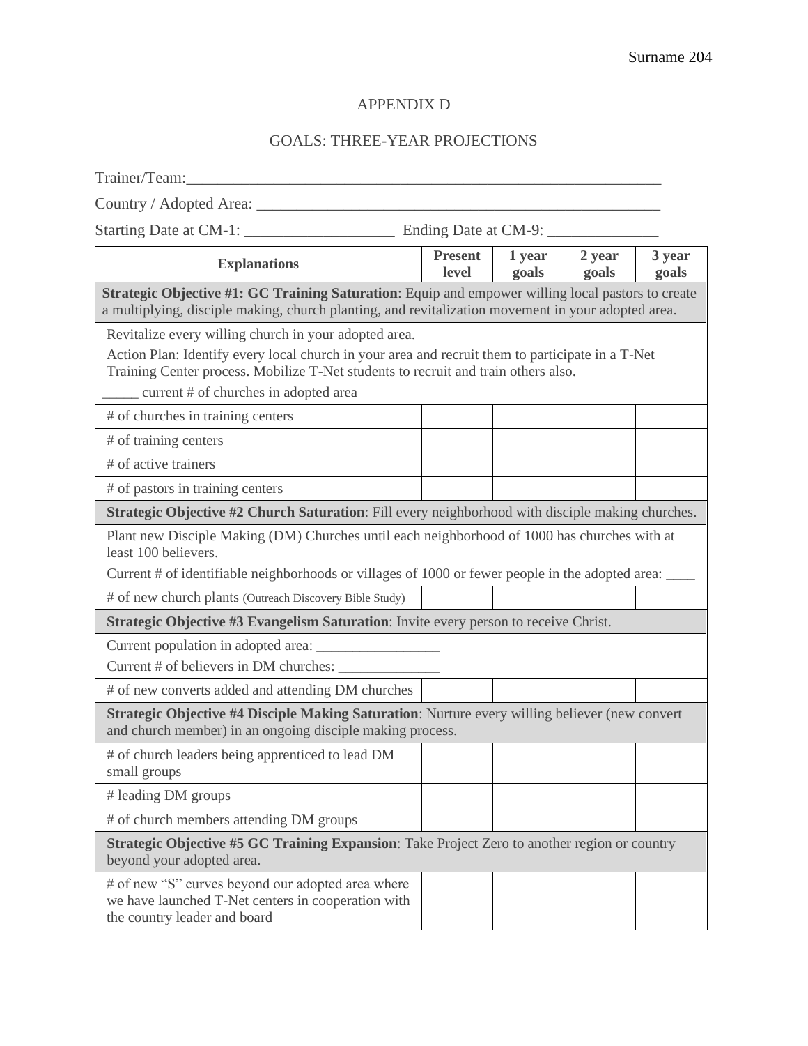# APPENDIX D

## GOALS: THREE-YEAR PROJECTIONS

Trainer/Team:_______________________________________________________________

Country / Adopted Area: _____________________________________________________

Starting Date at CM-1: ___________________ Ending Date at CM-9: ______________

| Explanations | Present level | 1 year goals | 2 year goals | 3 year goals |
|---|---|---|---|---|
| **Strategic Objective #1: GC Training Saturation**: Equip and empower willing local pastors to create a multiplying, disciple making, church planting, and revitalization movement in your adopted area. | | | | |
| Revitalize every willing church in your adopted area.<br>Action Plan: Identify every local church in your area and recruit them to participate in a T-Net Training Center process. Mobilize T-Net students to recruit and train others also.<br>_____ current # of churches in adopted area | | | | |
| # of churches in training centers | | | | |
| # of training centers | | | | |
| # of active trainers | | | | |
| # of pastors in training centers | | | | |
| **Strategic Objective #2 Church Saturation**: Fill every neighborhood with disciple making churches. | | | | |
| Plant new Disciple Making (DM) Churches until each neighborhood of 1000 has churches with at least 100 believers.<br>Current # of identifiable neighborhoods or villages of 1000 or fewer people in the adopted area: ____ | | | | |
| # of new church plants (Outreach Discovery Bible Study) | | | | |
| **Strategic Objective #3 Evangelism Saturation**: Invite every person to receive Christ. | | | | |
| Current population in adopted area: _________________<br>Current # of believers in DM churches: ______________ | | | | |
| # of new converts added and attending DM churches | | | | |
| **Strategic Objective #4 Disciple Making Saturation**: Nurture every willing believer (new convert and church member) in an ongoing disciple making process. | | | | |
| # of church leaders being apprenticed to lead DM small groups | | | | |
| # leading DM groups | | | | |
| # of church members attending DM groups | | | | |
| **Strategic Objective #5 GC Training Expansion**: Take Project Zero to another region or country beyond your adopted area. | | | | |
| # of new "S" curves beyond our adopted area where we have launched T-Net centers in cooperation with the country leader and board | | | | |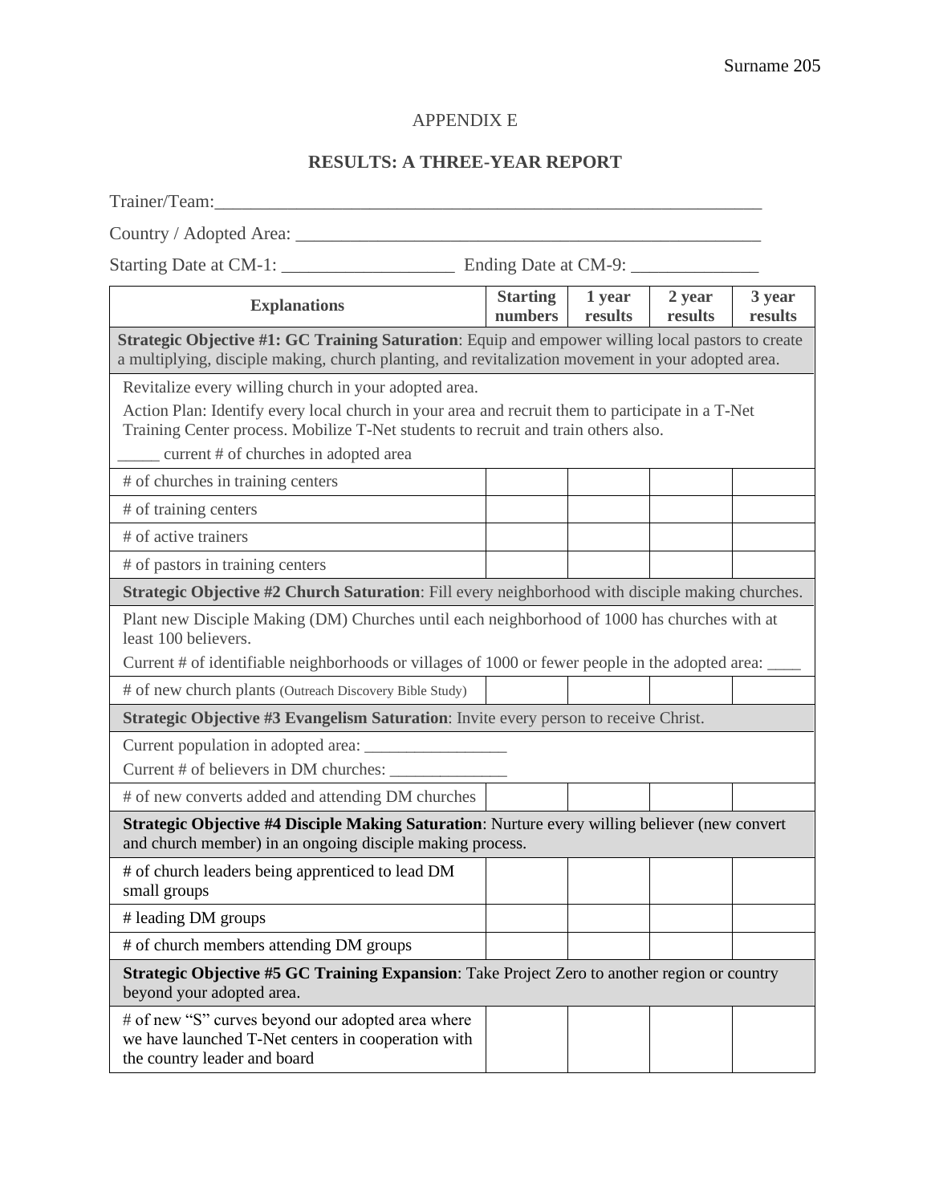APPENDIX E

**RESULTS: A THREE-YEAR REPORT**

Trainer/Team:_______________________________________________________________

Country / Adopted Area: _____________________________________________________

Starting Date at CM-1: ___________________  Ending Date at CM-9: ______________

| Explanations | Starting numbers | 1 year results | 2 year results | 3 year results |
|---|---|---|---|---|
| **Strategic Objective #1: GC Training Saturation**: Equip and empower willing local pastors to create a multiplying, disciple making, church planting, and revitalization movement in your adopted area. | | | | |
| Revitalize every willing church in your adopted area. Action Plan: Identify every local church in your area and recruit them to participate in a T-Net Training Center process. Mobilize T-Net students to recruit and train others also. _____ current # of churches in adopted area | | | | |
| # of churches in training centers | | | | |
| # of training centers | | | | |
| # of active trainers | | | | |
| # of pastors in training centers | | | | |
| **Strategic Objective #2 Church Saturation**: Fill every neighborhood with disciple making churches. | | | | |
| Plant new Disciple Making (DM) Churches until each neighborhood of 1000 has churches with at least 100 believers. Current # of identifiable neighborhoods or villages of 1000 or fewer people in the adopted area: ____ | | | | |
| # of new church plants (Outreach Discovery Bible Study) | | | | |
| **Strategic Objective #3 Evangelism Saturation**: Invite every person to receive Christ. | | | | |
| Current population in adopted area: _________________ Current # of believers in DM churches: ______________ | | | | |
| # of new converts added and attending DM churches | | | | |
| **Strategic Objective #4 Disciple Making Saturation**: Nurture every willing believer (new convert and church member) in an ongoing disciple making process. | | | | |
| # of church leaders being apprenticed to lead DM small groups | | | | |
| # leading DM groups | | | | |
| # of church members attending DM groups | | | | |
| **Strategic Objective #5 GC Training Expansion**: Take Project Zero to another region or country beyond your adopted area. | | | | |
| # of new "S" curves beyond our adopted area where we have launched T-Net centers in cooperation with the country leader and board | | | | |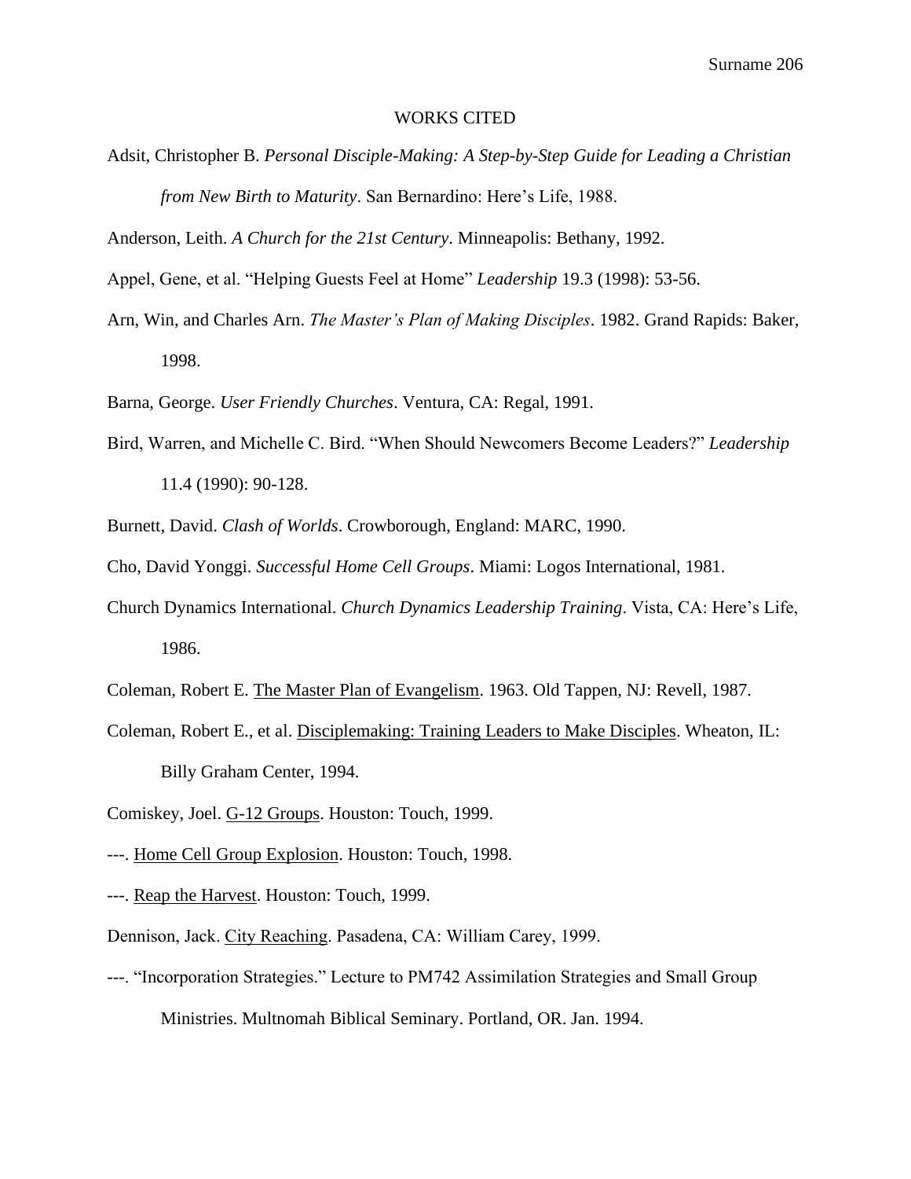# WORKS CITED

Adsit, Christopher B. *Personal Disciple-Making: A Step-by-Step Guide for Leading a Christian from New Birth to Maturity*. San Bernardino: Here's Life, 1988.

Anderson, Leith. *A Church for the 21st Century*. Minneapolis: Bethany, 1992.

Appel, Gene, et al. "Helping Guests Feel at Home" *Leadership* 19.3 (1998): 53-56.

Arn, Win, and Charles Arn. *The Master's Plan of Making Disciples*. 1982. Grand Rapids: Baker, 1998.

Barna, George. *User Friendly Churches*. Ventura, CA: Regal, 1991.

Bird, Warren, and Michelle C. Bird. "When Should Newcomers Become Leaders?" *Leadership* 11.4 (1990): 90-128.

Burnett, David. *Clash of Worlds*. Crowborough, England: MARC, 1990.

Cho, David Yonggi. *Successful Home Cell Groups*. Miami: Logos International, 1981.

Church Dynamics International. *Church Dynamics Leadership Training*. Vista, CA: Here's Life, 1986.

Coleman, Robert E. <u>The Master Plan of Evangelism</u>. 1963. Old Tappen, NJ: Revell, 1987.

Coleman, Robert E., et al. <u>Disciplemaking: Training Leaders to Make Disciples</u>. Wheaton, IL: Billy Graham Center, 1994.

Comiskey, Joel. <u>G-12 Groups</u>. Houston: Touch, 1999.

---. <u>Home Cell Group Explosion</u>. Houston: Touch, 1998.

---. <u>Reap the Harvest</u>. Houston: Touch, 1999.

Dennison, Jack. <u>City Reaching</u>. Pasadena, CA: William Carey, 1999.

---. "Incorporation Strategies." Lecture to PM742 Assimilation Strategies and Small Group Ministries. Multnomah Biblical Seminary. Portland, OR. Jan. 1994.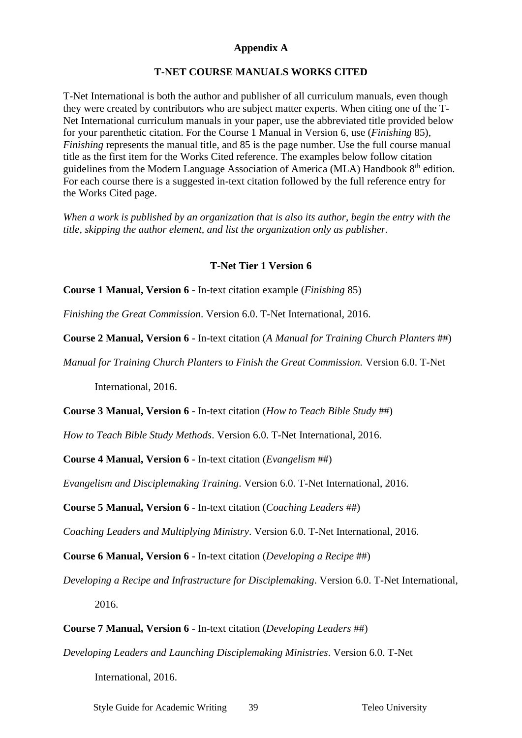## Appendix A

### T-NET COURSE MANUALS WORKS CITED

T-Net International is both the author and publisher of all curriculum manuals, even though they were created by contributors who are subject matter experts. When citing one of the T-Net International curriculum manuals in your paper, use the abbreviated title provided below for your parenthetic citation. For the Course 1 Manual in Version 6, use (*Finishing* 85), *Finishing* represents the manual title, and 85 is the page number. Use the full course manual title as the first item for the Works Cited reference. The examples below follow citation guidelines from the Modern Language Association of America (MLA) Handbook 8th edition. For each course there is a suggested in-text citation followed by the full reference entry for the Works Cited page.

*When a work is published by an organization that is also its author, begin the entry with the title, skipping the author element, and list the organization only as publisher.*

### T-Net Tier 1 Version 6

**Course 1 Manual, Version 6** - In-text citation example (*Finishing* 85)

*Finishing the Great Commission*. Version 6.0. T-Net International, 2016.

**Course 2 Manual, Version 6** - In-text citation (*A Manual for Training Church Planters* ##)

*Manual for Training Church Planters to Finish the Great Commission.* Version 6.0. T-Net International, 2016.

**Course 3 Manual, Version 6** - In-text citation (*How to Teach Bible Study* ##)

*How to Teach Bible Study Methods*. Version 6.0. T-Net International, 2016.

**Course 4 Manual, Version 6** - In-text citation (*Evangelism* ##)

*Evangelism and Disciplemaking Training*. Version 6.0. T-Net International, 2016.

**Course 5 Manual, Version 6** - In-text citation (*Coaching Leaders* ##)

*Coaching Leaders and Multiplying Ministry*. Version 6.0. T-Net International, 2016.

**Course 6 Manual, Version 6** - In-text citation (*Developing a Recipe* ##)

*Developing a Recipe and Infrastructure for Disciplemaking*. Version 6.0. T-Net International, 2016.

**Course 7 Manual, Version 6** - In-text citation (*Developing Leaders* ##)

*Developing Leaders and Launching Disciplemaking Ministries*. Version 6.0. T-Net International, 2016.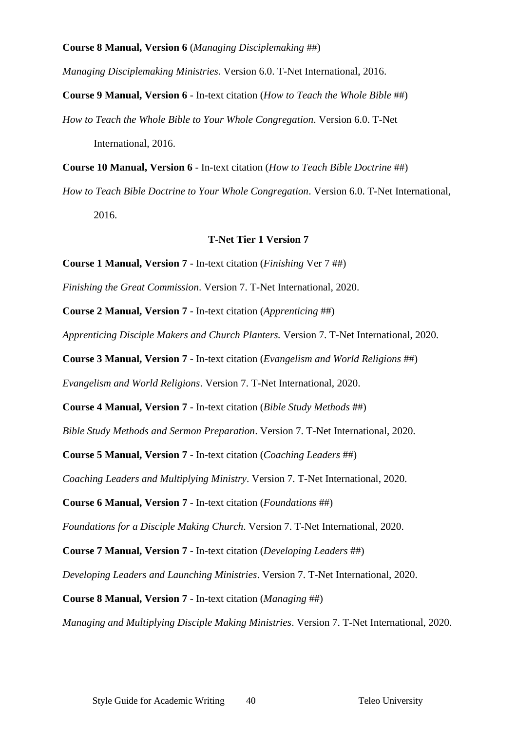**Course 8 Manual, Version 6** (*Managing Disciplemaking* ##)

*Managing Disciplemaking Ministries*. Version 6.0. T-Net International, 2016.

**Course 9 Manual, Version 6** - In-text citation (*How to Teach the Whole Bible* ##)

*How to Teach the Whole Bible to Your Whole Congregation*. Version 6.0. T-Net International, 2016.

**Course 10 Manual, Version 6** - In-text citation (*How to Teach Bible Doctrine* ##)

*How to Teach Bible Doctrine to Your Whole Congregation*. Version 6.0. T-Net International, 2016.

**T-Net Tier 1 Version 7**

**Course 1 Manual, Version 7** - In-text citation (*Finishing* Ver 7 ##)

*Finishing the Great Commission*. Version 7. T-Net International, 2020.

**Course 2 Manual, Version 7** - In-text citation (*Apprenticing* ##)

*Apprenticing Disciple Makers and Church Planters.* Version 7. T-Net International, 2020.

**Course 3 Manual, Version 7** - In-text citation (*Evangelism and World Religions* ##)

*Evangelism and World Religions*. Version 7. T-Net International, 2020.

**Course 4 Manual, Version 7** - In-text citation (*Bible Study Methods* ##)

*Bible Study Methods and Sermon Preparation*. Version 7. T-Net International, 2020.

**Course 5 Manual, Version 7** - In-text citation (*Coaching Leaders* ##)

*Coaching Leaders and Multiplying Ministry*. Version 7. T-Net International, 2020.

**Course 6 Manual, Version 7** - In-text citation (*Foundations* ##)

*Foundations for a Disciple Making Church*. Version 7. T-Net International, 2020.

**Course 7 Manual, Version 7** - In-text citation (*Developing Leaders* ##)

*Developing Leaders and Launching Ministries*. Version 7. T-Net International, 2020.

**Course 8 Manual, Version 7** - In-text citation (*Managing* ##)

*Managing and Multiplying Disciple Making Ministries*. Version 7. T-Net International, 2020.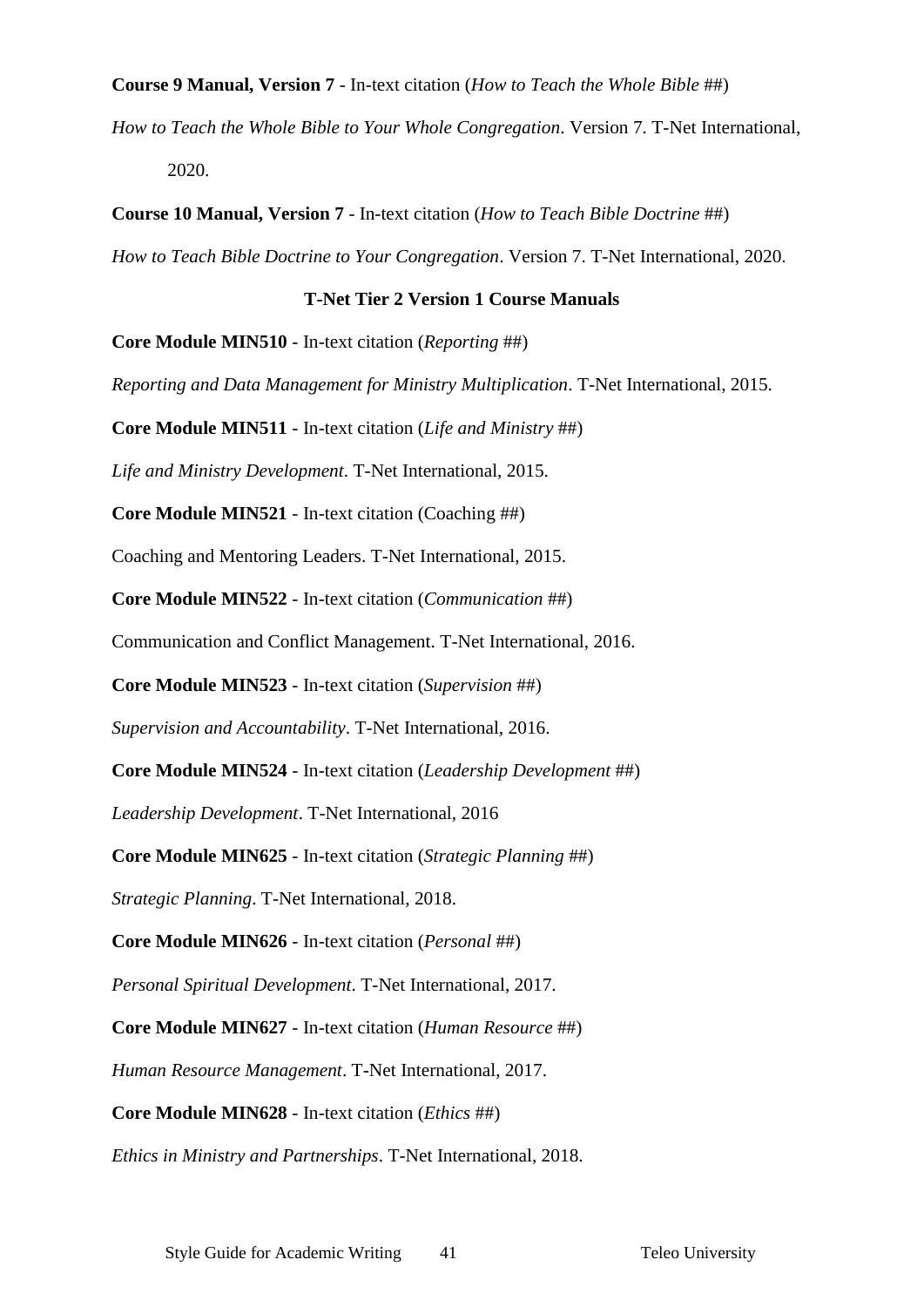**Course 9 Manual, Version 7** - In-text citation (*How to Teach the Whole Bible* ##)

*How to Teach the Whole Bible to Your Whole Congregation*. Version 7. T-Net International, 2020.

**Course 10 Manual, Version 7** - In-text citation (*How to Teach Bible Doctrine* ##)

*How to Teach Bible Doctrine to Your Congregation*. Version 7. T-Net International, 2020.

**T-Net Tier 2 Version 1 Course Manuals**

**Core Module MIN510** - In-text citation (*Reporting* ##)

*Reporting and Data Management for Ministry Multiplication*. T-Net International, 2015.

**Core Module MIN511** - In-text citation (*Life and Ministry* ##)

*Life and Ministry Development*. T-Net International, 2015.

**Core Module MIN521** - In-text citation (Coaching ##)

Coaching and Mentoring Leaders. T-Net International, 2015.

**Core Module MIN522** - In-text citation (*Communication* ##)

Communication and Conflict Management. T-Net International, 2016.

**Core Module MIN523** - In-text citation (*Supervision* ##)

*Supervision and Accountability*. T-Net International, 2016.

**Core Module MIN524** - In-text citation (*Leadership Development* ##)

*Leadership Development*. T-Net International, 2016

**Core Module MIN625** - In-text citation (*Strategic Planning* ##)

*Strategic Planning*. T-Net International, 2018.

**Core Module MIN626** - In-text citation (*Personal* ##)

*Personal Spiritual Development*. T-Net International, 2017.

**Core Module MIN627** - In-text citation (*Human Resource* ##)

*Human Resource Management*. T-Net International, 2017.

**Core Module MIN628** - In-text citation (*Ethics* ##)

*Ethics in Ministry and Partnerships*. T-Net International, 2018.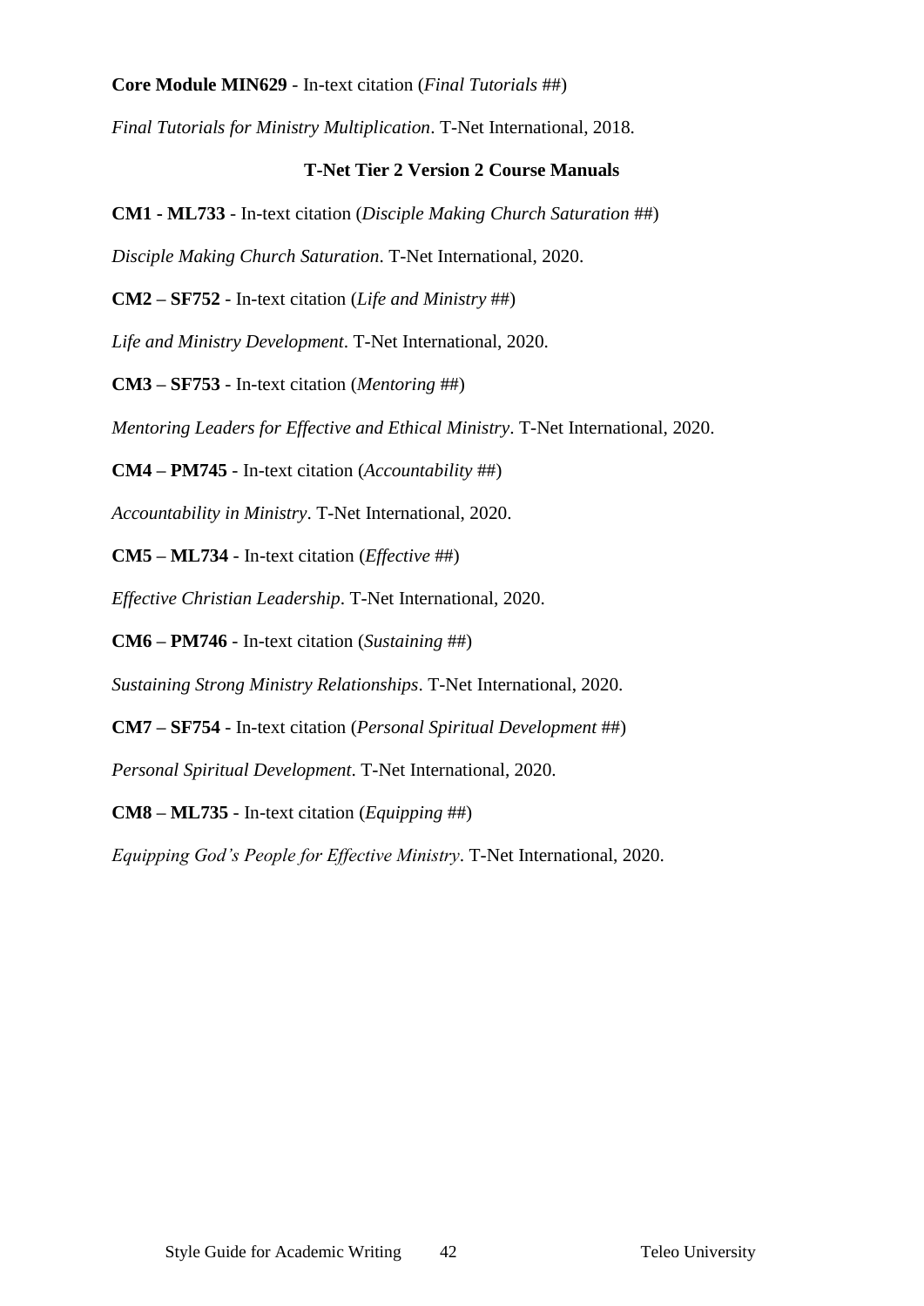**Core Module MIN629** - In-text citation (*Final Tutorials* ##)

*Final Tutorials for Ministry Multiplication*. T-Net International, 2018.

**T-Net Tier 2 Version 2 Course Manuals**

**CM1 - ML733** - In-text citation (*Disciple Making Church Saturation* ##)

*Disciple Making Church Saturation*. T-Net International, 2020.

**CM2 – SF752** - In-text citation (*Life and Ministry* ##)

*Life and Ministry Development*. T-Net International, 2020.

**CM3 – SF753** - In-text citation (*Mentoring* ##)

*Mentoring Leaders for Effective and Ethical Ministry*. T-Net International, 2020.

**CM4 – PM745** - In-text citation (*Accountability* ##)

*Accountability in Ministry*. T-Net International, 2020.

**CM5 – ML734** - In-text citation (*Effective* ##)

*Effective Christian Leadership*. T-Net International, 2020.

**CM6 – PM746** - In-text citation (*Sustaining* ##)

*Sustaining Strong Ministry Relationships*. T-Net International, 2020.

**CM7 – SF754** - In-text citation (*Personal Spiritual Development* ##)

*Personal Spiritual Development*. T-Net International, 2020.

**CM8 – ML735** - In-text citation (*Equipping* ##)

*Equipping God's People for Effective Ministry*. T-Net International, 2020.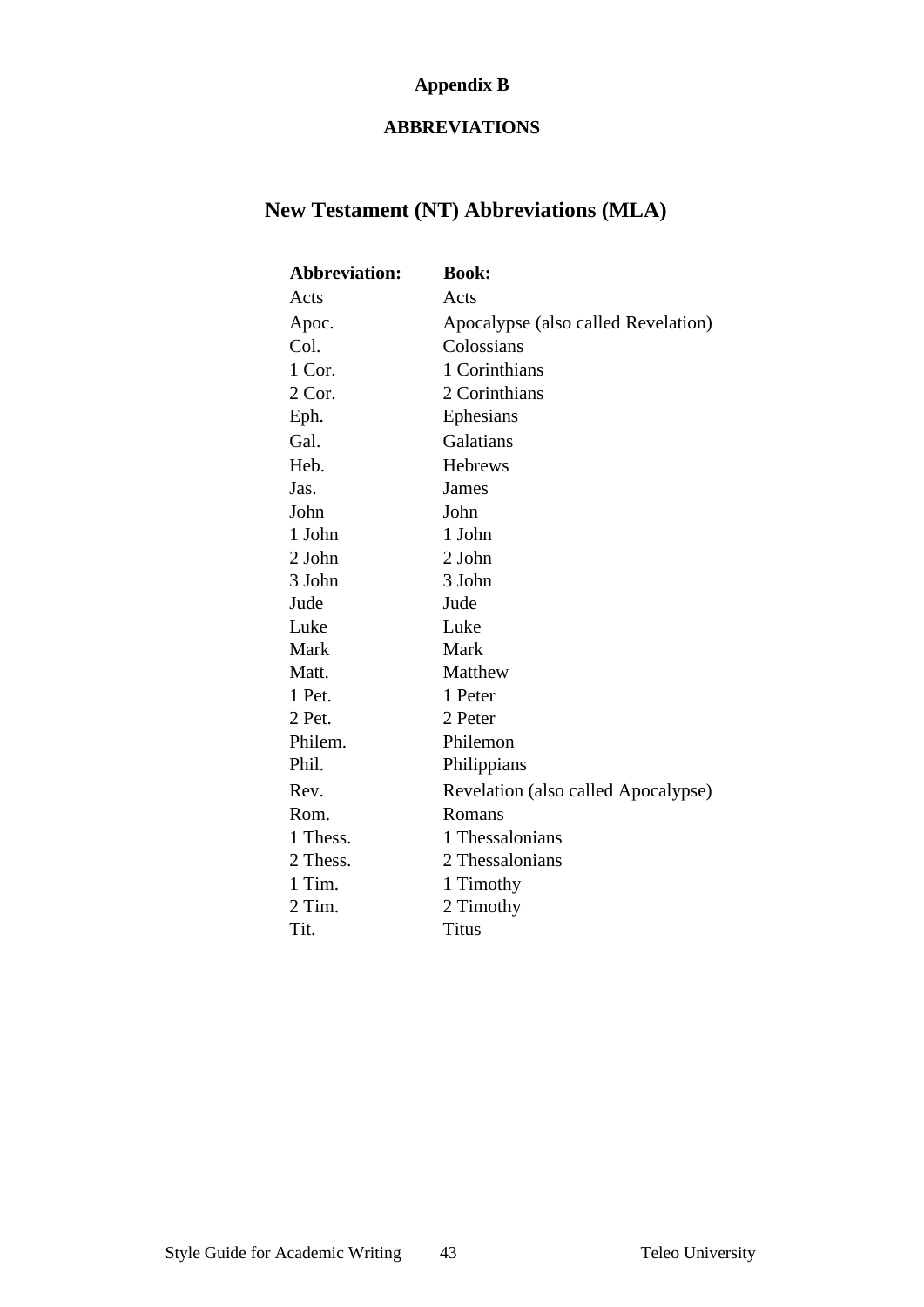**Appendix B**

**ABBREVIATIONS**

## New Testament (NT) Abbreviations (MLA)

| Abbreviation: | Book: |
|---|---|
| Acts | Acts |
| Apoc. | Apocalypse (also called Revelation) |
| Col. | Colossians |
| 1 Cor. | 1 Corinthians |
| 2 Cor. | 2 Corinthians |
| Eph. | Ephesians |
| Gal. | Galatians |
| Heb. | Hebrews |
| Jas. | James |
| John | John |
| 1 John | 1 John |
| 2 John | 2 John |
| 3 John | 3 John |
| Jude | Jude |
| Luke | Luke |
| Mark | Mark |
| Matt. | Matthew |
| 1 Pet. | 1 Peter |
| 2 Pet. | 2 Peter |
| Philem. | Philemon |
| Phil. | Philippians |
| Rev. | Revelation (also called Apocalypse) |
| Rom. | Romans |
| 1 Thess. | 1 Thessalonians |
| 2 Thess. | 2 Thessalonians |
| 1 Tim. | 1 Timothy |
| 2 Tim. | 2 Timothy |
| Tit. | Titus |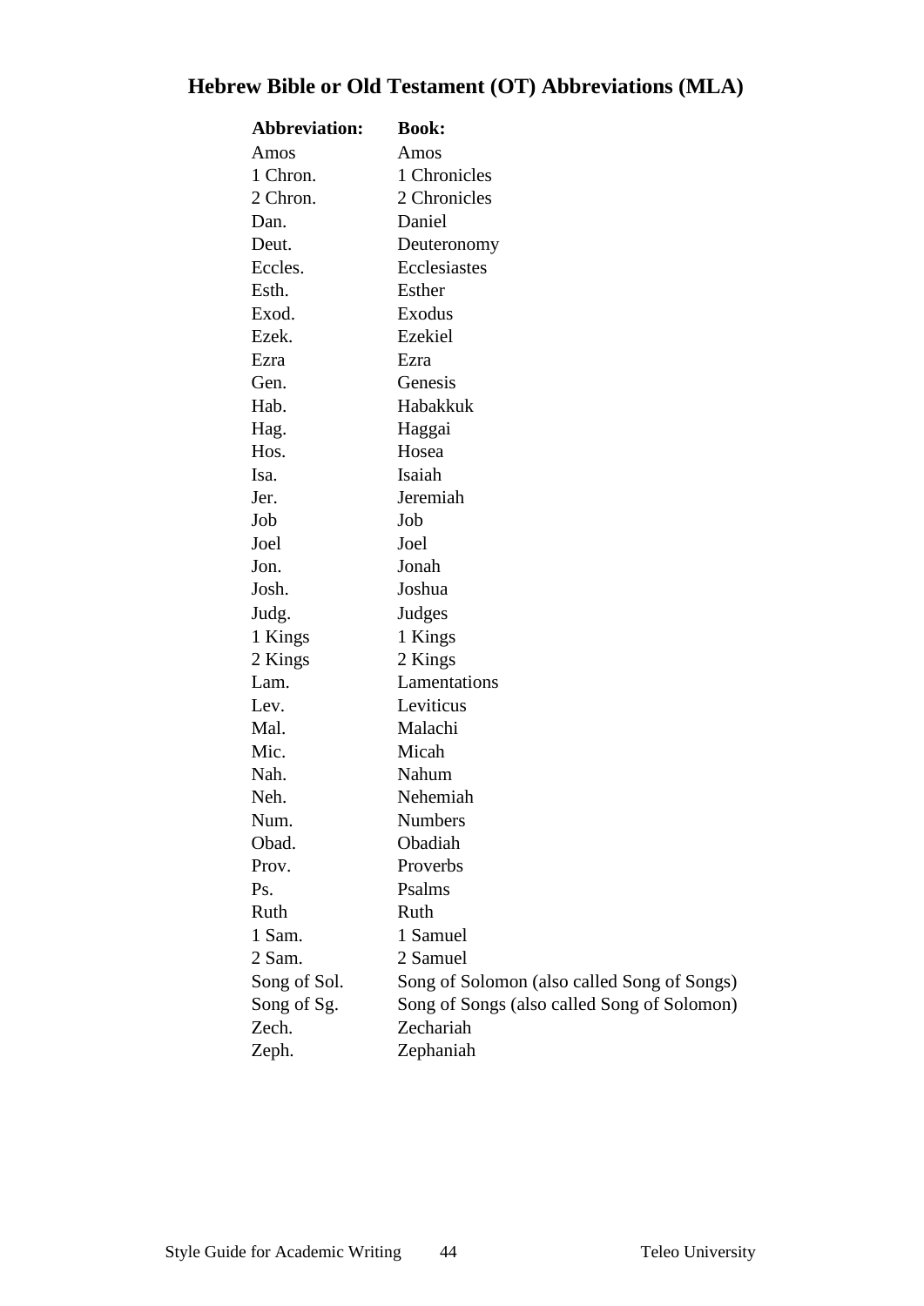## Hebrew Bible or Old Testament (OT) Abbreviations (MLA)

| Abbreviation: | Book: |
|---|---|
| Amos | Amos |
| 1 Chron. | 1 Chronicles |
| 2 Chron. | 2 Chronicles |
| Dan. | Daniel |
| Deut. | Deuteronomy |
| Eccles. | Ecclesiastes |
| Esth. | Esther |
| Exod. | Exodus |
| Ezek. | Ezekiel |
| Ezra | Ezra |
| Gen. | Genesis |
| Hab. | Habakkuk |
| Hag. | Haggai |
| Hos. | Hosea |
| Isa. | Isaiah |
| Jer. | Jeremiah |
| Job | Job |
| Joel | Joel |
| Jon. | Jonah |
| Josh. | Joshua |
| Judg. | Judges |
| 1 Kings | 1 Kings |
| 2 Kings | 2 Kings |
| Lam. | Lamentations |
| Lev. | Leviticus |
| Mal. | Malachi |
| Mic. | Micah |
| Nah. | Nahum |
| Neh. | Nehemiah |
| Num. | Numbers |
| Obad. | Obadiah |
| Prov. | Proverbs |
| Ps. | Psalms |
| Ruth | Ruth |
| 1 Sam. | 1 Samuel |
| 2 Sam. | 2 Samuel |
| Song of Sol. | Song of Solomon (also called Song of Songs) |
| Song of Sg. | Song of Songs (also called Song of Solomon) |
| Zech. | Zechariah |
| Zeph. | Zephaniah |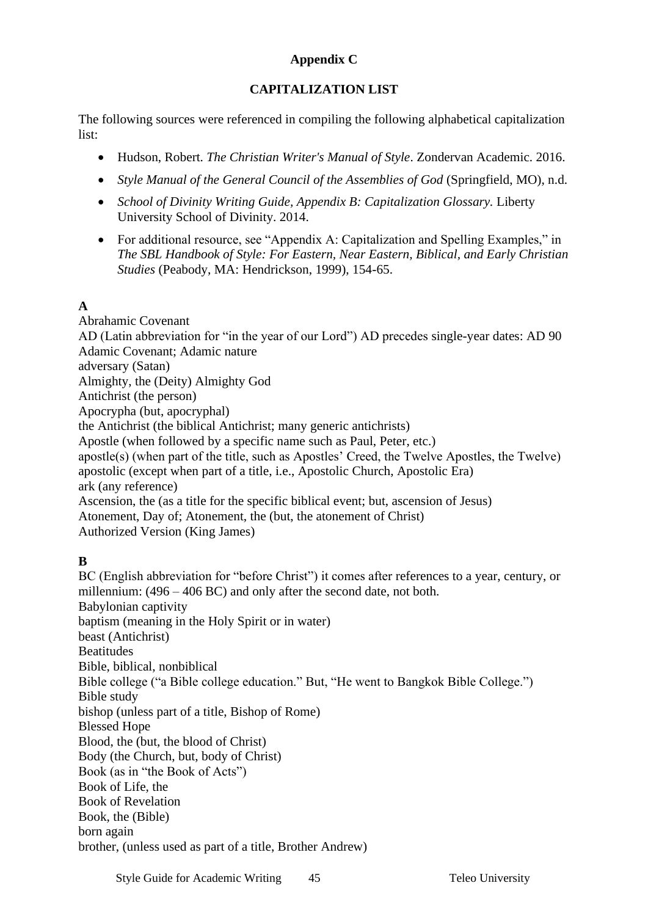## Appendix C

## CAPITALIZATION LIST

The following sources were referenced in compiling the following alphabetical capitalization list:

- Hudson, Robert. *The Christian Writer's Manual of Style*. Zondervan Academic. 2016.
- *Style Manual of the General Council of the Assemblies of God* (Springfield, MO), n.d.
- *School of Divinity Writing Guide, Appendix B: Capitalization Glossary.* Liberty University School of Divinity. 2014.
- For additional resource, see "Appendix A: Capitalization and Spelling Examples," in *The SBL Handbook of Style: For Eastern, Near Eastern, Biblical, and Early Christian Studies* (Peabody, MA: Hendrickson, 1999), 154-65.

**A**

Abrahamic Covenant
AD (Latin abbreviation for "in the year of our Lord") AD precedes single-year dates: AD 90
Adamic Covenant; Adamic nature
adversary (Satan)
Almighty, the (Deity) Almighty God
Antichrist (the person)
Apocrypha (but, apocryphal)
the Antichrist (the biblical Antichrist; many generic antichrists)
Apostle (when followed by a specific name such as Paul, Peter, etc.)
apostle(s) (when part of the title, such as Apostles' Creed, the Twelve Apostles, the Twelve)
apostolic (except when part of a title, i.e., Apostolic Church, Apostolic Era)
ark (any reference)
Ascension, the (as a title for the specific biblical event; but, ascension of Jesus)
Atonement, Day of; Atonement, the (but, the atonement of Christ)
Authorized Version (King James)

**B**

BC (English abbreviation for "before Christ") it comes after references to a year, century, or millennium: (496 – 406 BC) and only after the second date, not both.
Babylonian captivity
baptism (meaning in the Holy Spirit or in water)
beast (Antichrist)
Beatitudes
Bible, biblical, nonbiblical
Bible college ("a Bible college education." But, "He went to Bangkok Bible College.")
Bible study
bishop (unless part of a title, Bishop of Rome)
Blessed Hope
Blood, the (but, the blood of Christ)
Body (the Church, but, body of Christ)
Book (as in "the Book of Acts")
Book of Life, the
Book of Revelation
Book, the (Bible)
born again
brother, (unless used as part of a title, Brother Andrew)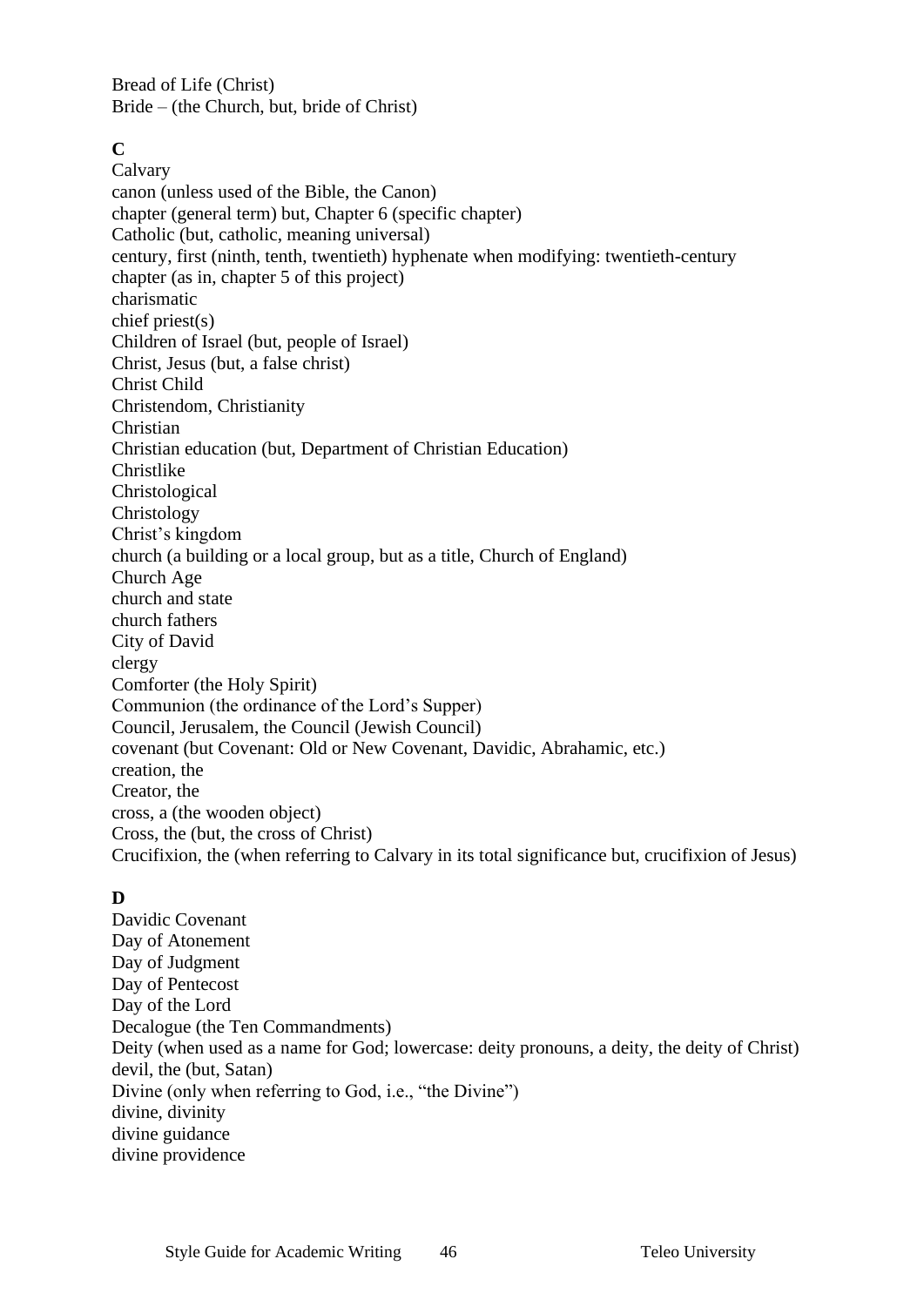Bread of Life (Christ)
Bride – (the Church, but, bride of Christ)

**C**
Calvary
canon (unless used of the Bible, the Canon)
chapter (general term) but, Chapter 6 (specific chapter)
Catholic (but, catholic, meaning universal)
century, first (ninth, tenth, twentieth) hyphenate when modifying: twentieth-century
chapter (as in, chapter 5 of this project)
charismatic
chief priest(s)
Children of Israel (but, people of Israel)
Christ, Jesus (but, a false christ)
Christ Child
Christendom, Christianity
Christian
Christian education (but, Department of Christian Education)
Christlike
Christological
Christology
Christ's kingdom
church (a building or a local group, but as a title, Church of England)
Church Age
church and state
church fathers
City of David
clergy
Comforter (the Holy Spirit)
Communion (the ordinance of the Lord's Supper)
Council, Jerusalem, the Council (Jewish Council)
covenant (but Covenant: Old or New Covenant, Davidic, Abrahamic, etc.)
creation, the
Creator, the
cross, a (the wooden object)
Cross, the (but, the cross of Christ)
Crucifixion, the (when referring to Calvary in its total significance but, crucifixion of Jesus)

**D**
Davidic Covenant
Day of Atonement
Day of Judgment
Day of Pentecost
Day of the Lord
Decalogue (the Ten Commandments)
Deity (when used as a name for God; lowercase: deity pronouns, a deity, the deity of Christ)
devil, the (but, Satan)
Divine (only when referring to God, i.e., "the Divine")
divine, divinity
divine guidance
divine providence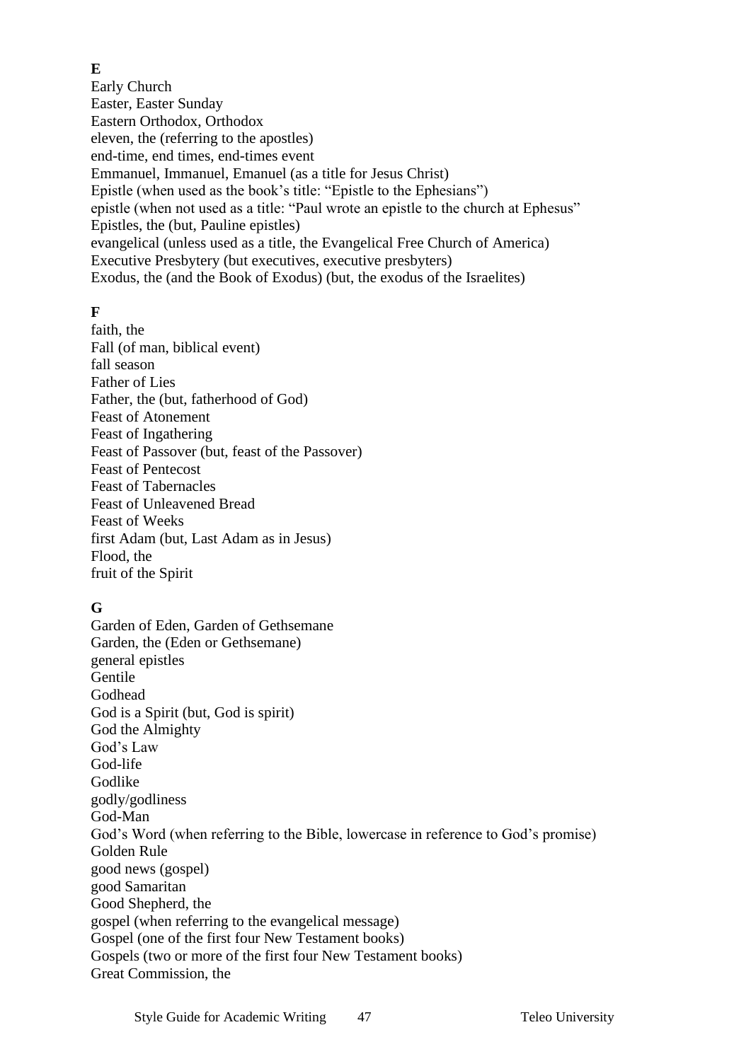**E**

Early Church
Easter, Easter Sunday
Eastern Orthodox, Orthodox
eleven, the (referring to the apostles)
end-time, end times, end-times event
Emmanuel, Immanuel, Emanuel (as a title for Jesus Christ)
Epistle (when used as the book's title: "Epistle to the Ephesians")
epistle (when not used as a title: "Paul wrote an epistle to the church at Ephesus"
Epistles, the (but, Pauline epistles)
evangelical (unless used as a title, the Evangelical Free Church of America)
Executive Presbytery (but executives, executive presbyters)
Exodus, the (and the Book of Exodus) (but, the exodus of the Israelites)

**F**

faith, the
Fall (of man, biblical event)
fall season
Father of Lies
Father, the (but, fatherhood of God)
Feast of Atonement
Feast of Ingathering
Feast of Passover (but, feast of the Passover)
Feast of Pentecost
Feast of Tabernacles
Feast of Unleavened Bread
Feast of Weeks
first Adam (but, Last Adam as in Jesus)
Flood, the
fruit of the Spirit

**G**

Garden of Eden, Garden of Gethsemane
Garden, the (Eden or Gethsemane)
general epistles
Gentile
Godhead
God is a Spirit (but, God is spirit)
God the Almighty
God's Law
God-life
Godlike
godly/godliness
God-Man
God's Word (when referring to the Bible, lowercase in reference to God's promise)
Golden Rule
good news (gospel)
good Samaritan
Good Shepherd, the
gospel (when referring to the evangelical message)
Gospel (one of the first four New Testament books)
Gospels (two or more of the first four New Testament books)
Great Commission, the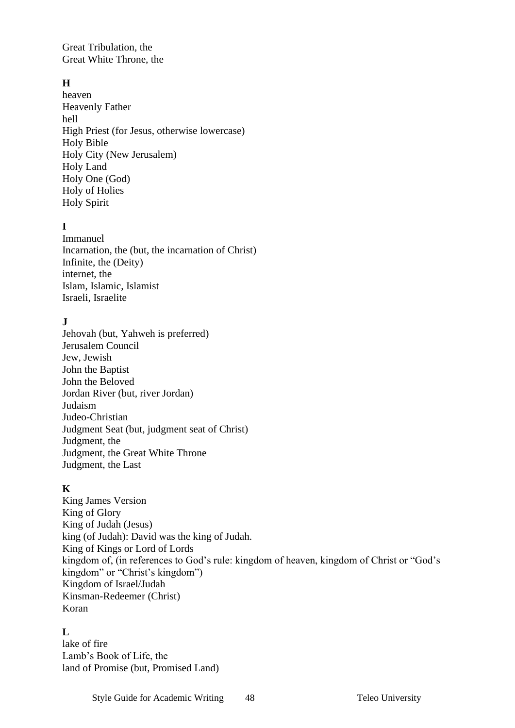Great Tribulation, the
Great White Throne, the

**H**

heaven
Heavenly Father
hell
High Priest (for Jesus, otherwise lowercase)
Holy Bible
Holy City (New Jerusalem)
Holy Land
Holy One (God)
Holy of Holies
Holy Spirit

**I**

Immanuel
Incarnation, the (but, the incarnation of Christ)
Infinite, the (Deity)
internet, the
Islam, Islamic, Islamist
Israeli, Israelite

**J**

Jehovah (but, Yahweh is preferred)
Jerusalem Council
Jew, Jewish
John the Baptist
John the Beloved
Jordan River (but, river Jordan)
Judaism
Judeo-Christian
Judgment Seat (but, judgment seat of Christ)
Judgment, the
Judgment, the Great White Throne
Judgment, the Last

**K**

King James Version
King of Glory
King of Judah (Jesus)
king (of Judah): David was the king of Judah.
King of Kings or Lord of Lords
kingdom of, (in references to God's rule: kingdom of heaven, kingdom of Christ or "God's kingdom" or "Christ's kingdom")
Kingdom of Israel/Judah
Kinsman-Redeemer (Christ)
Koran

**L**

lake of fire
Lamb's Book of Life, the
land of Promise (but, Promised Land)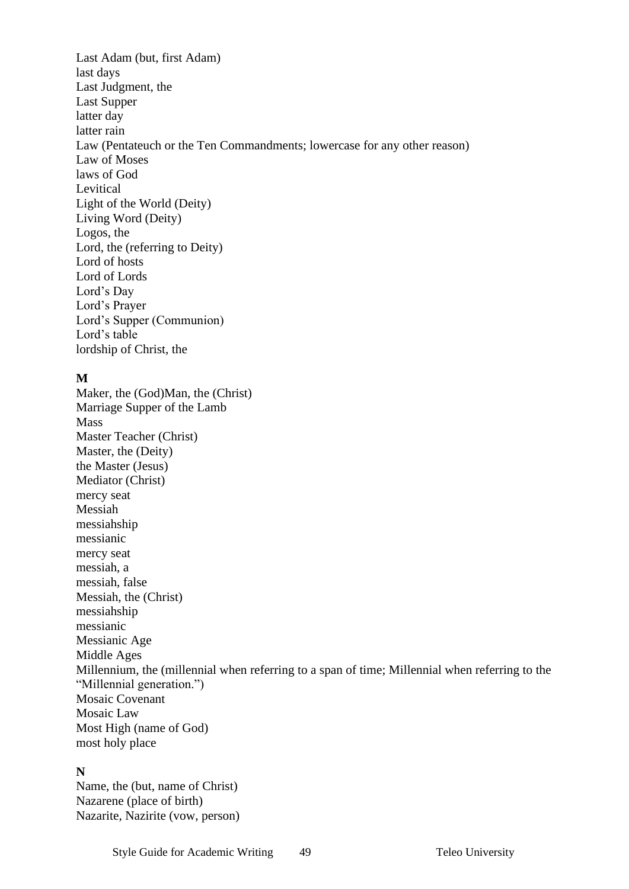Last Adam (but, first Adam)
last days
Last Judgment, the
Last Supper
latter day
latter rain
Law (Pentateuch or the Ten Commandments; lowercase for any other reason)
Law of Moses
laws of God
Levitical
Light of the World (Deity)
Living Word (Deity)
Logos, the
Lord, the (referring to Deity)
Lord of hosts
Lord of Lords
Lord's Day
Lord's Prayer
Lord's Supper (Communion)
Lord's table
lordship of Christ, the

**M**

Maker, the (God)Man, the (Christ)
Marriage Supper of the Lamb
Mass
Master Teacher (Christ)
Master, the (Deity)
the Master (Jesus)
Mediator (Christ)
mercy seat
Messiah
messiahship
messianic
mercy seat
messiah, a
messiah, false
Messiah, the (Christ)
messiahship
messianic
Messianic Age
Middle Ages
Millennium, the (millennial when referring to a span of time; Millennial when referring to the "Millennial generation.")
Mosaic Covenant
Mosaic Law
Most High (name of God)
most holy place

**N**

Name, the (but, name of Christ)
Nazarene (place of birth)
Nazarite, Nazirite (vow, person)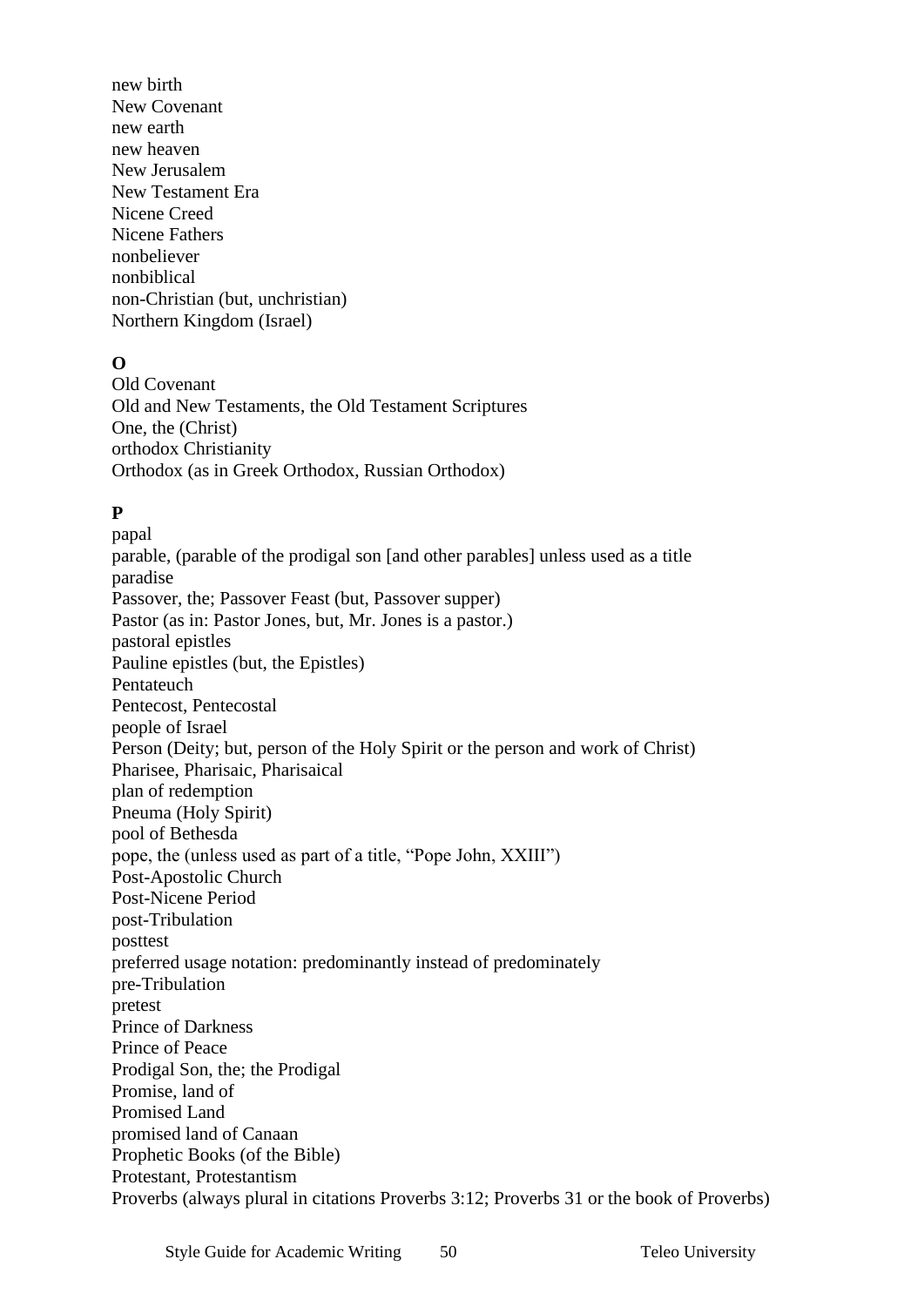new birth
New Covenant
new earth
new heaven
New Jerusalem
New Testament Era
Nicene Creed
Nicene Fathers
nonbeliever
nonbiblical
non-Christian (but, unchristian)
Northern Kingdom (Israel)

**O**

Old Covenant
Old and New Testaments, the Old Testament Scriptures
One, the (Christ)
orthodox Christianity
Orthodox (as in Greek Orthodox, Russian Orthodox)

**P**

papal
parable, (parable of the prodigal son [and other parables] unless used as a title
paradise
Passover, the; Passover Feast (but, Passover supper)
Pastor (as in: Pastor Jones, but, Mr. Jones is a pastor.)
pastoral epistles
Pauline epistles (but, the Epistles)
Pentateuch
Pentecost, Pentecostal
people of Israel
Person (Deity; but, person of the Holy Spirit or the person and work of Christ)
Pharisee, Pharisaic, Pharisaical
plan of redemption
Pneuma (Holy Spirit)
pool of Bethesda
pope, the (unless used as part of a title, "Pope John, XXIII")
Post-Apostolic Church
Post-Nicene Period
post-Tribulation
posttest
preferred usage notation: predominantly instead of predominately
pre-Tribulation
pretest
Prince of Darkness
Prince of Peace
Prodigal Son, the; the Prodigal
Promise, land of
Promised Land
promised land of Canaan
Prophetic Books (of the Bible)
Protestant, Protestantism
Proverbs (always plural in citations Proverbs 3:12; Proverbs 31 or the book of Proverbs)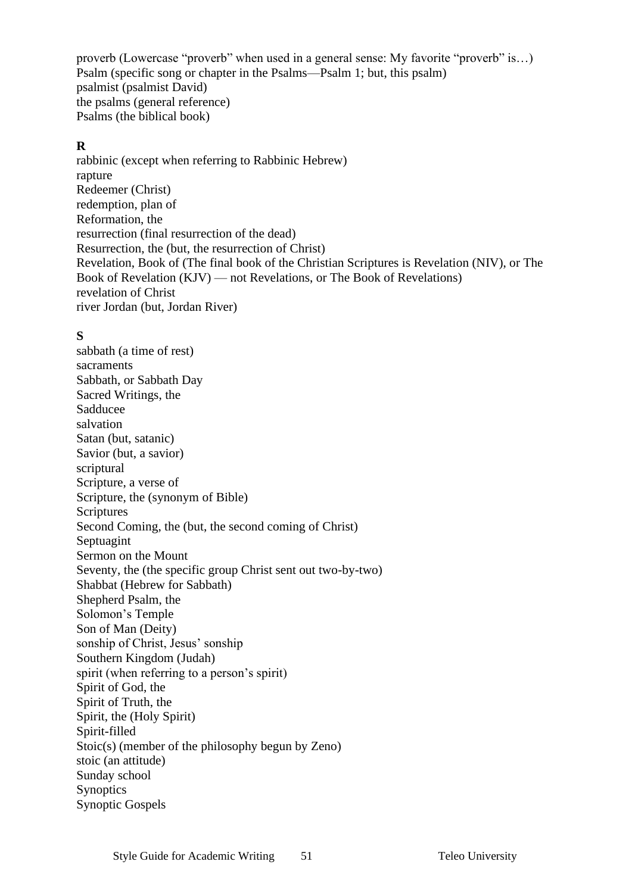proverb (Lowercase "proverb" when used in a general sense: My favorite "proverb" is…)
Psalm (specific song or chapter in the Psalms—Psalm 1; but, this psalm)
psalmist (psalmist David)
the psalms (general reference)
Psalms (the biblical book)

**R**

rabbinic (except when referring to Rabbinic Hebrew)
rapture
Redeemer (Christ)
redemption, plan of
Reformation, the
resurrection (final resurrection of the dead)
Resurrection, the (but, the resurrection of Christ)
Revelation, Book of (The final book of the Christian Scriptures is Revelation (NIV), or The Book of Revelation (KJV) — not Revelations, or The Book of Revelations)
revelation of Christ
river Jordan (but, Jordan River)

**S**

sabbath (a time of rest)
sacraments
Sabbath, or Sabbath Day
Sacred Writings, the
Sadducee
salvation
Satan (but, satanic)
Savior (but, a savior)
scriptural
Scripture, a verse of
Scripture, the (synonym of Bible)
Scriptures
Second Coming, the (but, the second coming of Christ)
Septuagint
Sermon on the Mount
Seventy, the (the specific group Christ sent out two-by-two)
Shabbat (Hebrew for Sabbath)
Shepherd Psalm, the
Solomon's Temple
Son of Man (Deity)
sonship of Christ, Jesus' sonship
Southern Kingdom (Judah)
spirit (when referring to a person's spirit)
Spirit of God, the
Spirit of Truth, the
Spirit, the (Holy Spirit)
Spirit-filled
Stoic(s) (member of the philosophy begun by Zeno)
stoic (an attitude)
Sunday school
Synoptics
Synoptic Gospels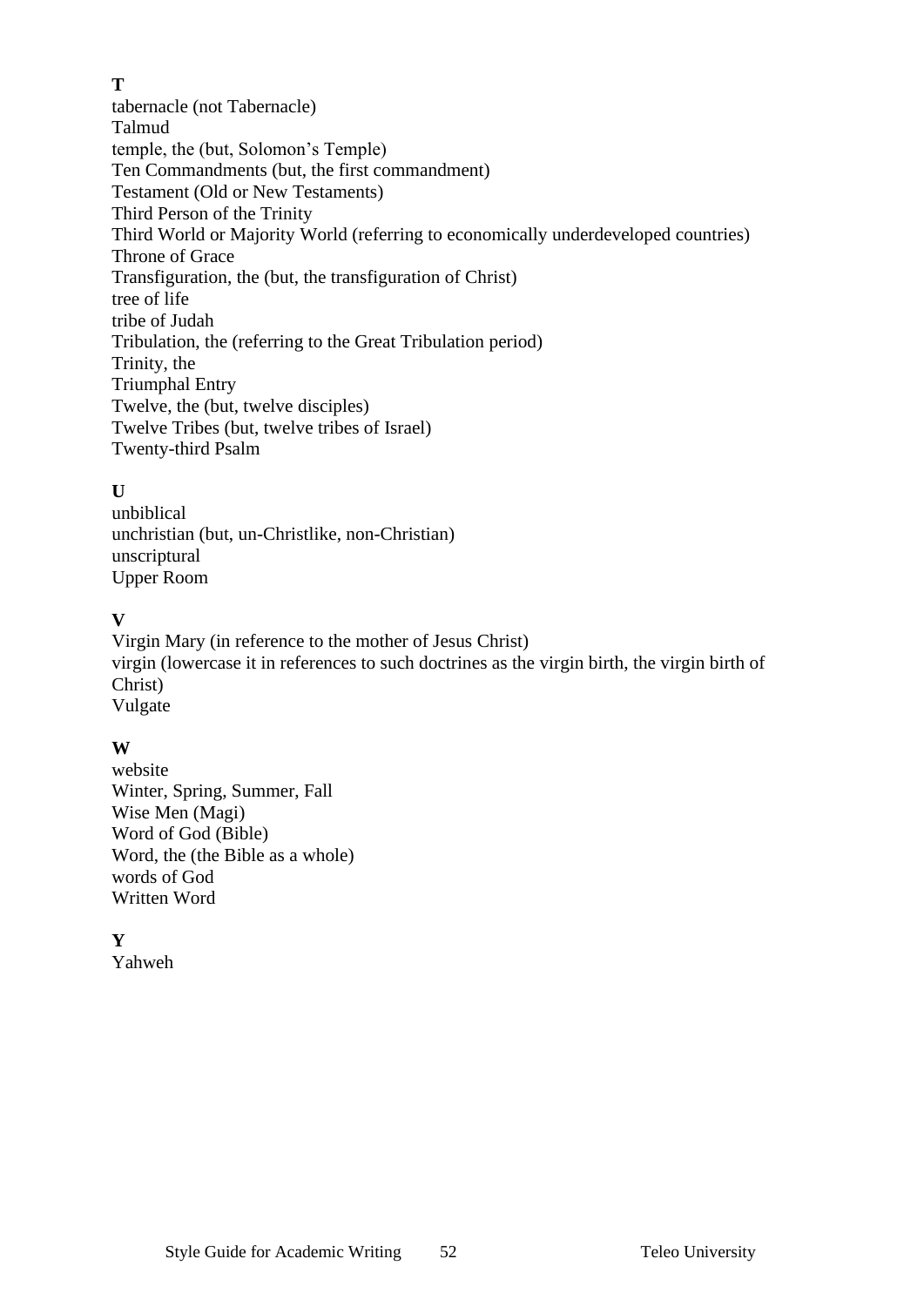**T**
tabernacle (not Tabernacle)
Talmud
temple, the (but, Solomon's Temple)
Ten Commandments (but, the first commandment)
Testament (Old or New Testaments)
Third Person of the Trinity
Third World or Majority World (referring to economically underdeveloped countries)
Throne of Grace
Transfiguration, the (but, the transfiguration of Christ)
tree of life
tribe of Judah
Tribulation, the (referring to the Great Tribulation period)
Trinity, the
Triumphal Entry
Twelve, the (but, twelve disciples)
Twelve Tribes (but, twelve tribes of Israel)
Twenty-third Psalm

**U**
unbiblical
unchristian (but, un-Christlike, non-Christian)
unscriptural
Upper Room

**V**
Virgin Mary (in reference to the mother of Jesus Christ)
virgin (lowercase it in references to such doctrines as the virgin birth, the virgin birth of Christ)
Vulgate

**W**
website
Winter, Spring, Summer, Fall
Wise Men (Magi)
Word of God (Bible)
Word, the (the Bible as a whole)
words of God
Written Word

**Y**
Yahweh